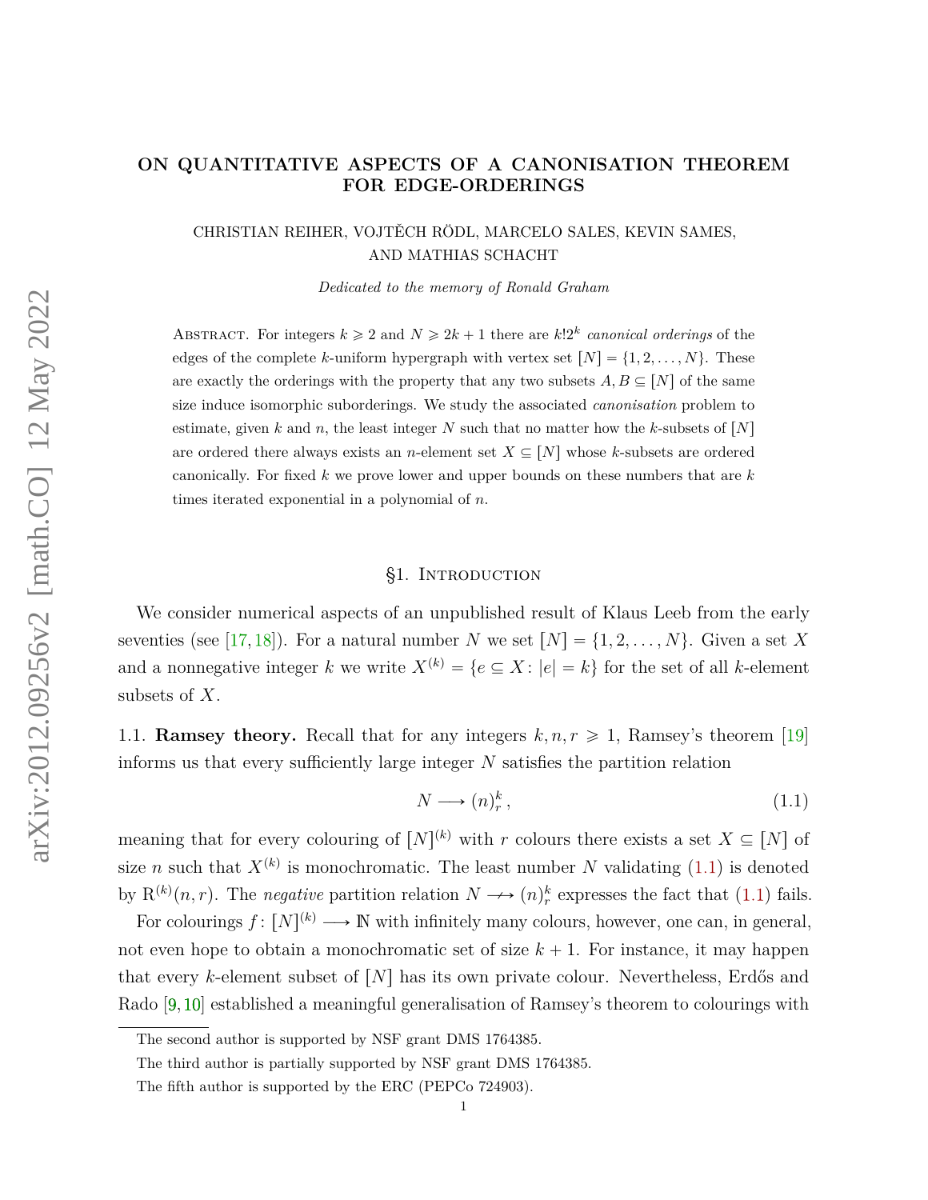# ON QUANTITATIVE ASPECTS OF A CANONISATION THEOREM FOR EDGE-ORDERINGS

CHRISTIAN REIHER, VOJTĚCH RÖDL, MARCELO SALES, KEVIN SAMES, AND MATHIAS SCHACHT

*Dedicated to the memory of Ronald Graham*

Abstract. For integers $k \geqslant 2$ and $N \geqslant 2k+1$ there are $k!2^k$ *canonical orderings* of the edges of the complete $k$-uniform hypergraph with vertex set $[N] = \{1, 2, \dots, N\}$. These are exactly the orderings with the property that any two subsets $A, B \subseteq [N]$ of the same size induce isomorphic suborderings. We study the associated *canonisation* problem to estimate, given $k$ and $n$, the least integer $N$ such that no matter how the $k$-subsets of $[N]$ are ordered there always exists an $n$-element set $X \subseteq [N]$ whose $k$-subsets are ordered canonically. For fixed $k$ we prove lower and upper bounds on these numbers that are $k$ times iterated exponential in a polynomial of $n$.

## §1. Introduction

We consider numerical aspects of an unpublished result of Klaus Leeb from the early seventies (see [17, 18]). For a natural number $N$ we set $[N] = \{1, 2, \dots, N\}$. Given a set $X$ and a nonnegative integer $k$ we write $X^{(k)} = \{e \subseteq X : |e| = k\}$ for the set of all $k$-element subsets of $X$.

1.1. **Ramsey theory.** Recall that for any integers $k, n, r \geqslant 1$, Ramsey's theorem [19] informs us that every sufficiently large integer $N$ satisfies the partition relation

$$N \longrightarrow (n)^k_r\,, \tag{1.1}$$

meaning that for every colouring of $[N]^{(k)}$ with $r$ colours there exists a set $X \subseteq [N]$ of size $n$ such that $X^{(k)}$ is monochromatic. The least number $N$ validating (1.1) is denoted by $\mathrm{R}^{(k)}(n, r)$. The *negative* partition relation $N \longarrownot\longrightarrow (n)^k_r$ expresses the fact that (1.1) fails.

For colourings $f : [N]^{(k)} \longrightarrow \mathbb{N}$ with infinitely many colours, however, one can, in general, not even hope to obtain a monochromatic set of size $k+1$. For instance, it may happen that every $k$-element subset of $[N]$ has its own private colour. Nevertheless, Erdős and Rado [9, 10] established a meaningful generalisation of Ramsey's theorem to colourings with

The second author is supported by NSF grant DMS 1764385.

The third author is partially supported by NSF grant DMS 1764385.

The fifth author is supported by the ERC (PEPCo 724903).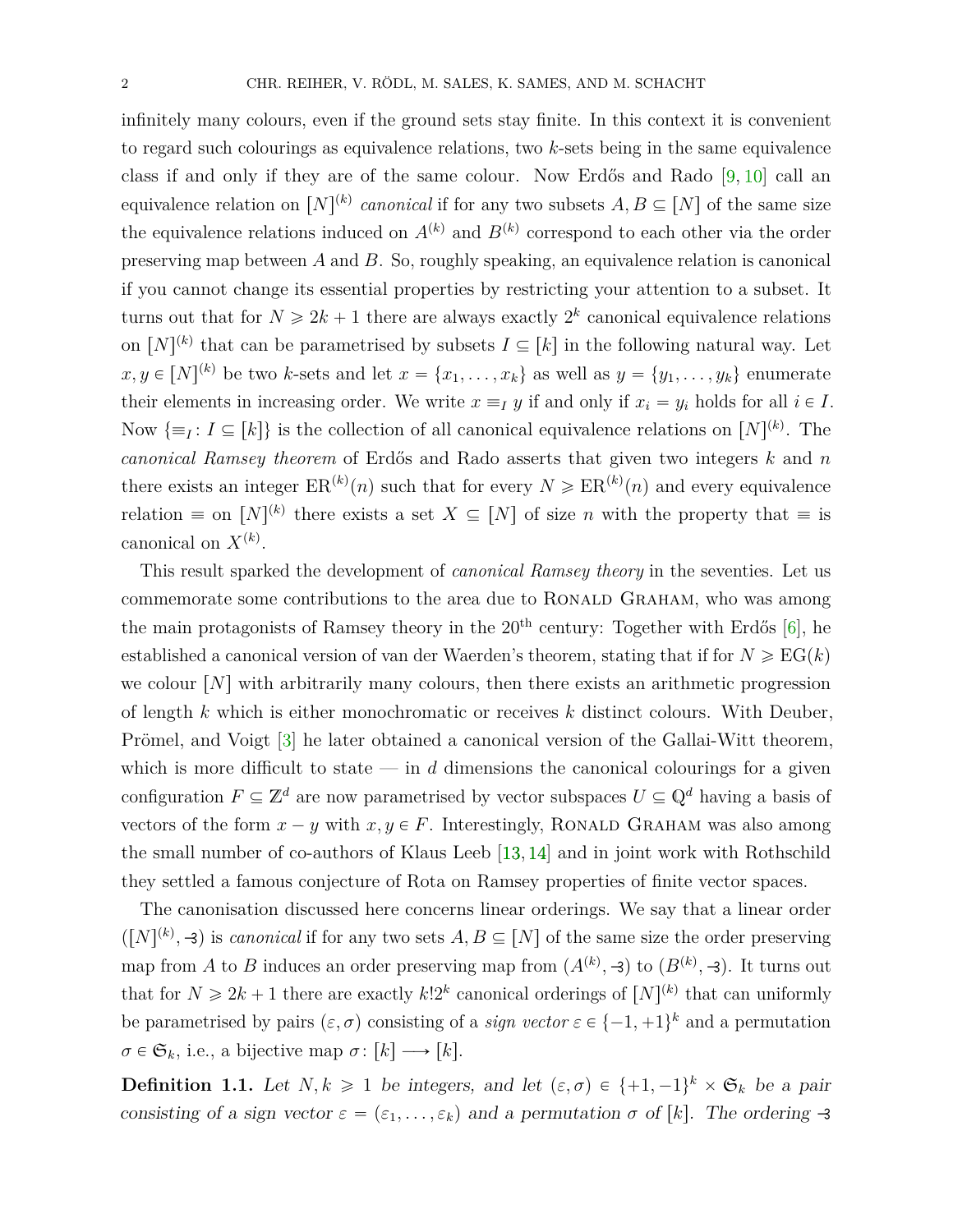infinitely many colours, even if the ground sets stay finite. In this context it is convenient to regard such colourings as equivalence relations, two $k$-sets being in the same equivalence class if and only if they are of the same colour. Now Erdős and Rado [9, 10] call an equivalence relation on $[N]^{(k)}$ *canonical* if for any two subsets $A, B \subseteq [N]$ of the same size the equivalence relations induced on $A^{(k)}$ and $B^{(k)}$ correspond to each other via the order preserving map between $A$ and $B$. So, roughly speaking, an equivalence relation is canonical if you cannot change its essential properties by restricting your attention to a subset. It turns out that for $N \geqslant 2k + 1$ there are always exactly $2^k$ canonical equivalence relations on $[N]^{(k)}$ that can be parametrised by subsets $I \subseteq [k]$ in the following natural way. Let $x, y \in [N]^{(k)}$ be two $k$-sets and let $x = \{x_1, \dots, x_k\}$ as well as $y = \{y_1, \dots, y_k\}$ enumerate their elements in increasing order. We write $x \equiv_I y$ if and only if $x_i = y_i$ holds for all $i \in I$. Now $\{\equiv_I : I \subseteq [k]\}$ is the collection of all canonical equivalence relations on $[N]^{(k)}$. The *canonical Ramsey theorem* of Erdős and Rado asserts that given two integers $k$ and $n$ there exists an integer $\mathrm{ER}^{(k)}(n)$ such that for every $N \geqslant \mathrm{ER}^{(k)}(n)$ and every equivalence relation $\equiv$ on $[N]^{(k)}$ there exists a set $X \subseteq [N]$ of size $n$ with the property that $\equiv$ is canonical on $X^{(k)}$.

This result sparked the development of *canonical Ramsey theory* in the seventies. Let us commemorate some contributions to the area due to RONALD GRAHAM, who was among the main protagonists of Ramsey theory in the 20th century: Together with Erdős [6], he established a canonical version of van der Waerden's theorem, stating that if for $N \geqslant \mathrm{EG}(k)$ we colour $[N]$ with arbitrarily many colours, then there exists an arithmetic progression of length $k$ which is either monochromatic or receives $k$ distinct colours. With Deuber, Prömel, and Voigt [3] he later obtained a canonical version of the Gallai-Witt theorem, which is more difficult to state — in $d$ dimensions the canonical colourings for a given configuration $F \subseteq \mathbb{Z}^d$ are now parametrised by vector subspaces $U \subseteq \mathbb{Q}^d$ having a basis of vectors of the form $x - y$ with $x, y \in F$. Interestingly, RONALD GRAHAM was also among the small number of co-authors of Klaus Leeb [13, 14] and in joint work with Rothschild they settled a famous conjecture of Rota on Ramsey properties of finite vector spaces.

The canonisation discussed here concerns linear orderings. We say that a linear order $([N]^{(k)}, \dashv)$ is *canonical* if for any two sets $A, B \subseteq [N]$ of the same size the order preserving map from $A$ to $B$ induces an order preserving map from $(A^{(k)}, \dashv)$ to $(B^{(k)}, \dashv)$. It turns out that for $N \geqslant 2k + 1$ there are exactly $k!2^k$ canonical orderings of $[N]^{(k)}$ that can uniformly be parametrised by pairs $(\varepsilon, \sigma)$ consisting of a *sign vector* $\varepsilon \in \{-1, +1\}^k$ and a permutation $\sigma \in \mathfrak{S}_k$, i.e., a bijective map $\sigma : [k] \longrightarrow [k]$.

**Definition 1.1.** *Let $N, k \geqslant 1$ be integers, and let $(\varepsilon, \sigma) \in \{+1, -1\}^k \times \mathfrak{S}_k$ be a pair consisting of a sign vector $\varepsilon = (\varepsilon_1, \dots, \varepsilon_k)$ and a permutation $\sigma$ of $[k]$. The ordering $\dashv$*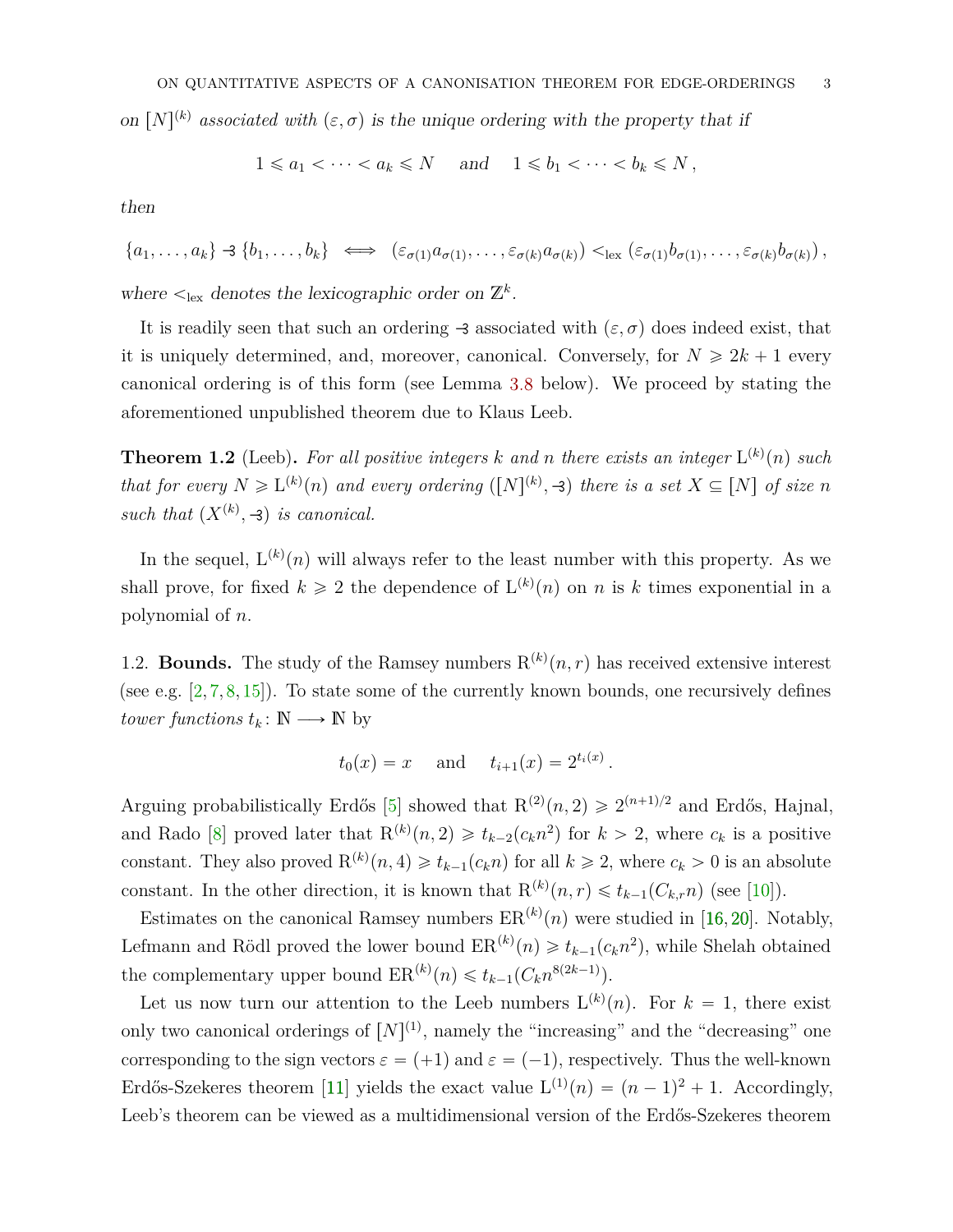*on $[N]^{(k)}$ associated with $(\varepsilon, \sigma)$ is the unique ordering with the property that if*

$$1 \leqslant a_1 < \cdots < a_k \leqslant N \quad \text{and} \quad 1 \leqslant b_1 < \cdots < b_k \leqslant N\,,$$

*then*

$$\{a_1, \ldots, a_k\} \mathrel{\lhd} \{b_1, \ldots, b_k\} \iff (\varepsilon_{\sigma(1)} a_{\sigma(1)}, \ldots, \varepsilon_{\sigma(k)} a_{\sigma(k)}) <_{\text{lex}} (\varepsilon_{\sigma(1)} b_{\sigma(1)}, \ldots, \varepsilon_{\sigma(k)} b_{\sigma(k)})\,,$$

*where $<_{\text{lex}}$ denotes the lexicographic order on $\mathbb{Z}^k$.*

It is readily seen that such an ordering $\lhd$ associated with $(\varepsilon, \sigma)$ does indeed exist, that it is uniquely determined, and, moreover, canonical. Conversely, for $N \geqslant 2k+1$ every canonical ordering is of this form (see Lemma 3.8 below). We proceed by stating the aforementioned unpublished theorem due to Klaus Leeb.

**Theorem 1.2** (Leeb)**.** *For all positive integers $k$ and $n$ there exists an integer $\mathrm{L}^{(k)}(n)$ such that for every $N \geqslant \mathrm{L}^{(k)}(n)$ and every ordering $([N]^{(k)}, \lhd)$ there is a set $X \subseteq [N]$ of size $n$ such that $(X^{(k)}, \lhd)$ is canonical.*

In the sequel, $\mathrm{L}^{(k)}(n)$ will always refer to the least number with this property. As we shall prove, for fixed $k \geqslant 2$ the dependence of $\mathrm{L}^{(k)}(n)$ on $n$ is $k$ times exponential in a polynomial of $n$.

1.2. **Bounds.** The study of the Ramsey numbers $\mathrm{R}^{(k)}(n, r)$ has received extensive interest (see e.g. [2,7,8,15]). To state some of the currently known bounds, one recursively defines *tower functions* $t_k \colon \mathbb{N} \longrightarrow \mathbb{N}$ by

$$t_0(x) = x \quad \text{and} \quad t_{i+1}(x) = 2^{t_i(x)}\,.$$

Arguing probabilistically Erdős [5] showed that $\mathrm{R}^{(2)}(n, 2) \geqslant 2^{(n+1)/2}$ and Erdős, Hajnal, and Rado [8] proved later that $\mathrm{R}^{(k)}(n, 2) \geqslant t_{k-2}(c_k n^2)$ for $k > 2$, where $c_k$ is a positive constant. They also proved $\mathrm{R}^{(k)}(n, 4) \geqslant t_{k-1}(c_k n)$ for all $k \geqslant 2$, where $c_k > 0$ is an absolute constant. In the other direction, it is known that $\mathrm{R}^{(k)}(n, r) \leqslant t_{k-1}(C_{k,r} n)$ (see [10]).

Estimates on the canonical Ramsey numbers $\mathrm{ER}^{(k)}(n)$ were studied in [16,20]. Notably, Lefmann and Rödl proved the lower bound $\mathrm{ER}^{(k)}(n) \geqslant t_{k-1}(c_k n^2)$, while Shelah obtained the complementary upper bound $\mathrm{ER}^{(k)}(n) \leqslant t_{k-1}(C_k n^{8(2k-1)})$.

Let us now turn our attention to the Leeb numbers $\mathrm{L}^{(k)}(n)$. For $k = 1$, there exist only two canonical orderings of $[N]^{(1)}$, namely the "increasing" and the "decreasing" one corresponding to the sign vectors $\varepsilon = (+1)$ and $\varepsilon = (-1)$, respectively. Thus the well-known Erdős-Szekeres theorem [11] yields the exact value $\mathrm{L}^{(1)}(n) = (n-1)^2 + 1$. Accordingly, Leeb's theorem can be viewed as a multidimensional version of the Erdős-Szekeres theorem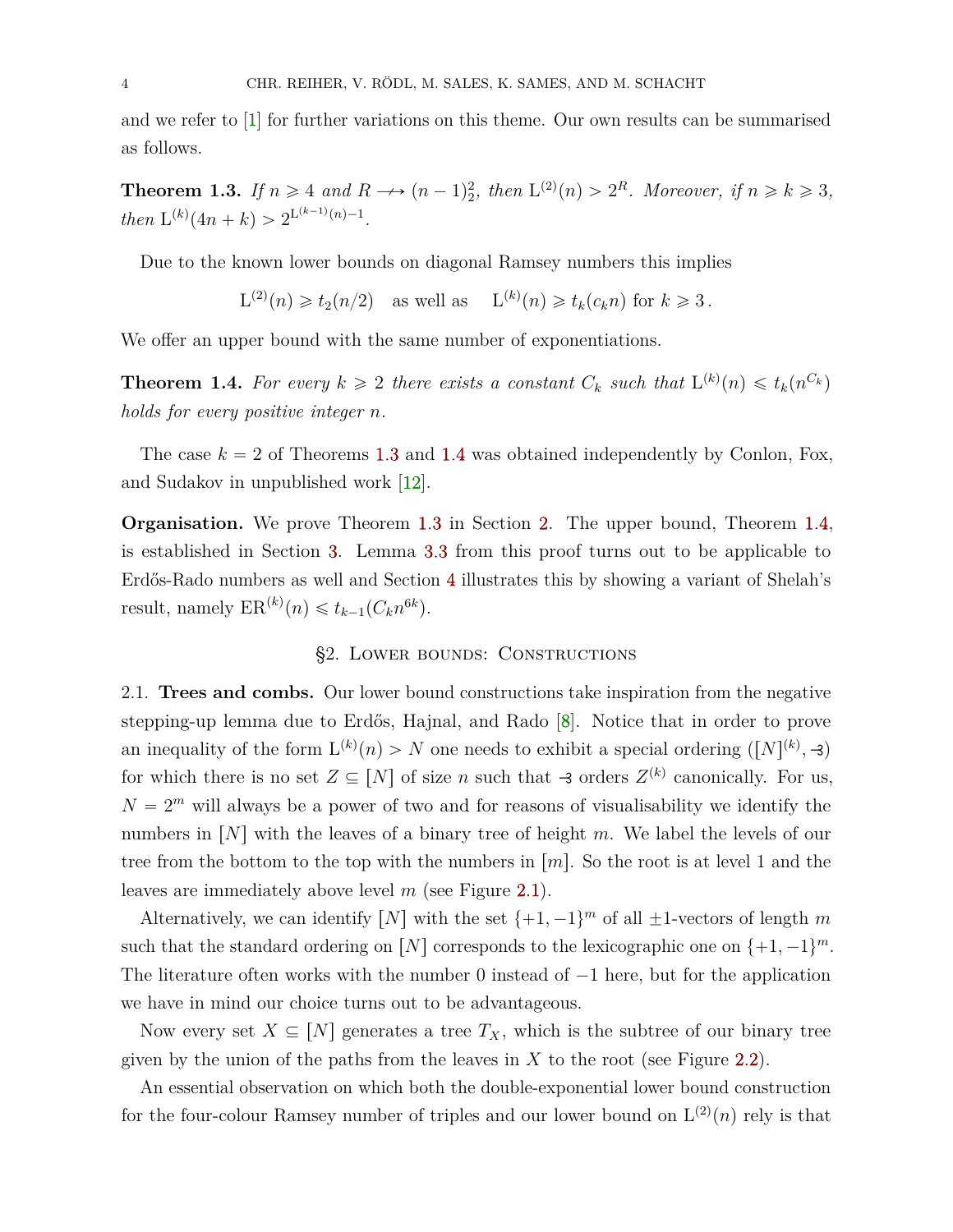and we refer to [1] for further variations on this theme. Our own results can be summarised as follows.

**Theorem 1.3.** *If $n \geqslant 4$ and $R \longrightarrow (n-1)^2_2$, then $\mathrm{L}^{(2)}(n) > 2^R$. Moreover, if $n \geqslant k \geqslant 3$, then $\mathrm{L}^{(k)}(4n+k) > 2^{\mathrm{L}^{(k-1)}(n)-1}$.*

Due to the known lower bounds on diagonal Ramsey numbers this implies

$$\mathrm{L}^{(2)}(n) \geqslant t_2(n/2) \quad \text{as well as} \quad \mathrm{L}^{(k)}(n) \geqslant t_k(c_k n) \text{ for } k \geqslant 3\,.$$

We offer an upper bound with the same number of exponentiations.

**Theorem 1.4.** *For every $k \geqslant 2$ there exists a constant $C_k$ such that $\mathrm{L}^{(k)}(n) \leqslant t_k(n^{C_k})$ holds for every positive integer $n$.*

The case $k = 2$ of Theorems 1.3 and 1.4 was obtained independently by Conlon, Fox, and Sudakov in unpublished work [12].

**Organisation.** We prove Theorem 1.3 in Section 2. The upper bound, Theorem 1.4, is established in Section 3. Lemma 3.3 from this proof turns out to be applicable to Erdős-Rado numbers as well and Section 4 illustrates this by showing a variant of Shelah's result, namely $\mathrm{ER}^{(k)}(n) \leqslant t_{k-1}(C_k n^{6k})$.

## §2. Lower bounds: Constructions

2.1. **Trees and combs.** Our lower bound constructions take inspiration from the negative stepping-up lemma due to Erdős, Hajnal, and Rado [8]. Notice that in order to prove an inequality of the form $\mathrm{L}^{(k)}(n) > N$ one needs to exhibit a special ordering $([N]^{(k)}, \dashv)$ for which there is no set $Z \subseteq [N]$ of size $n$ such that $\dashv$ orders $Z^{(k)}$ canonically. For us, $N = 2^m$ will always be a power of two and for reasons of visualisability we identify the numbers in $[N]$ with the leaves of a binary tree of height $m$. We label the levels of our tree from the bottom to the top with the numbers in $[m]$. So the root is at level 1 and the leaves are immediately above level $m$ (see Figure 2.1).

Alternatively, we can identify $[N]$ with the set $\{+1, -1\}^m$ of all $\pm 1$-vectors of length $m$ such that the standard ordering on $[N]$ corresponds to the lexicographic one on $\{+1, -1\}^m$. The literature often works with the number 0 instead of $-1$ here, but for the application we have in mind our choice turns out to be advantageous.

Now every set $X \subseteq [N]$ generates a tree $T_X$, which is the subtree of our binary tree given by the union of the paths from the leaves in $X$ to the root (see Figure 2.2).

An essential observation on which both the double-exponential lower bound construction for the four-colour Ramsey number of triples and our lower bound on $\mathrm{L}^{(2)}(n)$ rely is that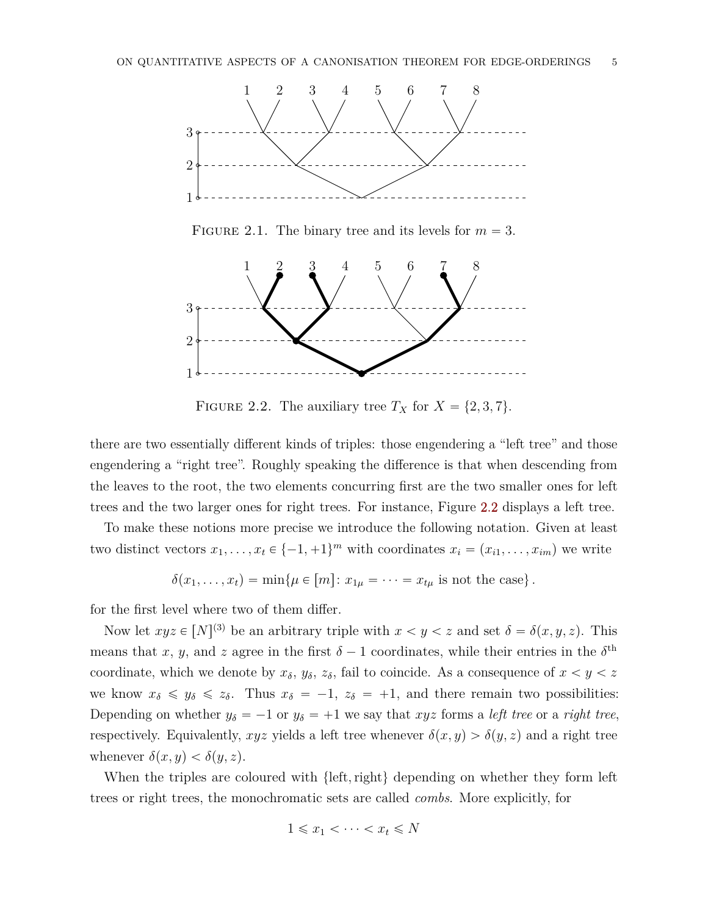FIGURE 2.1. The binary tree and its levels for $m = 3$.

FIGURE 2.2. The auxiliary tree $T_X$ for $X = \{2, 3, 7\}$.

there are two essentially different kinds of triples: those engendering a "left tree" and those engendering a "right tree". Roughly speaking the difference is that when descending from the leaves to the root, the two elements concurring first are the two smaller ones for left trees and the two larger ones for right trees. For instance, Figure 2.2 displays a left tree.

To make these notions more precise we introduce the following notation. Given at least two distinct vectors $x_1, \dots, x_t \in \{-1, +1\}^m$ with coordinates $x_i = (x_{i1}, \dots, x_{im})$ we write

$$\delta(x_1, \dots, x_t) = \min\{\mu \in [m] \colon x_{1\mu} = \dots = x_{t\mu} \text{ is not the case}\}\,.$$

for the first level where two of them differ.

Now let $xyz \in [N]^{(3)}$ be an arbitrary triple with $x < y < z$ and set $\delta = \delta(x, y, z)$. This means that $x$, $y$, and $z$ agree in the first $\delta - 1$ coordinates, while their entries in the $\delta^{\text{th}}$ coordinate, which we denote by $x_\delta$, $y_\delta$, $z_\delta$, fail to coincide. As a consequence of $x < y < z$ we know $x_\delta \leqslant y_\delta \leqslant z_\delta$. Thus $x_\delta = -1$, $z_\delta = +1$, and there remain two possibilities: Depending on whether $y_\delta = -1$ or $y_\delta = +1$ we say that $xyz$ forms a *left tree* or a *right tree*, respectively. Equivalently, $xyz$ yields a left tree whenever $\delta(x, y) > \delta(y, z)$ and a right tree whenever $\delta(x, y) < \delta(y, z)$.

When the triples are coloured with $\{\text{left}, \text{right}\}$ depending on whether they form left trees or right trees, the monochromatic sets are called *combs*. More explicitly, for

$$1 \leqslant x_1 < \dots < x_t \leqslant N$$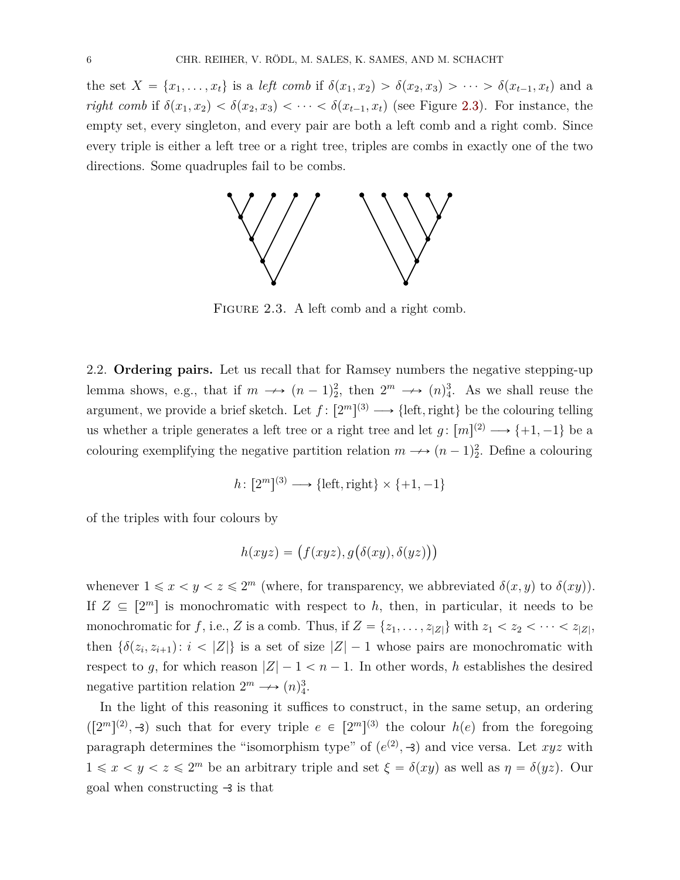the set $X = \{x_1, \dots, x_t\}$ is a *left comb* if $\delta(x_1, x_2) > \delta(x_2, x_3) > \dots > \delta(x_{t-1}, x_t)$ and a *right comb* if $\delta(x_1, x_2) < \delta(x_2, x_3) < \dots < \delta(x_{t-1}, x_t)$ (see Figure 2.3). For instance, the empty set, every singleton, and every pair are both a left comb and a right comb. Since every triple is either a left tree or a right tree, triples are combs in exactly one of the two directions. Some quadruples fail to be combs.

Figure 2.3. A left comb and a right comb.

2.2. **Ordering pairs.** Let us recall that for Ramsey numbers the negative stepping-up lemma shows, e.g., that if $m \longrightarrow\!\!\!\!\!\!/\;\; (n-1)^2_2$, then $2^m \longrightarrow\!\!\!\!\!\!/\;\; (n)^3_4$. As we shall reuse the argument, we provide a brief sketch. Let $f\colon [2^m]^{(3)} \longrightarrow \{\text{left}, \text{right}\}$ be the colouring telling us whether a triple generates a left tree or a right tree and let $g\colon [m]^{(2)} \longrightarrow \{+1, -1\}$ be a colouring exemplifying the negative partition relation $m \longrightarrow\!\!\!\!\!\!/\;\; (n-1)^2_2$. Define a colouring

$$h\colon [2^m]^{(3)} \longrightarrow \{\text{left}, \text{right}\} \times \{+1, -1\}$$

of the triples with four colours by

$$h(xyz) = \big(f(xyz), g\big(\delta(xy), \delta(yz)\big)\big)$$

whenever $1 \leqslant x < y < z \leqslant 2^m$ (where, for transparency, we abbreviated $\delta(x, y)$ to $\delta(xy)$). If $Z \subseteq [2^m]$ is monochromatic with respect to $h$, then, in particular, it needs to be monochromatic for $f$, i.e., $Z$ is a comb. Thus, if $Z = \{z_1, \dots, z_{|Z|}\}$ with $z_1 < z_2 < \dots < z_{|Z|}$, then $\{\delta(z_i, z_{i+1})\colon i < |Z|\}$ is a set of size $|Z| - 1$ whose pairs are monochromatic with respect to $g$, for which reason $|Z| - 1 < n - 1$. In other words, $h$ establishes the desired negative partition relation $2^m \longrightarrow\!\!\!\!\!\!/\;\; (n)^3_4$.

In the light of this reasoning it suffices to construct, in the same setup, an ordering $([2^m]^{(2)}, \dashv)$ such that for every triple $e \in [2^m]^{(3)}$ the colour $h(e)$ from the foregoing paragraph determines the "isomorphism type" of $(e^{(2)}, \dashv)$ and vice versa. Let $xyz$ with $1 \leqslant x < y < z \leqslant 2^m$ be an arbitrary triple and set $\xi = \delta(xy)$ as well as $\eta = \delta(yz)$. Our goal when constructing $\dashv$ is that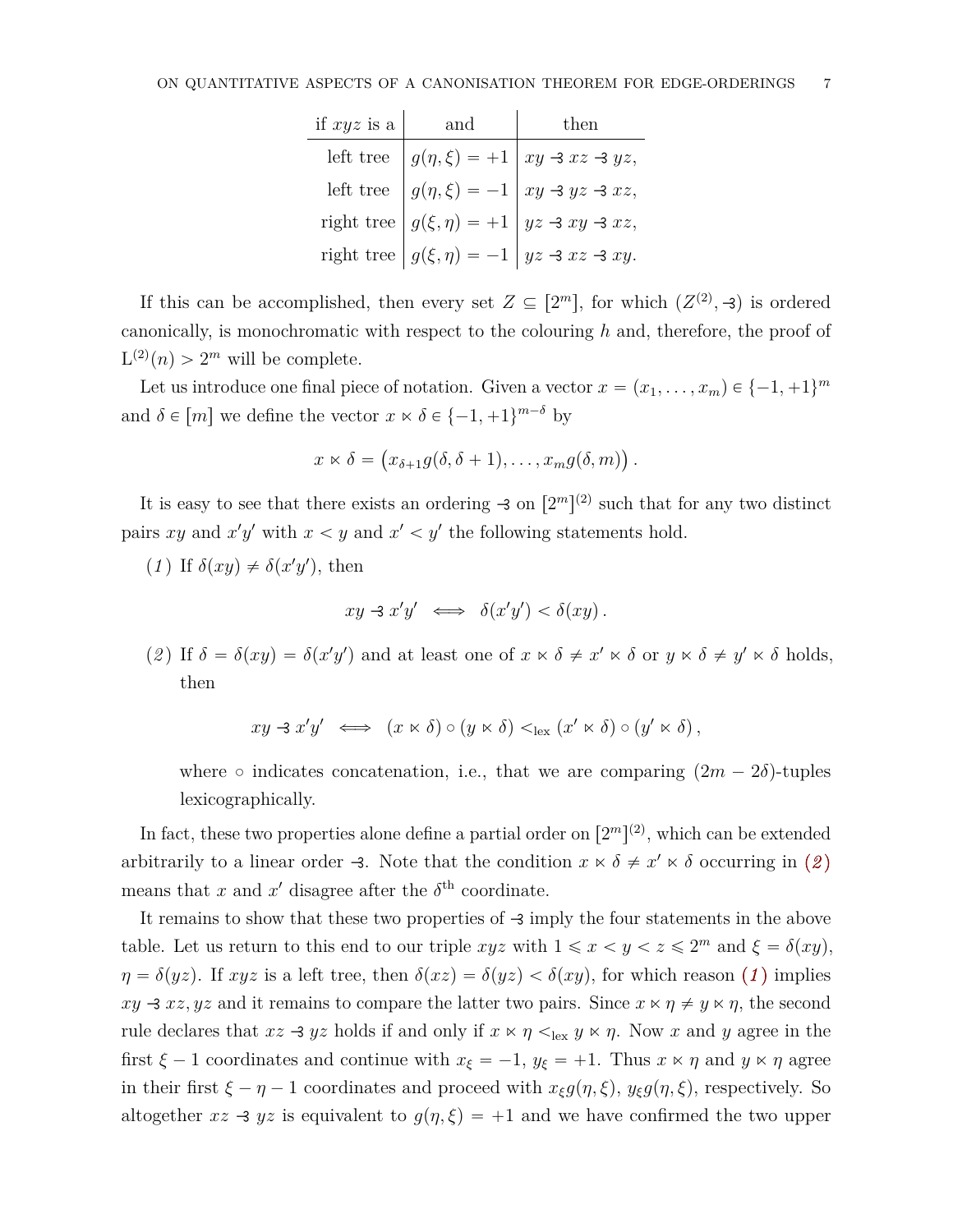| if $xyz$ is a | and | then |
|---|---|---|
| left tree | $g(\eta, \xi) = +1$ | $xy \dashv xz \dashv yz$, |
| left tree | $g(\eta, \xi) = -1$ | $xy \dashv yz \dashv xz$, |
| right tree | $g(\xi, \eta) = +1$ | $yz \dashv xy \dashv xz$, |
| right tree | $g(\xi, \eta) = -1$ | $yz \dashv xz \dashv xy$. |

If this can be accomplished, then every set $Z \subseteq [2^m]$, for which $(Z^{(2)}, \dashv)$ is ordered canonically, is monochromatic with respect to the colouring $h$ and, therefore, the proof of $\mathrm{L}^{(2)}(n) > 2^m$ will be complete.

Let us introduce one final piece of notation. Given a vector $x = (x_1, \dots, x_m) \in \{-1, +1\}^m$ and $\delta \in [m]$ we define the vector $x \ltimes \delta \in \{-1, +1\}^{m-\delta}$ by

$$x \ltimes \delta = \big(x_{\delta+1} g(\delta, \delta+1), \dots, x_m g(\delta, m)\big) \,.$$

It is easy to see that there exists an ordering $\dashv$ on $[2^m]^{(2)}$ such that for any two distinct pairs $xy$ and $x'y'$ with $x < y$ and $x' < y'$ the following statements hold.

(*1*) If $\delta(xy) \neq \delta(x'y')$, then

$$xy \dashv x'y' \iff \delta(x'y') < \delta(xy) \,.$$

(*2*) If $\delta = \delta(xy) = \delta(x'y')$ and at least one of $x \ltimes \delta \neq x' \ltimes \delta$ or $y \ltimes \delta \neq y' \ltimes \delta$ holds, then

$$xy \dashv x'y' \iff (x \ltimes \delta) \circ (y \ltimes \delta) <_{\mathrm{lex}} (x' \ltimes \delta) \circ (y' \ltimes \delta) \,,$$

where $\circ$ indicates concatenation, i.e., that we are comparing $(2m - 2\delta)$-tuples lexicographically.

In fact, these two properties alone define a partial order on $[2^m]^{(2)}$, which can be extended arbitrarily to a linear order $\dashv$. Note that the condition $x \ltimes \delta \neq x' \ltimes \delta$ occurring in (*2*) means that $x$ and $x'$ disagree after the $\delta^{\text{th}}$ coordinate.

It remains to show that these two properties of $\dashv$ imply the four statements in the above table. Let us return to this end to our triple $xyz$ with $1 \leqslant x < y < z \leqslant 2^m$ and $\xi = \delta(xy)$, $\eta = \delta(yz)$. If $xyz$ is a left tree, then $\delta(xz) = \delta(yz) < \delta(xy)$, for which reason (*1*) implies $xy \dashv xz, yz$ and it remains to compare the latter two pairs. Since $x \ltimes \eta \neq y \ltimes \eta$, the second rule declares that $xz \dashv yz$ holds if and only if $x \ltimes \eta <_{\mathrm{lex}} y \ltimes \eta$. Now $x$ and $y$ agree in the first $\xi - 1$ coordinates and continue with $x_\xi = -1$, $y_\xi = +1$. Thus $x \ltimes \eta$ and $y \ltimes \eta$ agree in their first $\xi - \eta - 1$ coordinates and proceed with $x_\xi g(\eta, \xi)$, $y_\xi g(\eta, \xi)$, respectively. So altogether $xz \dashv yz$ is equivalent to $g(\eta, \xi) = +1$ and we have confirmed the two upper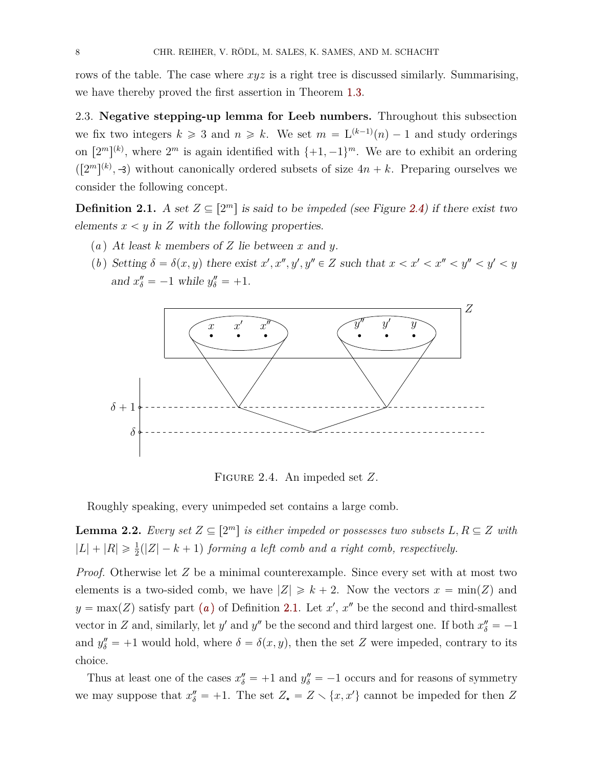rows of the table. The case where $xyz$ is a right tree is discussed similarly. Summarising, we have thereby proved the first assertion in Theorem 1.3.

## 2.3. Negative stepping-up lemma for Leeb numbers.

Throughout this subsection we fix two integers $k \geqslant 3$ and $n \geqslant k$. We set $m = \mathrm{L}^{(k-1)}(n) - 1$ and study orderings on $[2^m]^{(k)}$, where $2^m$ is again identified with $\{+1, -1\}^m$. We are to exhibit an ordering $([2^m]^{(k)}, \prec)$ without canonically ordered subsets of size $4n + k$. Preparing ourselves we consider the following concept.

**Definition 2.1.** *A set $Z \subseteq [2^m]$ is said to be impeded (see Figure 2.4) if there exist two elements $x < y$ in $Z$ with the following properties.*

- (*a*) *At least $k$ members of $Z$ lie between $x$ and $y$.*
- (*b*) *Setting $\delta = \delta(x, y)$ there exist $x', x'', y', y'' \in Z$ such that $x < x' < x'' < y'' < y' < y$ and $x''_\delta = -1$ while $y''_\delta = +1$.*

Figure 2.4. An impeded set $Z$.

Roughly speaking, every unimpeded set contains a large comb.

**Lemma 2.2.** *Every set $Z \subseteq [2^m]$ is either impeded or possesses two subsets $L, R \subseteq Z$ with $|L| + |R| \geqslant \frac{1}{2}(|Z| - k + 1)$ forming a left comb and a right comb, respectively.*

*Proof.* Otherwise let $Z$ be a minimal counterexample. Since every set with at most two elements is a two-sided comb, we have $|Z| \geqslant k + 2$. Now the vectors $x = \min(Z)$ and $y = \max(Z)$ satisfy part (*a*) of Definition 2.1. Let $x'$, $x''$ be the second and third-smallest vector in $Z$ and, similarly, let $y'$ and $y''$ be the second and third largest one. If both $x''_\delta = -1$ and $y''_\delta = +1$ would hold, where $\delta = \delta(x, y)$, then the set $Z$ were impeded, contrary to its choice.

Thus at least one of the cases $x''_\delta = +1$ and $y''_\delta = -1$ occurs and for reasons of symmetry we may suppose that $x''_\delta = +1$. The set $Z_\star = Z \smallsetminus \{x, x'\}$ cannot be impeded for then $Z$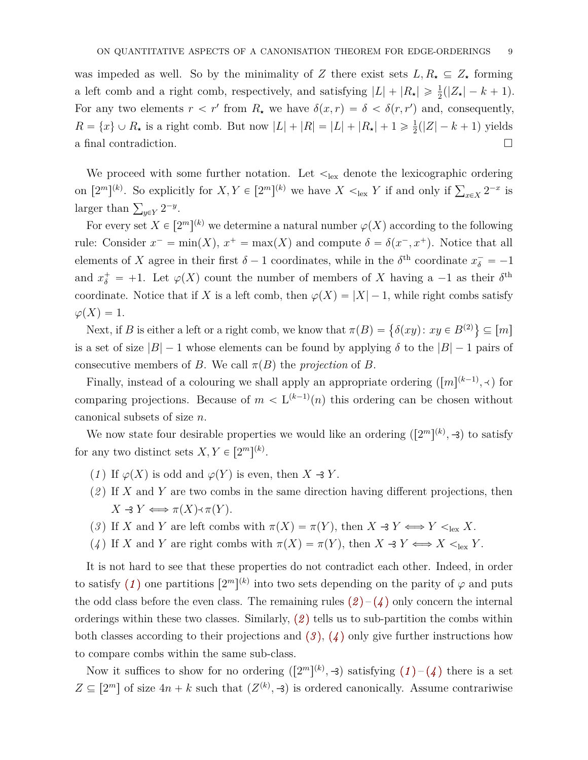was impeded as well. So by the minimality of $Z$ there exist sets $L, R_\star \subseteq Z_\star$ forming a left comb and a right comb, respectively, and satisfying $|L| + |R_\star| \geqslant \frac{1}{2}(|Z_\star| - k + 1)$. For any two elements $r < r'$ from $R_\star$ we have $\delta(x, r) = \delta < \delta(r, r')$ and, consequently, $R = \{x\} \cup R_\star$ is a right comb. But now $|L| + |R| = |L| + |R_\star| + 1 \geqslant \frac{1}{2}(|Z| - k + 1)$ yields a final contradiction. $\square$

We proceed with some further notation. Let $<_{\mathrm{lex}}$ denote the lexicographic ordering on $[2^m]^{(k)}$. So explicitly for $X, Y \in [2^m]^{(k)}$ we have $X <_{\mathrm{lex}} Y$ if and only if $\sum_{x \in X} 2^{-x}$ is larger than $\sum_{y \in Y} 2^{-y}$.

For every set $X \in [2^m]^{(k)}$ we determine a natural number $\varphi(X)$ according to the following rule: Consider $x^- = \min(X)$, $x^+ = \max(X)$ and compute $\delta = \delta(x^-, x^+)$. Notice that all elements of $X$ agree in their first $\delta - 1$ coordinates, while in the $\delta^{\text{th}}$ coordinate $x^-_\delta = -1$ and $x^+_\delta = +1$. Let $\varphi(X)$ count the number of members of $X$ having a $-1$ as their $\delta^{\text{th}}$ coordinate. Notice that if $X$ is a left comb, then $\varphi(X) = |X| - 1$, while right combs satisfy $\varphi(X) = 1$.

Next, if $B$ is either a left or a right comb, we know that $\pi(B) = \{\delta(xy) \colon xy \in B^{(2)}\} \subseteq [m]$ is a set of size $|B| - 1$ whose elements can be found by applying $\delta$ to the $|B| - 1$ pairs of consecutive members of $B$. We call $\pi(B)$ the *projection* of $B$.

Finally, instead of a colouring we shall apply an appropriate ordering $([m]^{(k-1)}, \prec)$ for comparing projections. Because of $m < \mathrm{L}^{(k-1)}(n)$ this ordering can be chosen without canonical subsets of size $n$.

We now state four desirable properties we would like an ordering $([2^m]^{(k)}, \dashv)$ to satisfy for any two distinct sets $X, Y \in [2^m]^{(k)}$.

(*1*) If $\varphi(X)$ is odd and $\varphi(Y)$ is even, then $X \dashv Y$.

(*2*) If $X$ and $Y$ are two combs in the same direction having different projections, then $X \dashv Y \iff \pi(X) \prec \pi(Y)$.

(*3*) If $X$ and $Y$ are left combs with $\pi(X) = \pi(Y)$, then $X \dashv Y \iff Y <_{\mathrm{lex}} X$.

(*4*) If $X$ and $Y$ are right combs with $\pi(X) = \pi(Y)$, then $X \dashv Y \iff X <_{\mathrm{lex}} Y$.

It is not hard to see that these properties do not contradict each other. Indeed, in order to satisfy (*1*) one partitions $[2^m]^{(k)}$ into two sets depending on the parity of $\varphi$ and puts the odd class before the even class. The remaining rules (*2*)–(*4*) only concern the internal orderings within these two classes. Similarly, (*2*) tells us to sub-partition the combs within both classes according to their projections and (*3*), (*4*) only give further instructions how to compare combs within the same sub-class.

Now it suffices to show for no ordering $([2^m]^{(k)}, \dashv)$ satisfying (*1*)–(*4*) there is a set $Z \subseteq [2^m]$ of size $4n + k$ such that $(Z^{(k)}, \dashv)$ is ordered canonically. Assume contrariwise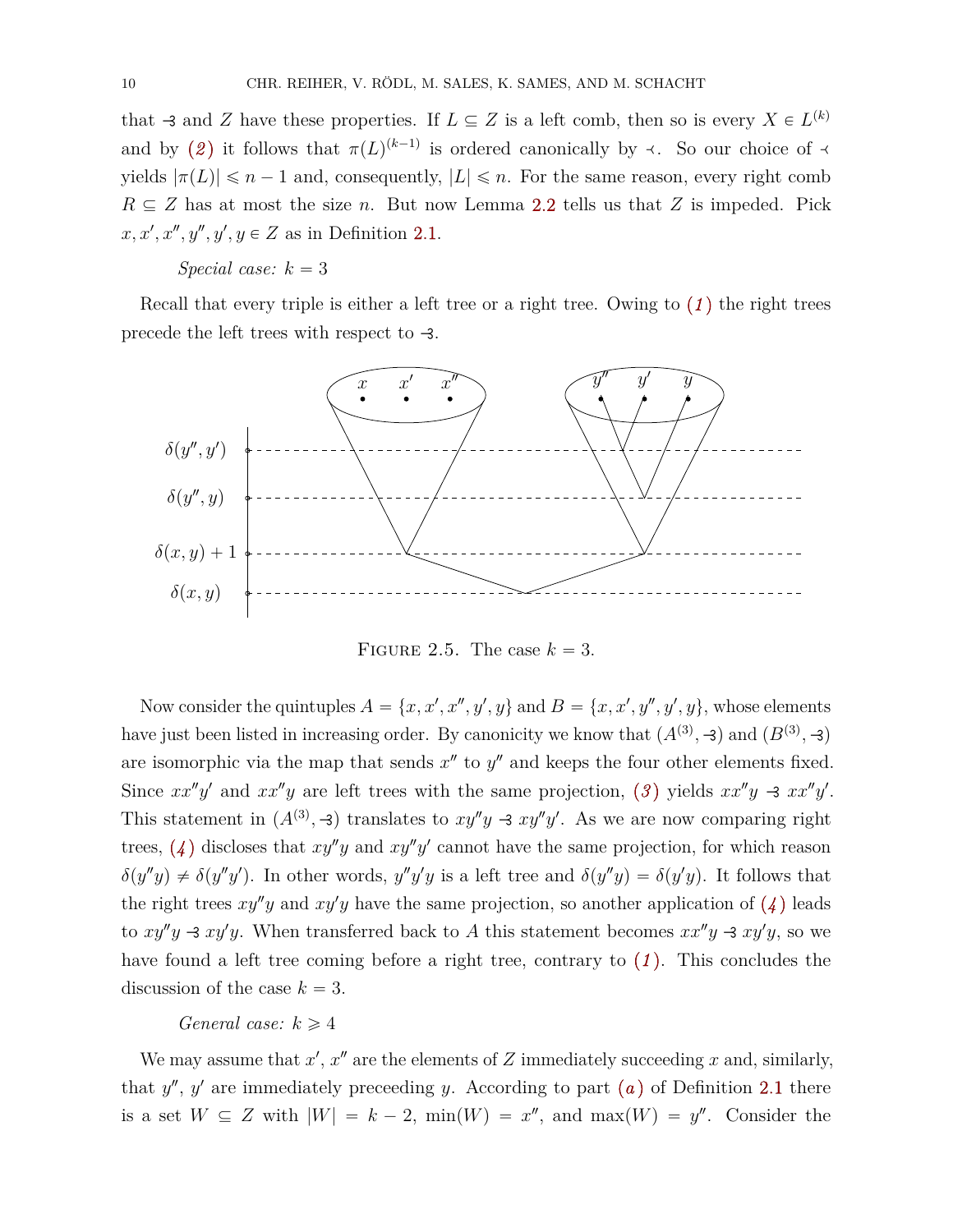that $\dashv$ and $Z$ have these properties. If $L \subseteq Z$ is a left comb, then so is every $X \in L^{(k)}$ and by *(2)* it follows that $\pi(L)^{(k-1)}$ is ordered canonically by $\prec$. So our choice of $\prec$ yields $|\pi(L)| \leqslant n-1$ and, consequently, $|L| \leqslant n$. For the same reason, every right comb $R \subseteq Z$ has at most the size $n$. But now Lemma 2.2 tells us that $Z$ is impeded. Pick $x, x', x'', y'', y', y \in Z$ as in Definition 2.1.

*Special case:* $k = 3$

Recall that every triple is either a left tree or a right tree. Owing to *(1)* the right trees precede the left trees with respect to $\dashv$.

Figure 2.5. The case $k = 3$.

Now consider the quintuples $A = \{x, x', x'', y', y\}$ and $B = \{x, x', y'', y', y\}$, whose elements have just been listed in increasing order. By canonicity we know that $(A^{(3)}, \dashv)$ and $(B^{(3)}, \dashv)$ are isomorphic via the map that sends $x''$ to $y''$ and keeps the four other elements fixed. Since $xx''y'$ and $xx''y$ are left trees with the same projection, *(3)* yields $xx''y \dashv xx''y'$. This statement in $(A^{(3)}, \dashv)$ translates to $xy''y \dashv xy''y'$. As we are now comparing right trees, *(4)* discloses that $xy''y$ and $xy''y'$ cannot have the same projection, for which reason $\delta(y''y) \neq \delta(y''y')$. In other words, $y''y'y$ is a left tree and $\delta(y''y) = \delta(y'y)$. It follows that the right trees $xy''y$ and $xy'y$ have the same projection, so another application of *(4)* leads to $xy''y \dashv xy'y$. When transferred back to $A$ this statement becomes $xx''y \dashv xy'y$, so we have found a left tree coming before a right tree, contrary to *(1)*. This concludes the discussion of the case $k = 3$.

*General case:* $k \geqslant 4$

We may assume that $x'$, $x''$ are the elements of $Z$ immediately succeeding $x$ and, similarly, that $y''$, $y'$ are immediately preceeding $y$. According to part *(a)* of Definition 2.1 there is a set $W \subseteq Z$ with $|W| = k-2$, $\min(W) = x''$, and $\max(W) = y''$. Consider the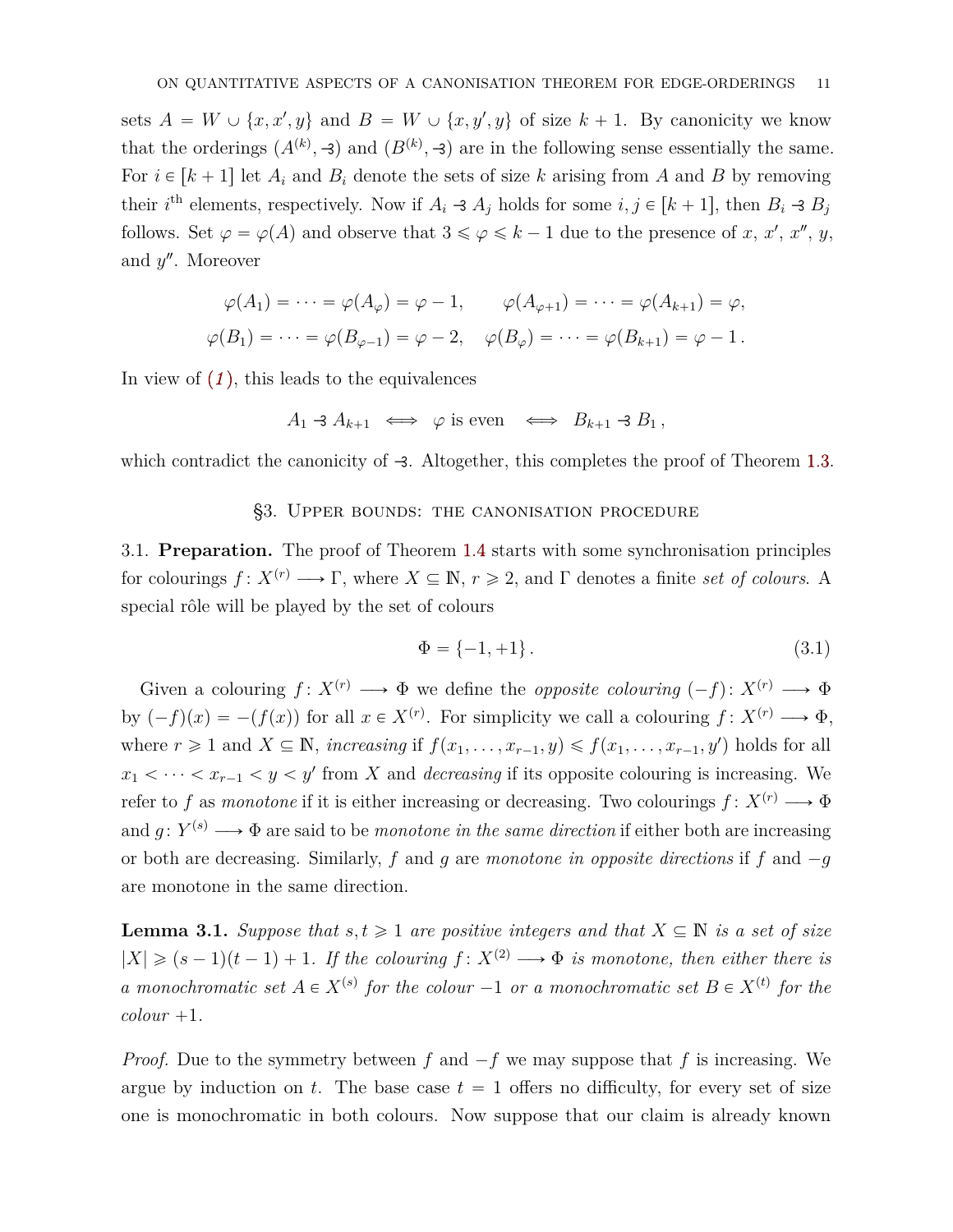sets $A = W \cup \{x, x', y\}$ and $B = W \cup \{x, y', y\}$ of size $k+1$. By canonicity we know that the orderings $(A^{(k)}, \dashv)$ and $(B^{(k)}, \dashv)$ are in the following sense essentially the same. For $i \in [k+1]$ let $A_i$ and $B_i$ denote the sets of size $k$ arising from $A$ and $B$ by removing their $i^{\text{th}}$ elements, respectively. Now if $A_i \dashv A_j$ holds for some $i, j \in [k+1]$, then $B_i \dashv B_j$ follows. Set $\varphi = \varphi(A)$ and observe that $3 \leqslant \varphi \leqslant k-1$ due to the presence of $x$, $x'$, $x''$, $y$, and $y''$. Moreover

$$\varphi(A_1) = \dots = \varphi(A_\varphi) = \varphi - 1, \qquad \varphi(A_{\varphi+1}) = \dots = \varphi(A_{k+1}) = \varphi,$$
$$\varphi(B_1) = \dots = \varphi(B_{\varphi-1}) = \varphi - 2, \quad \varphi(B_\varphi) = \dots = \varphi(B_{k+1}) = \varphi - 1\,.$$

In view of *(1)*, this leads to the equivalences

$$A_1 \dashv A_{k+1} \iff \varphi \text{ is even} \iff B_{k+1} \dashv B_1\,,$$

which contradict the canonicity of $\dashv$. Altogether, this completes the proof of Theorem 1.3.

## §3. Upper bounds: the canonisation procedure

3.1. **Preparation.** The proof of Theorem 1.4 starts with some synchronisation principles for colourings $f\colon X^{(r)} \longrightarrow \Gamma$, where $X \subseteq \mathbb{N}$, $r \geqslant 2$, and $\Gamma$ denotes a finite *set of colours*. A special rôle will be played by the set of colours

$$\Phi = \{-1, +1\}\,. \tag{3.1}$$

Given a colouring $f\colon X^{(r)} \longrightarrow \Phi$ we define the *opposite colouring* $(-f)\colon X^{(r)} \longrightarrow \Phi$ by $(-f)(x) = -(f(x))$ for all $x \in X^{(r)}$. For simplicity we call a colouring $f\colon X^{(r)} \longrightarrow \Phi$, where $r \geqslant 1$ and $X \subseteq \mathbb{N}$, *increasing* if $f(x_1, \dots, x_{r-1}, y) \leqslant f(x_1, \dots, x_{r-1}, y')$ holds for all $x_1 < \dots < x_{r-1} < y < y'$ from $X$ and *decreasing* if its opposite colouring is increasing. We refer to $f$ as *monotone* if it is either increasing or decreasing. Two colourings $f\colon X^{(r)} \longrightarrow \Phi$ and $g\colon Y^{(s)} \longrightarrow \Phi$ are said to be *monotone in the same direction* if either both are increasing or both are decreasing. Similarly, $f$ and $g$ are *monotone in opposite directions* if $f$ and $-g$ are monotone in the same direction.

**Lemma 3.1.** *Suppose that $s, t \geqslant 1$ are positive integers and that $X \subseteq \mathbb{N}$ is a set of size $|X| \geqslant (s-1)(t-1)+1$. If the colouring $f\colon X^{(2)} \longrightarrow \Phi$ is monotone, then either there is a monochromatic set $A \in X^{(s)}$ for the colour $-1$ or a monochromatic set $B \in X^{(t)}$ for the colour $+1$.*

*Proof.* Due to the symmetry between $f$ and $-f$ we may suppose that $f$ is increasing. We argue by induction on $t$. The base case $t = 1$ offers no difficulty, for every set of size one is monochromatic in both colours. Now suppose that our claim is already known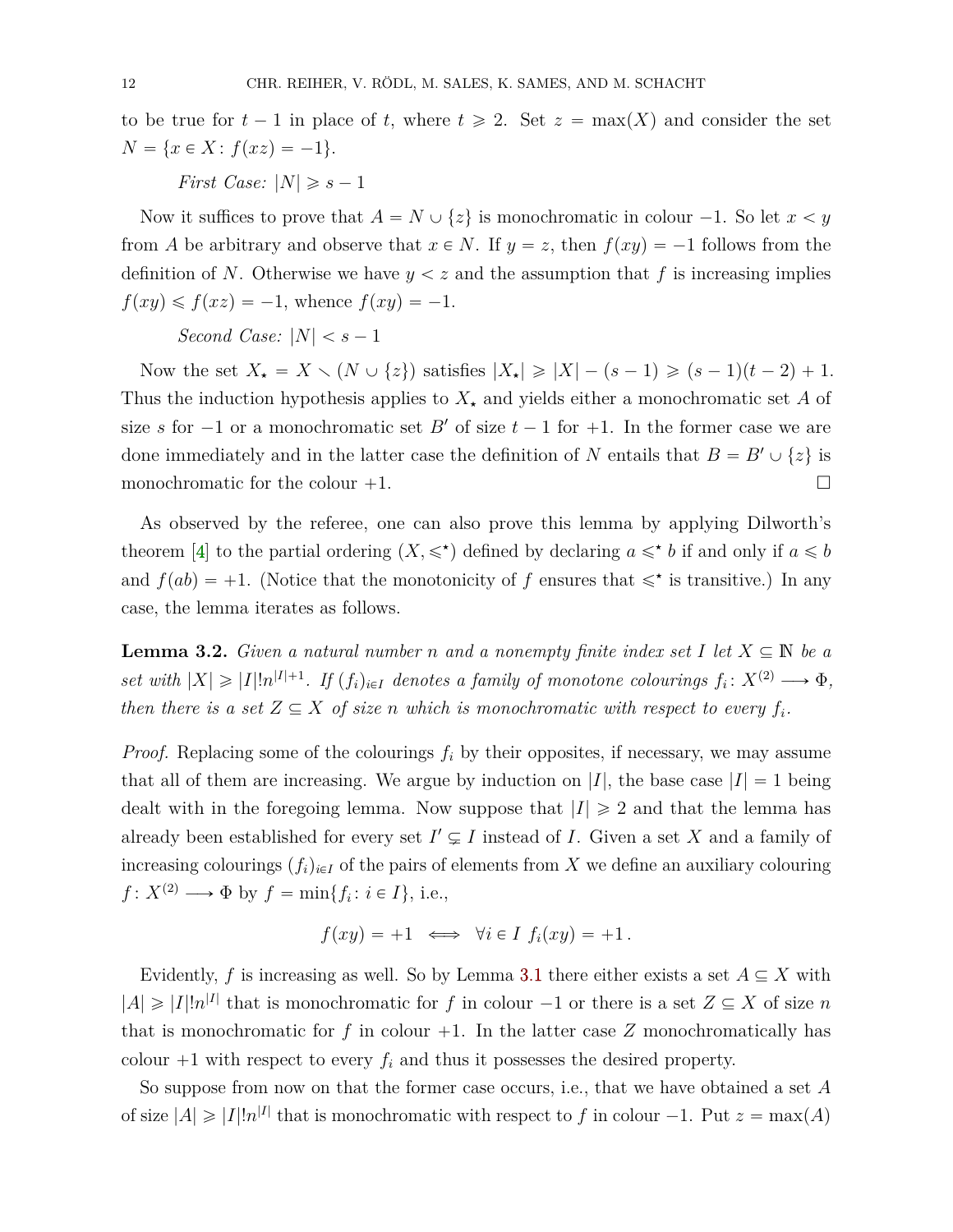to be true for $t-1$ in place of $t$, where $t \geqslant 2$. Set $z = \max(X)$ and consider the set $N = \{x \in X : f(xz) = -1\}$.

*First Case:* $|N| \geqslant s-1$

Now it suffices to prove that $A = N \cup \{z\}$ is monochromatic in colour $-1$. So let $x < y$ from $A$ be arbitrary and observe that $x \in N$. If $y = z$, then $f(xy) = -1$ follows from the definition of $N$. Otherwise we have $y < z$ and the assumption that $f$ is increasing implies $f(xy) \leqslant f(xz) = -1$, whence $f(xy) = -1$.

*Second Case:* $|N| < s-1$

Now the set $X_\star = X \smallsetminus (N \cup \{z\})$ satisfies $|X_\star| \geqslant |X| - (s-1) \geqslant (s-1)(t-2)+1$. Thus the induction hypothesis applies to $X_\star$ and yields either a monochromatic set $A$ of size $s$ for $-1$ or a monochromatic set $B'$ of size $t-1$ for $+1$. In the former case we are done immediately and in the latter case the definition of $N$ entails that $B = B' \cup \{z\}$ is monochromatic for the colour $+1$. $\square$

As observed by the referee, one can also prove this lemma by applying Dilworth's theorem [4] to the partial ordering $(X, \leqslant^\star)$ defined by declaring $a \leqslant^\star b$ if and only if $a \leqslant b$ and $f(ab) = +1$. (Notice that the monotonicity of $f$ ensures that $\leqslant^\star$ is transitive.) In any case, the lemma iterates as follows.

**Lemma 3.2.** *Given a natural number $n$ and a nonempty finite index set $I$ let $X \subseteq \mathbb{N}$ be a set with $|X| \geqslant |I|!n^{|I|+1}$. If $(f_i)_{i \in I}$ denotes a family of monotone colourings $f_i : X^{(2)} \longrightarrow \Phi$, then there is a set $Z \subseteq X$ of size $n$ which is monochromatic with respect to every $f_i$.*

*Proof.* Replacing some of the colourings $f_i$ by their opposites, if necessary, we may assume that all of them are increasing. We argue by induction on $|I|$, the base case $|I| = 1$ being dealt with in the foregoing lemma. Now suppose that $|I| \geqslant 2$ and that the lemma has already been established for every set $I' \subsetneq I$ instead of $I$. Given a set $X$ and a family of increasing colourings $(f_i)_{i \in I}$ of the pairs of elements from $X$ we define an auxiliary colouring $f : X^{(2)} \longrightarrow \Phi$ by $f = \min\{f_i : i \in I\}$, i.e.,

$$f(xy) = +1 \iff \forall i \in I \ f_i(xy) = +1 \,.$$

Evidently, $f$ is increasing as well. So by Lemma 3.1 there either exists a set $A \subseteq X$ with $|A| \geqslant |I|!n^{|I|}$ that is monochromatic for $f$ in colour $-1$ or there is a set $Z \subseteq X$ of size $n$ that is monochromatic for $f$ in colour $+1$. In the latter case $Z$ monochromatically has colour $+1$ with respect to every $f_i$ and thus it possesses the desired property.

So suppose from now on that the former case occurs, i.e., that we have obtained a set $A$ of size $|A| \geqslant |I|!n^{|I|}$ that is monochromatic with respect to $f$ in colour $-1$. Put $z = \max(A)$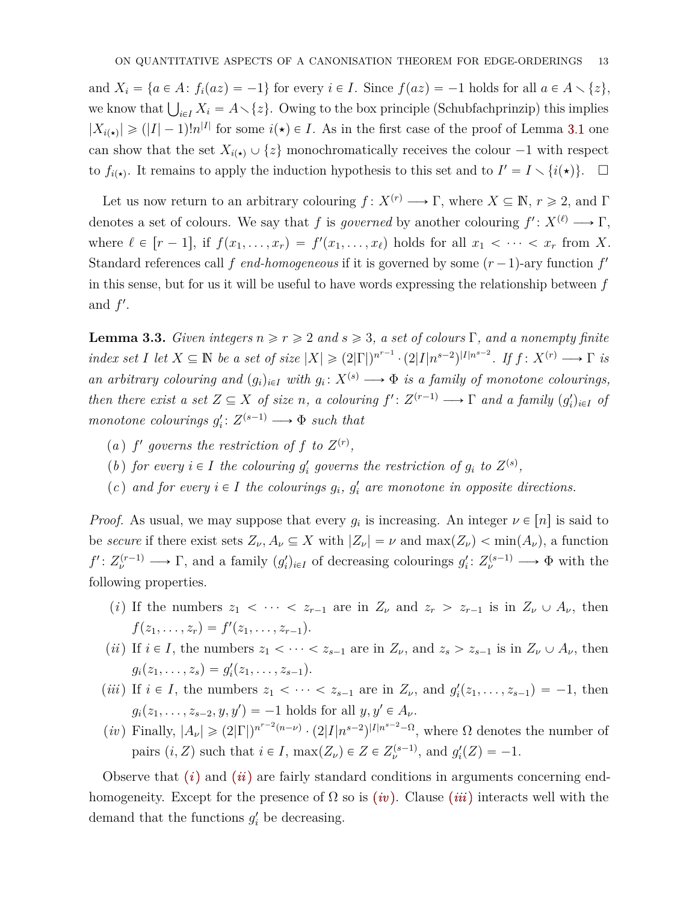and $X_i = \{a \in A : f_i(az) = -1\}$ for every $i \in I$. Since $f(az) = -1$ holds for all $a \in A \setminus \{z\}$, we know that $\bigcup_{i \in I} X_i = A \setminus \{z\}$. Owing to the box principle (Schubfachprinzip) this implies $|X_{i(\star)}| \geqslant (|I|-1)! n^{|I|}$ for some $i(\star) \in I$. As in the first case of the proof of Lemma 3.1 one can show that the set $X_{i(\star)} \cup \{z\}$ monochromatically receives the colour $-1$ with respect to $f_{i(\star)}$. It remains to apply the induction hypothesis to this set and to $I' = I \setminus \{i(\star)\}$. $\square$

Let us now return to an arbitrary colouring $f : X^{(r)} \longrightarrow \Gamma$, where $X \subseteq \mathbb{N}$, $r \geqslant 2$, and $\Gamma$ denotes a set of colours. We say that $f$ is *governed* by another colouring $f' : X^{(\ell)} \longrightarrow \Gamma$, where $\ell \in [r-1]$, if $f(x_1, \dots, x_r) = f'(x_1, \dots, x_\ell)$ holds for all $x_1 < \dots < x_r$ from $X$. Standard references call $f$ *end-homogeneous* if it is governed by some $(r-1)$-ary function $f'$ in this sense, but for us it will be useful to have words expressing the relationship between $f$ and $f'$.

**Lemma 3.3.** *Given integers $n \geqslant r \geqslant 2$ and $s \geqslant 3$, a set of colours $\Gamma$, and a nonempty finite index set $I$ let $X \subseteq \mathbb{N}$ be a set of size $|X| \geqslant (2|\Gamma|)^{n^{r-1}} \cdot (2|I|n^{s-2})^{|I|n^{s-2}}$. If $f : X^{(r)} \longrightarrow \Gamma$ is an arbitrary colouring and $(g_i)_{i \in I}$ with $g_i : X^{(s)} \longrightarrow \Phi$ is a family of monotone colourings, then there exist a set $Z \subseteq X$ of size $n$, a colouring $f' : Z^{(r-1)} \longrightarrow \Gamma$ and a family $(g'_i)_{i \in I}$ of monotone colourings $g'_i : Z^{(s-1)} \longrightarrow \Phi$ such that*

- (a) *$f'$ governs the restriction of $f$ to $Z^{(r)}$,*
- (b) *for every $i \in I$ the colouring $g'_i$ governs the restriction of $g_i$ to $Z^{(s)}$,*
- (c) *and for every $i \in I$ the colourings $g_i$, $g'_i$ are monotone in opposite directions.*

*Proof.* As usual, we may suppose that every $g_i$ is increasing. An integer $\nu \in [n]$ is said to be *secure* if there exist sets $Z_\nu, A_\nu \subseteq X$ with $|Z_\nu| = \nu$ and $\max(Z_\nu) < \min(A_\nu)$, a function $f' : Z_\nu^{(r-1)} \longrightarrow \Gamma$, and a family $(g'_i)_{i \in I}$ of decreasing colourings $g'_i : Z_\nu^{(s-1)} \longrightarrow \Phi$ with the following properties.

- $(i)$ If the numbers $z_1 < \dots < z_{r-1}$ are in $Z_\nu$ and $z_r > z_{r-1}$ is in $Z_\nu \cup A_\nu$, then $f(z_1, \dots, z_r) = f'(z_1, \dots, z_{r-1})$.
- $(ii)$ If $i \in I$, the numbers $z_1 < \dots < z_{s-1}$ are in $Z_\nu$, and $z_s > z_{s-1}$ is in $Z_\nu \cup A_\nu$, then $g_i(z_1, \dots, z_s) = g'_i(z_1, \dots, z_{s-1})$.
- $(iii)$ If $i \in I$, the numbers $z_1 < \dots < z_{s-1}$ are in $Z_\nu$, and $g'_i(z_1, \dots, z_{s-1}) = -1$, then $g_i(z_1, \dots, z_{s-2}, y, y') = -1$ holds for all $y, y' \in A_\nu$.
- $(iv)$ Finally, $|A_\nu| \geqslant (2|\Gamma|)^{n^{r-2}(n-\nu)} \cdot (2|I|n^{s-2})^{|I|n^{s-2} - \Omega}$, where $\Omega$ denotes the number of pairs $(i, Z)$ such that $i \in I$, $\max(Z_\nu) \in Z \in Z_\nu^{(s-1)}$, and $g'_i(Z) = -1$.

Observe that $(i)$ and $(ii)$ are fairly standard conditions in arguments concerning end-homogeneity. Except for the presence of $\Omega$ so is $(iv)$. Clause $(iii)$ interacts well with the demand that the functions $g'_i$ be decreasing.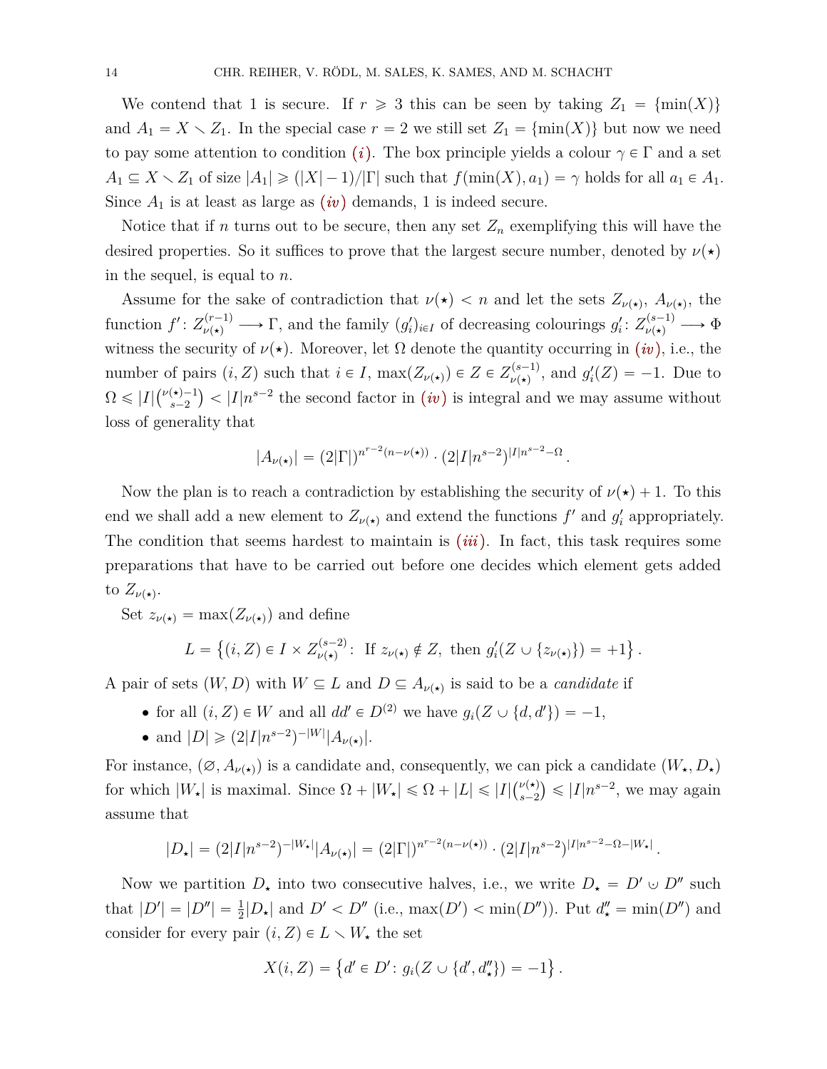We contend that 1 is secure. If $r \geqslant 3$ this can be seen by taking $Z_1 = \{\min(X)\}$ and $A_1 = X \smallsetminus Z_1$. In the special case $r = 2$ we still set $Z_1 = \{\min(X)\}$ but now we need to pay some attention to condition *(i)*. The box principle yields a colour $\gamma \in \Gamma$ and a set $A_1 \subseteq X \smallsetminus Z_1$ of size $|A_1| \geqslant (|X| - 1)/|\Gamma|$ such that $f(\min(X), a_1) = \gamma$ holds for all $a_1 \in A_1$. Since $A_1$ is at least as large as *(iv)* demands, 1 is indeed secure.

Notice that if $n$ turns out to be secure, then any set $Z_n$ exemplifying this will have the desired properties. So it suffices to prove that the largest secure number, denoted by $\nu(\star)$ in the sequel, is equal to $n$.

Assume for the sake of contradiction that $\nu(\star) < n$ and let the sets $Z_{\nu(\star)}$, $A_{\nu(\star)}$, the function $f' \colon Z_{\nu(\star)}^{(r-1)} \longrightarrow \Gamma$, and the family $(g'_i)_{i \in I}$ of decreasing colourings $g'_i \colon Z_{\nu(\star)}^{(s-1)} \longrightarrow \Phi$ witness the security of $\nu(\star)$. Moreover, let $\Omega$ denote the quantity occurring in *(iv)*, i.e., the number of pairs $(i, Z)$ such that $i \in I$, $\max(Z_{\nu(\star)}) \in Z \in Z_{\nu(\star)}^{(s-1)}$, and $g'_i(Z) = -1$. Due to $\Omega \leqslant |I|\binom{\nu(\star)-1}{s-2} < |I|n^{s-2}$ the second factor in *(iv)* is integral and we may assume without loss of generality that

$$|A_{\nu(\star)}| = (2|\Gamma|)^{n^{r-2}(n-\nu(\star))} \cdot (2|I|n^{s-2})^{|I|n^{s-2}-\Omega}\,.$$

Now the plan is to reach a contradiction by establishing the security of $\nu(\star) + 1$. To this end we shall add a new element to $Z_{\nu(\star)}$ and extend the functions $f'$ and $g'_i$ appropriately. The condition that seems hardest to maintain is *(iii)*. In fact, this task requires some preparations that have to be carried out before one decides which element gets added to $Z_{\nu(\star)}$.

Set $z_{\nu(\star)} = \max(Z_{\nu(\star)})$ and define

$$L = \bigl\{(i, Z) \in I \times Z_{\nu(\star)}^{(s-2)} \colon \text{ If } z_{\nu(\star)} \notin Z, \text{ then } g'_i(Z \cup \{z_{\nu(\star)}\}) = +1\bigr\}\,.$$

A pair of sets $(W, D)$ with $W \subseteq L$ and $D \subseteq A_{\nu(\star)}$ is said to be a *candidate* if

- for all $(i, Z) \in W$ and all $dd' \in D^{(2)}$ we have $g_i(Z \cup \{d, d'\}) = -1$,
- and $|D| \geqslant (2|I|n^{s-2})^{-|W|}|A_{\nu(\star)}|$.

For instance, $(\varnothing, A_{\nu(\star)})$ is a candidate and, consequently, we can pick a candidate $(W_\star, D_\star)$ for which $|W_\star|$ is maximal. Since $\Omega + |W_\star| \leqslant \Omega + |L| \leqslant |I|\binom{\nu(\star)}{s-2} \leqslant |I|n^{s-2}$, we may again assume that

$$|D_\star| = (2|I|n^{s-2})^{-|W_\star|}|A_{\nu(\star)}| = (2|\Gamma|)^{n^{r-2}(n-\nu(\star))} \cdot (2|I|n^{s-2})^{|I|n^{s-2}-\Omega-|W_\star|}\,.$$

Now we partition $D_\star$ into two consecutive halves, i.e., we write $D_\star = D' \mathbin{\dot\cup} D''$ such that $|D'| = |D''| = \frac{1}{2}|D_\star|$ and $D' < D''$ (i.e., $\max(D') < \min(D'')$). Put $d''_\star = \min(D'')$ and consider for every pair $(i, Z) \in L \smallsetminus W_\star$ the set

$$X(i, Z) = \bigl\{d' \in D' \colon g_i(Z \cup \{d', d''_\star\}) = -1\bigr\}\,.$$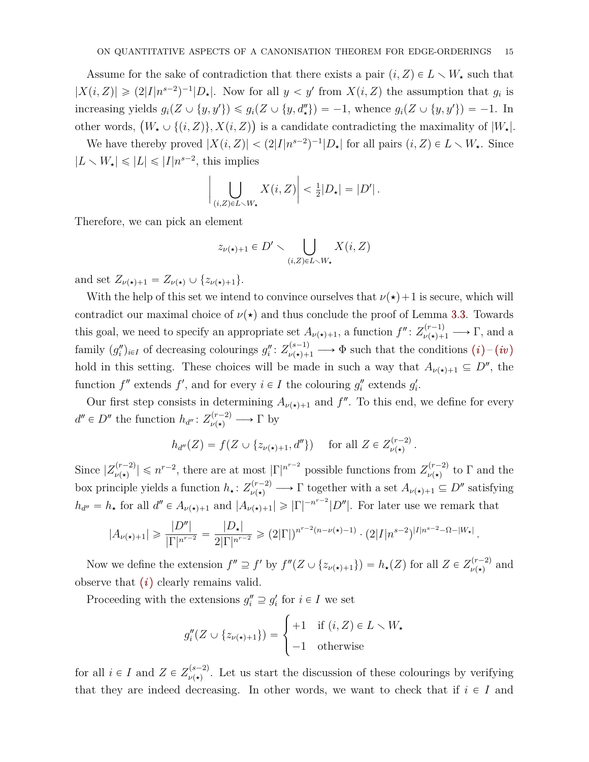Assume for the sake of contradiction that there exists a pair $(i, Z) \in L \smallsetminus W_\star$ such that $|X(i,Z)| \geqslant (2|I|n^{s-2})^{-1}|D_\star|$. Now for all $y < y'$ from $X(i,Z)$ the assumption that $g_i$ is increasing yields $g_i(Z \cup \{y, y'\}) \leqslant g_i(Z \cup \{y, d''_\star\}) = -1$, whence $g_i(Z \cup \{y, y'\}) = -1$. In other words, $\big(W_\star \cup \{(i,Z)\}, X(i,Z)\big)$ is a candidate contradicting the maximality of $|W_\star|$.

We have thereby proved $|X(i,Z)| < (2|I|n^{s-2})^{-1}|D_\star|$ for all pairs $(i,Z) \in L \smallsetminus W_\star$. Since $|L \smallsetminus W_\star| \leqslant |L| \leqslant |I|n^{s-2}$, this implies

$$\Bigg|\bigcup_{(i,Z)\in L\smallsetminus W_\star} X(i,Z)\Bigg| < \tfrac{1}{2}|D_\star| = |D'|\,.$$

Therefore, we can pick an element

$$z_{\nu(\star)+1} \in D' \smallsetminus \bigcup_{(i,Z)\in L\smallsetminus W_\star} X(i,Z)$$

and set $Z_{\nu(\star)+1} = Z_{\nu(\star)} \cup \{z_{\nu(\star)+1}\}$.

With the help of this set we intend to convince ourselves that $\nu(\star)+1$ is secure, which will contradict our maximal choice of $\nu(\star)$ and thus conclude the proof of Lemma 3.3. Towards this goal, we need to specify an appropriate set $A_{\nu(\star)+1}$, a function $f''\colon Z^{(r-1)}_{\nu(\star)+1} \longrightarrow \Gamma$, and a family $(g''_i)_{i\in I}$ of decreasing colourings $g''_i\colon Z^{(s-1)}_{\nu(\star)+1} \longrightarrow \Phi$ such that the conditions (i)–(iv) hold in this setting. These choices will be made in such a way that $A_{\nu(\star)+1} \subseteq D''$, the function $f''$ extends $f'$, and for every $i \in I$ the colouring $g''_i$ extends $g'_i$.

Our first step consists in determining $A_{\nu(\star)+1}$ and $f''$. To this end, we define for every $d'' \in D''$ the function $h_{d''}\colon Z^{(r-2)}_{\nu(\star)} \longrightarrow \Gamma$ by

$$h_{d''}(Z) = f(Z \cup \{z_{\nu(\star)+1}, d''\}) \quad \text{ for all } Z \in Z^{(r-2)}_{\nu(\star)}\,.$$

Since $|Z^{(r-2)}_{\nu(\star)}| \leqslant n^{r-2}$, there are at most $|\Gamma|^{n^{r-2}}$ possible functions from $Z^{(r-2)}_{\nu(\star)}$ to $\Gamma$ and the box principle yields a function $h_\star\colon Z^{(r-2)}_{\nu(\star)} \longrightarrow \Gamma$ together with a set $A_{\nu(\star)+1} \subseteq D''$ satisfying $h_{d''} = h_\star$ for all $d'' \in A_{\nu(\star)+1}$ and $|A_{\nu(\star)+1}| \geqslant |\Gamma|^{-n^{r-2}}|D''|$. For later use we remark that

$$|A_{\nu(\star)+1}| \geqslant \frac{|D''|}{|\Gamma|^{n^{r-2}}} = \frac{|D_\star|}{2|\Gamma|^{n^{r-2}}} \geqslant (2|\Gamma|)^{n^{r-2}(n-\nu(\star)-1)} \cdot (2|I|n^{s-2})^{|I|n^{s-2}-\Omega-|W_\star|}\,.$$

Now we define the extension $f'' \supseteq f'$ by $f''(Z \cup \{z_{\nu(\star)+1}\}) = h_\star(Z)$ for all $Z \in Z^{(r-2)}_{\nu(\star)}$ and observe that (i) clearly remains valid.

Proceeding with the extensions $g''_i \supseteq g'_i$ for $i \in I$ we set

$$g''_i(Z \cup \{z_{\nu(\star)+1}\}) = \begin{cases} +1 & \text{if } (i,Z) \in L \smallsetminus W_\star \\ -1 & \text{otherwise} \end{cases}$$

for all $i \in I$ and $Z \in Z^{(s-2)}_{\nu(\star)}$. Let us start the discussion of these colourings by verifying that they are indeed decreasing. In other words, we want to check that if $i \in I$ and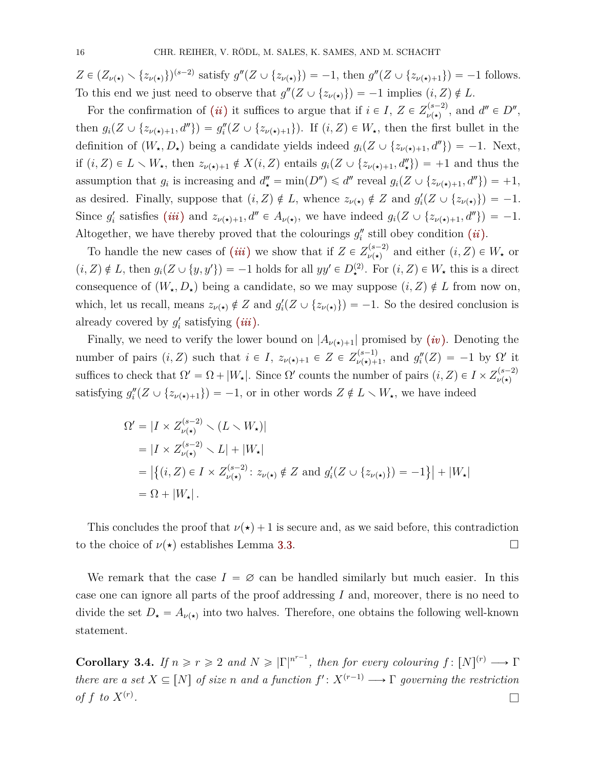$Z \in (Z_{\nu(\star)} \smallsetminus \{z_{\nu(\star)}\})^{(s-2)}$ satisfy $g''(Z \cup \{z_{\nu(\star)}\}) = -1$, then $g''(Z \cup \{z_{\nu(\star)+1}\}) = -1$ follows. To this end we just need to observe that $g''(Z \cup \{z_{\nu(\star)}\}) = -1$ implies $(i, Z) \notin L$.

For the confirmation of (*ii*) it suffices to argue that if $i \in I$, $Z \in Z_{\nu(\star)}^{(s-2)}$, and $d'' \in D''$, then $g_i(Z \cup \{z_{\nu(\star)+1}, d''\}) = g_i''(Z \cup \{z_{\nu(\star)+1}\})$. If $(i, Z) \in W_\star$, then the first bullet in the definition of $(W_\star, D_\star)$ being a candidate yields indeed $g_i(Z \cup \{z_{\nu(\star)+1}, d''\}) = -1$. Next, if $(i, Z) \in L \smallsetminus W_\star$, then $z_{\nu(\star)+1} \notin X(i, Z)$ entails $g_i(Z \cup \{z_{\nu(\star)+1}, d''_\star\}) = +1$ and thus the assumption that $g_i$ is increasing and $d''_\star = \min(D'') \leqslant d''$ reveal $g_i(Z \cup \{z_{\nu(\star)+1}, d''\}) = +1$, as desired. Finally, suppose that $(i, Z) \notin L$, whence $z_{\nu(\star)} \notin Z$ and $g_i'(Z \cup \{z_{\nu(\star)}\}) = -1$. Since $g_i'$ satisfies (*iii*) and $z_{\nu(\star)+1}, d'' \in A_{\nu(\star)}$, we have indeed $g_i(Z \cup \{z_{\nu(\star)+1}, d''\}) = -1$. Altogether, we have thereby proved that the colourings $g_i''$ still obey condition (*ii*).

To handle the new cases of (*iii*) we show that if $Z \in Z_{\nu(\star)}^{(s-2)}$ and either $(i, Z) \in W_\star$ or $(i, Z) \notin L$, then $g_i(Z \cup \{y, y'\}) = -1$ holds for all $yy' \in D_\star^{(2)}$. For $(i, Z) \in W_\star$ this is a direct consequence of $(W_\star, D_\star)$ being a candidate, so we may suppose $(i, Z) \notin L$ from now on, which, let us recall, means $z_{\nu(\star)} \notin Z$ and $g_i'(Z \cup \{z_{\nu(\star)}\}) = -1$. So the desired conclusion is already covered by $g_i'$ satisfying (*iii*).

Finally, we need to verify the lower bound on $|A_{\nu(\star)+1}|$ promised by (*iv*). Denoting the number of pairs $(i, Z)$ such that $i \in I$, $z_{\nu(\star)+1} \in Z \in Z_{\nu(\star)+1}^{(s-1)}$, and $g_i''(Z) = -1$ by $\Omega'$ it suffices to check that $\Omega' = \Omega + |W_\star|$. Since $\Omega'$ counts the number of pairs $(i, Z) \in I \times Z_{\nu(\star)}^{(s-2)}$ satisfying $g_i''(Z \cup \{z_{\nu(\star)+1}\}) = -1$, or in other words $Z \notin L \smallsetminus W_\star$, we have indeed

$$
\begin{aligned}
\Omega' &= |I \times Z_{\nu(\star)}^{(s-2)} \smallsetminus (L \smallsetminus W_\star)| \\
&= |I \times Z_{\nu(\star)}^{(s-2)} \smallsetminus L| + |W_\star| \\
&= \big|\{(i, Z) \in I \times Z_{\nu(\star)}^{(s-2)} \colon z_{\nu(\star)} \notin Z \text{ and } g_i'(Z \cup \{z_{\nu(\star)}\}) = -1\}\big| + |W_\star| \\
&= \Omega + |W_\star| \,.
\end{aligned}
$$

This concludes the proof that $\nu(\star) + 1$ is secure and, as we said before, this contradiction to the choice of $\nu(\star)$ establishes Lemma 3.3. $\square$

We remark that the case $I = \varnothing$ can be handled similarly but much easier. In this case one can ignore all parts of the proof addressing $I$ and, moreover, there is no need to divide the set $D_\star = A_{\nu(\star)}$ into two halves. Therefore, one obtains the following well-known statement.

**Corollary 3.4.** *If $n \geqslant r \geqslant 2$ and $N \geqslant |\Gamma|^{n^{r-1}}$, then for every colouring $f \colon [N]^{(r)} \longrightarrow \Gamma$ there are a set $X \subseteq [N]$ of size $n$ and a function $f' \colon X^{(r-1)} \longrightarrow \Gamma$ governing the restriction of $f$ to $X^{(r)}$.* $\square$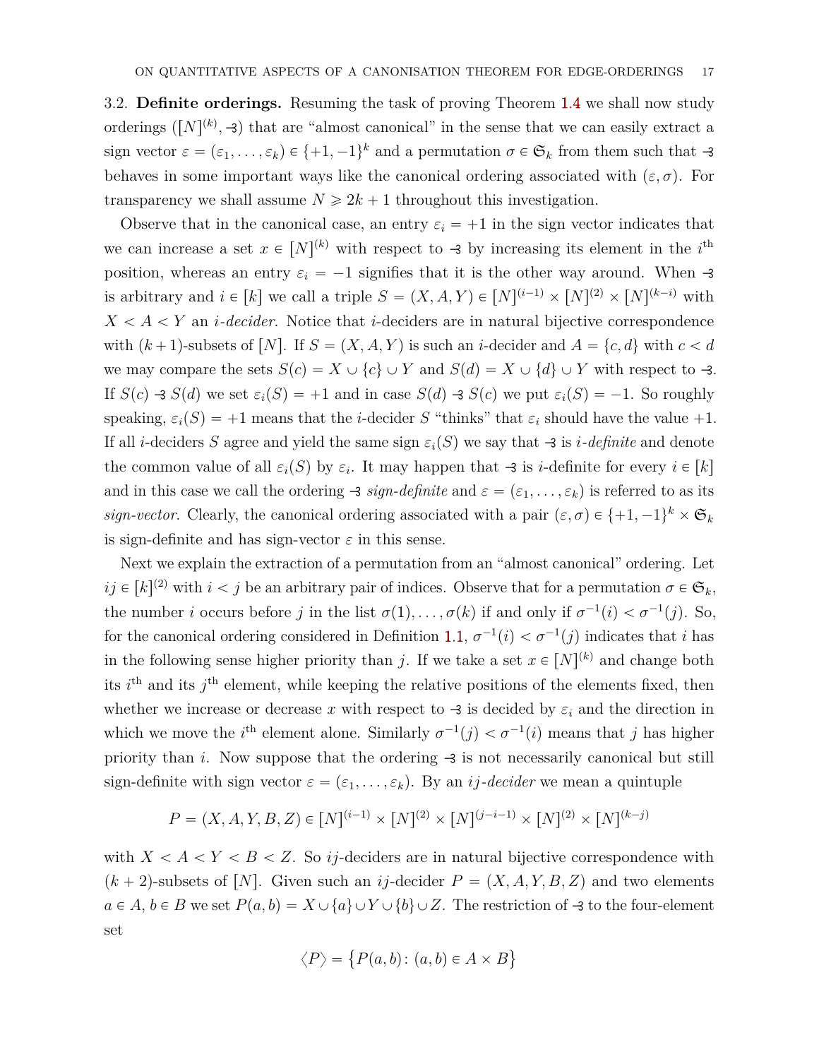3.2. **Definite orderings.** Resuming the task of proving Theorem 1.4 we shall now study orderings $([N]^{(k)}, \sqsubset)$ that are "almost canonical" in the sense that we can easily extract a sign vector $\varepsilon = (\varepsilon_1, \dots, \varepsilon_k) \in \{+1, -1\}^k$ and a permutation $\sigma \in \mathfrak{S}_k$ from them such that $\sqsubset$ behaves in some important ways like the canonical ordering associated with $(\varepsilon, \sigma)$. For transparency we shall assume $N \geqslant 2k+1$ throughout this investigation.

Observe that in the canonical case, an entry $\varepsilon_i = +1$ in the sign vector indicates that we can increase a set $x \in [N]^{(k)}$ with respect to $\sqsubset$ by increasing its element in the $i^{\text{th}}$ position, whereas an entry $\varepsilon_i = -1$ signifies that it is the other way around. When $\sqsubset$ is arbitrary and $i \in [k]$ we call a triple $S = (X, A, Y) \in [N]^{(i-1)} \times [N]^{(2)} \times [N]^{(k-i)}$ with $X < A < Y$ an *$i$-decider*. Notice that $i$-deciders are in natural bijective correspondence with $(k+1)$-subsets of $[N]$. If $S = (X, A, Y)$ is such an $i$-decider and $A = \{c, d\}$ with $c < d$ we may compare the sets $S(c) = X \cup \{c\} \cup Y$ and $S(d) = X \cup \{d\} \cup Y$ with respect to $\sqsubset$. If $S(c) \sqsubset S(d)$ we set $\varepsilon_i(S) = +1$ and in case $S(d) \sqsubset S(c)$ we put $\varepsilon_i(S) = -1$. So roughly speaking, $\varepsilon_i(S) = +1$ means that the $i$-decider $S$ "thinks" that $\varepsilon_i$ should have the value $+1$. If all $i$-deciders $S$ agree and yield the same sign $\varepsilon_i(S)$ we say that $\sqsubset$ is *$i$-definite* and denote the common value of all $\varepsilon_i(S)$ by $\varepsilon_i$. It may happen that $\sqsubset$ is $i$-definite for every $i \in [k]$ and in this case we call the ordering $\sqsubset$ *sign-definite* and $\varepsilon = (\varepsilon_1, \dots, \varepsilon_k)$ is referred to as its *sign-vector*. Clearly, the canonical ordering associated with a pair $(\varepsilon, \sigma) \in \{+1, -1\}^k \times \mathfrak{S}_k$ is sign-definite and has sign-vector $\varepsilon$ in this sense.

Next we explain the extraction of a permutation from an "almost canonical" ordering. Let $ij \in [k]^{(2)}$ with $i < j$ be an arbitrary pair of indices. Observe that for a permutation $\sigma \in \mathfrak{S}_k$, the number $i$ occurs before $j$ in the list $\sigma(1), \dots, \sigma(k)$ if and only if $\sigma^{-1}(i) < \sigma^{-1}(j)$. So, for the canonical ordering considered in Definition 1.1, $\sigma^{-1}(i) < \sigma^{-1}(j)$ indicates that $i$ has in the following sense higher priority than $j$. If we take a set $x \in [N]^{(k)}$ and change both its $i^{\text{th}}$ and its $j^{\text{th}}$ element, while keeping the relative positions of the elements fixed, then whether we increase or decrease $x$ with respect to $\sqsubset$ is decided by $\varepsilon_i$ and the direction in which we move the $i^{\text{th}}$ element alone. Similarly $\sigma^{-1}(j) < \sigma^{-1}(i)$ means that $j$ has higher priority than $i$. Now suppose that the ordering $\sqsubset$ is not necessarily canonical but still sign-definite with sign vector $\varepsilon = (\varepsilon_1, \dots, \varepsilon_k)$. By an *$ij$-decider* we mean a quintuple

$$P = (X, A, Y, B, Z) \in [N]^{(i-1)} \times [N]^{(2)} \times [N]^{(j-i-1)} \times [N]^{(2)} \times [N]^{(k-j)}$$

with $X < A < Y < B < Z$. So $ij$-deciders are in natural bijective correspondence with $(k+2)$-subsets of $[N]$. Given such an $ij$-decider $P = (X, A, Y, B, Z)$ and two elements $a \in A$, $b \in B$ we set $P(a, b) = X \cup \{a\} \cup Y \cup \{b\} \cup Z$. The restriction of $\sqsubset$ to the four-element set

$$\langle P \rangle = \{P(a, b) \colon (a, b) \in A \times B\}$$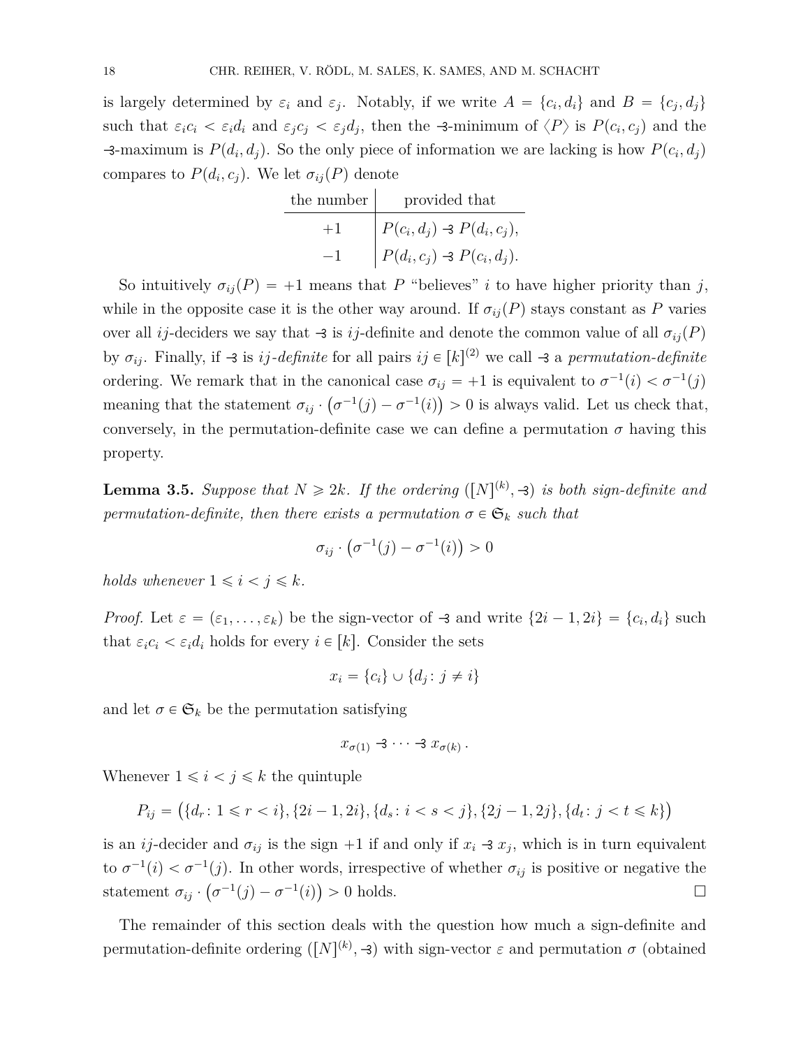is largely determined by $\varepsilon_i$ and $\varepsilon_j$. Notably, if we write $A = \{c_i, d_i\}$ and $B = \{c_j, d_j\}$ such that $\varepsilon_i c_i < \varepsilon_i d_i$ and $\varepsilon_j c_j < \varepsilon_j d_j$, then the $\prec$-minimum of $\langle P \rangle$ is $P(c_i, c_j)$ and the $\prec$-maximum is $P(d_i, d_j)$. So the only piece of information we are lacking is how $P(c_i, d_j)$ compares to $P(d_i, c_j)$. We let $\sigma_{ij}(P)$ denote

| the number | provided that |
|---|---|
| $+1$ | $P(c_i, d_j) \prec P(d_i, c_j)$, |
| $-1$ | $P(d_i, c_j) \prec P(c_i, d_j)$. |

So intuitively $\sigma_{ij}(P) = +1$ means that $P$ "believes" $i$ to have higher priority than $j$, while in the opposite case it is the other way around. If $\sigma_{ij}(P)$ stays constant as $P$ varies over all $ij$-deciders we say that $\prec$ is $ij$-definite and denote the common value of all $\sigma_{ij}(P)$ by $\sigma_{ij}$. Finally, if $\prec$ is *$ij$-definite* for all pairs $ij \in [k]^{(2)}$ we call $\prec$ a *permutation-definite* ordering. We remark that in the canonical case $\sigma_{ij} = +1$ is equivalent to $\sigma^{-1}(i) < \sigma^{-1}(j)$ meaning that the statement $\sigma_{ij} \cdot \big(\sigma^{-1}(j) - \sigma^{-1}(i)\big) > 0$ is always valid. Let us check that, conversely, in the permutation-definite case we can define a permutation $\sigma$ having this property.

**Lemma 3.5.** *Suppose that $N \geqslant 2k$. If the ordering $([N]^{(k)}, \prec)$ is both sign-definite and permutation-definite, then there exists a permutation $\sigma \in \mathfrak{S}_k$ such that*

$$\sigma_{ij} \cdot \big(\sigma^{-1}(j) - \sigma^{-1}(i)\big) > 0$$

*holds whenever $1 \leqslant i < j \leqslant k$.*

*Proof.* Let $\varepsilon = (\varepsilon_1, \dots, \varepsilon_k)$ be the sign-vector of $\prec$ and write $\{2i-1, 2i\} = \{c_i, d_i\}$ such that $\varepsilon_i c_i < \varepsilon_i d_i$ holds for every $i \in [k]$. Consider the sets

$$x_i = \{c_i\} \cup \{d_j \colon j \neq i\}$$

and let $\sigma \in \mathfrak{S}_k$ be the permutation satisfying

$$x_{\sigma(1)} \prec \dots \prec x_{\sigma(k)}\,.$$

Whenever $1 \leqslant i < j \leqslant k$ the quintuple

$$P_{ij} = \big(\{d_r \colon 1 \leqslant r < i\}, \{2i-1, 2i\}, \{d_s \colon i < s < j\}, \{2j-1, 2j\}, \{d_t \colon j < t \leqslant k\}\big)$$

is an $ij$-decider and $\sigma_{ij}$ is the sign $+1$ if and only if $x_i \prec x_j$, which is in turn equivalent to $\sigma^{-1}(i) < \sigma^{-1}(j)$. In other words, irrespective of whether $\sigma_{ij}$ is positive or negative the statement $\sigma_{ij} \cdot \big(\sigma^{-1}(j) - \sigma^{-1}(i)\big) > 0$ holds. $\square$

The remainder of this section deals with the question how much a sign-definite and permutation-definite ordering $([N]^{(k)}, \prec)$ with sign-vector $\varepsilon$ and permutation $\sigma$ (obtained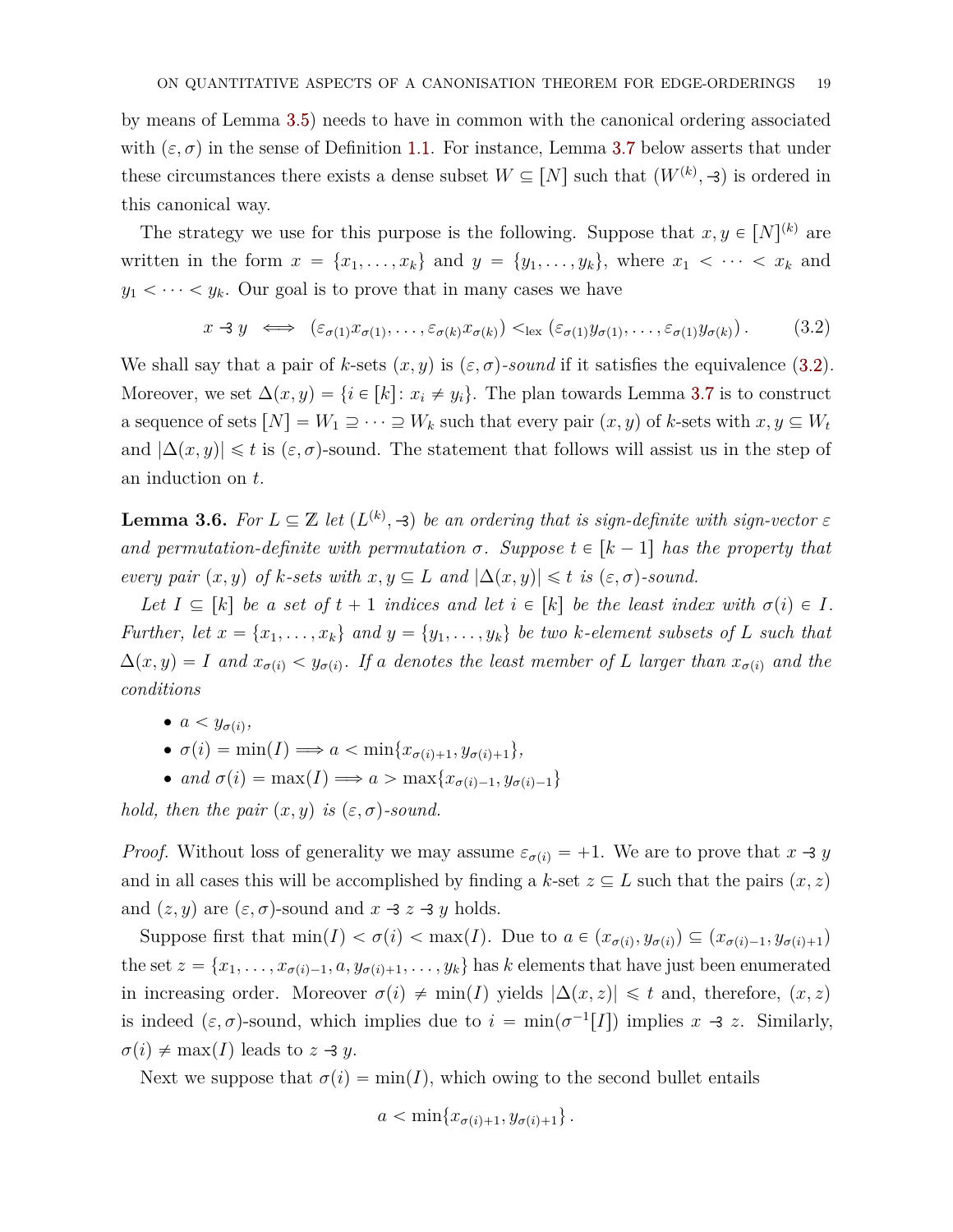by means of Lemma 3.5) needs to have in common with the canonical ordering associated with $(\varepsilon, \sigma)$ in the sense of Definition 1.1. For instance, Lemma 3.7 below asserts that under these circumstances there exists a dense subset $W \subseteq [N]$ such that $(W^{(k)}, \dashv)$ is ordered in this canonical way.

The strategy we use for this purpose is the following. Suppose that $x, y \in [N]^{(k)}$ are written in the form $x = \{x_1, \dots, x_k\}$ and $y = \{y_1, \dots, y_k\}$, where $x_1 < \dots < x_k$ and $y_1 < \dots < y_k$. Our goal is to prove that in many cases we have

$$x \dashv y \iff (\varepsilon_{\sigma(1)} x_{\sigma(1)}, \dots, \varepsilon_{\sigma(k)} x_{\sigma(k)}) <_{\text{lex}} (\varepsilon_{\sigma(1)} y_{\sigma(1)}, \dots, \varepsilon_{\sigma(1)} y_{\sigma(k)}) . \tag{3.2}$$

We shall say that a pair of $k$-sets $(x, y)$ is *$(\varepsilon, \sigma)$-sound* if it satisfies the equivalence (3.2). Moreover, we set $\Delta(x, y) = \{i \in [k] \colon x_i \neq y_i\}$. The plan towards Lemma 3.7 is to construct a sequence of sets $[N] = W_1 \supseteq \dots \supseteq W_k$ such that every pair $(x, y)$ of $k$-sets with $x, y \subseteq W_t$ and $|\Delta(x, y)| \leqslant t$ is $(\varepsilon, \sigma)$-sound. The statement that follows will assist us in the step of an induction on $t$.

**Lemma 3.6.** *For $L \subseteq \mathbb{Z}$ let $(L^{(k)}, \dashv)$ be an ordering that is sign-definite with sign-vector $\varepsilon$ and permutation-definite with permutation $\sigma$. Suppose $t \in [k-1]$ has the property that every pair $(x, y)$ of $k$-sets with $x, y \subseteq L$ and $|\Delta(x, y)| \leqslant t$ is $(\varepsilon, \sigma)$-sound.*

*Let $I \subseteq [k]$ be a set of $t+1$ indices and let $i \in [k]$ be the least index with $\sigma(i) \in I$. Further, let $x = \{x_1, \dots, x_k\}$ and $y = \{y_1, \dots, y_k\}$ be two $k$-element subsets of $L$ such that $\Delta(x, y) = I$ and $x_{\sigma(i)} < y_{\sigma(i)}$. If $a$ denotes the least member of $L$ larger than $x_{\sigma(i)}$ and the conditions*

- $a < y_{\sigma(i)}$,
- $\sigma(i) = \min(I) \Longrightarrow a < \min\{x_{\sigma(i)+1}, y_{\sigma(i)+1}\}$,
- *and* $\sigma(i) = \max(I) \Longrightarrow a > \max\{x_{\sigma(i)-1}, y_{\sigma(i)-1}\}$

*hold, then the pair $(x, y)$ is $(\varepsilon, \sigma)$-sound.*

*Proof.* Without loss of generality we may assume $\varepsilon_{\sigma(i)} = +1$. We are to prove that $x \dashv y$ and in all cases this will be accomplished by finding a $k$-set $z \subseteq L$ such that the pairs $(x, z)$ and $(z, y)$ are $(\varepsilon, \sigma)$-sound and $x \dashv z \dashv y$ holds.

Suppose first that $\min(I) < \sigma(i) < \max(I)$. Due to $a \in (x_{\sigma(i)}, y_{\sigma(i)}) \subseteq (x_{\sigma(i)-1}, y_{\sigma(i)+1})$ the set $z = \{x_1, \dots, x_{\sigma(i)-1}, a, y_{\sigma(i)+1}, \dots, y_k\}$ has $k$ elements that have just been enumerated in increasing order. Moreover $\sigma(i) \neq \min(I)$ yields $|\Delta(x, z)| \leqslant t$ and, therefore, $(x, z)$ is indeed $(\varepsilon, \sigma)$-sound, which implies due to $i = \min(\sigma^{-1}[I])$ implies $x \dashv z$. Similarly, $\sigma(i) \neq \max(I)$ leads to $z \dashv y$.

Next we suppose that $\sigma(i) = \min(I)$, which owing to the second bullet entails

$$a < \min\{x_{\sigma(i)+1}, y_{\sigma(i)+1}\} .$$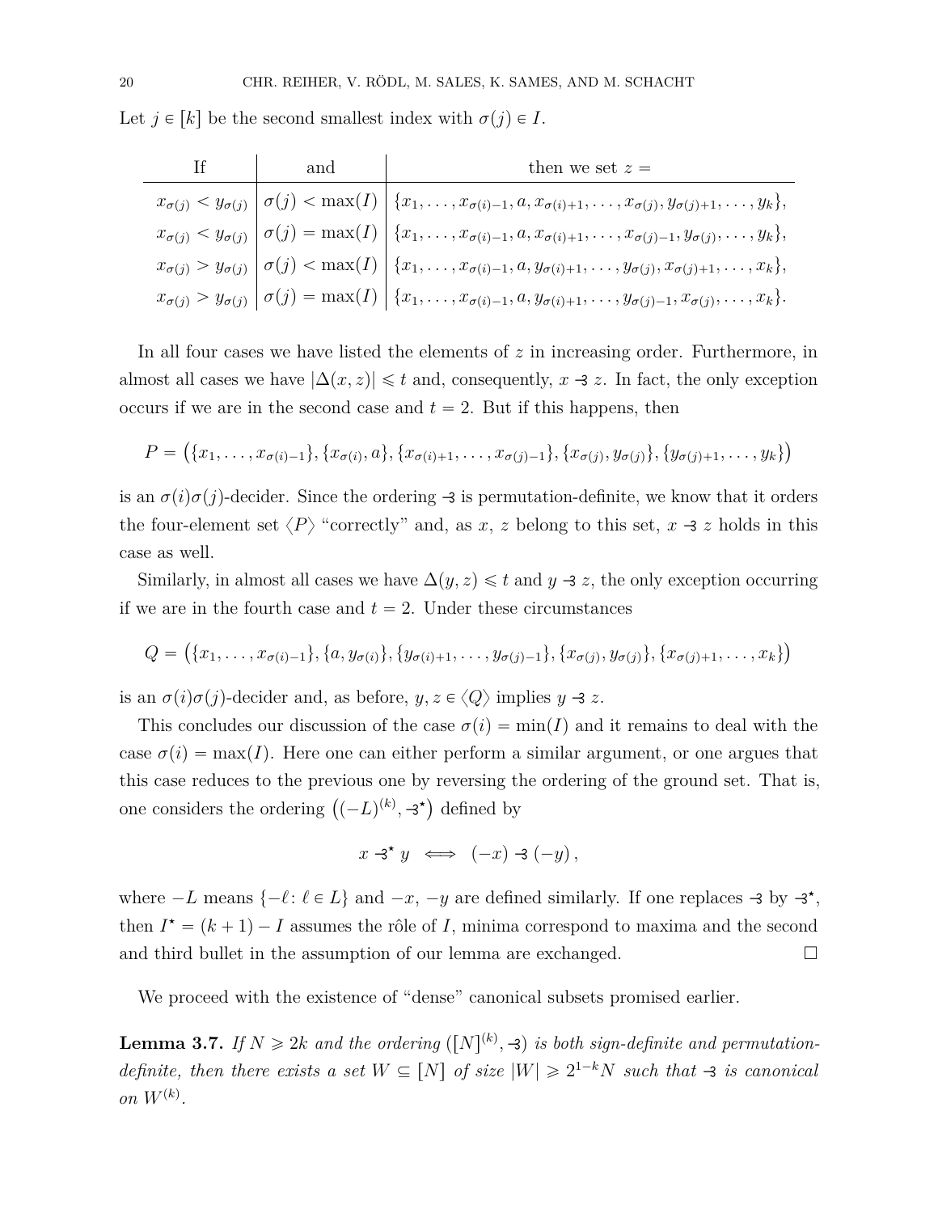Let $j \in [k]$ be the second smallest index with $\sigma(j) \in I$.

| If | and | then we set $z =$ |
|---|---|---|
| $x_{\sigma(j)} < y_{\sigma(j)}$ | $\sigma(j) < \max(I)$ | $\{x_1, \dots, x_{\sigma(i)-1}, a, x_{\sigma(i)+1}, \dots, x_{\sigma(j)}, y_{\sigma(j)+1}, \dots, y_k\}$, |
| $x_{\sigma(j)} < y_{\sigma(j)}$ | $\sigma(j) = \max(I)$ | $\{x_1, \dots, x_{\sigma(i)-1}, a, x_{\sigma(i)+1}, \dots, x_{\sigma(j)-1}, y_{\sigma(j)}, \dots, y_k\}$, |
| $x_{\sigma(j)} > y_{\sigma(j)}$ | $\sigma(j) < \max(I)$ | $\{x_1, \dots, x_{\sigma(i)-1}, a, y_{\sigma(i)+1}, \dots, y_{\sigma(j)}, x_{\sigma(j)+1}, \dots, x_k\}$, |
| $x_{\sigma(j)} > y_{\sigma(j)}$ | $\sigma(j) = \max(I)$ | $\{x_1, \dots, x_{\sigma(i)-1}, a, y_{\sigma(i)+1}, \dots, y_{\sigma(j)-1}, x_{\sigma(j)}, \dots, x_k\}$. |

In all four cases we have listed the elements of $z$ in increasing order. Furthermore, in almost all cases we have $|\Delta(x, z)| \leqslant t$ and, consequently, $x \dashv z$. In fact, the only exception occurs if we are in the second case and $t = 2$. But if this happens, then

$$P = \big(\{x_1, \dots, x_{\sigma(i)-1}\}, \{x_{\sigma(i)}, a\}, \{x_{\sigma(i)+1}, \dots, x_{\sigma(j)-1}\}, \{x_{\sigma(j)}, y_{\sigma(j)}\}, \{y_{\sigma(j)+1}, \dots, y_k\}\big)$$

is an $\sigma(i)\sigma(j)$-decider. Since the ordering $\dashv$ is permutation-definite, we know that it orders the four-element set $\langle P \rangle$ "correctly" and, as $x$, $z$ belong to this set, $x \dashv z$ holds in this case as well.

Similarly, in almost all cases we have $\Delta(y, z) \leqslant t$ and $y \dashv z$, the only exception occurring if we are in the fourth case and $t = 2$. Under these circumstances

$$Q = \big(\{x_1, \dots, x_{\sigma(i)-1}\}, \{a, y_{\sigma(i)}\}, \{y_{\sigma(i)+1}, \dots, y_{\sigma(j)-1}\}, \{x_{\sigma(j)}, y_{\sigma(j)}\}, \{x_{\sigma(j)+1}, \dots, x_k\}\big)$$

is an $\sigma(i)\sigma(j)$-decider and, as before, $y, z \in \langle Q \rangle$ implies $y \dashv z$.

This concludes our discussion of the case $\sigma(i) = \min(I)$ and it remains to deal with the case $\sigma(i) = \max(I)$. Here one can either perform a similar argument, or one argues that this case reduces to the previous one by reversing the ordering of the ground set. That is, one considers the ordering $\big((-L)^{(k)}, \dashv^\star\big)$ defined by

$$x \dashv^\star y \iff (-x) \dashv (-y)\,,$$

where $-L$ means $\{-\ell \colon \ell \in L\}$ and $-x$, $-y$ are defined similarly. If one replaces $\dashv$ by $\dashv^\star$, then $I^\star = (k + 1) - I$ assumes the rôle of $I$, minima correspond to maxima and the second and third bullet in the assumption of our lemma are exchanged. $\square$

We proceed with the existence of "dense" canonical subsets promised earlier.

**Lemma 3.7.** *If $N \geqslant 2k$ and the ordering $([N]^{(k)}, \dashv)$ is both sign-definite and permutation-definite, then there exists a set $W \subseteq [N]$ of size $|W| \geqslant 2^{1-k}N$ such that $\dashv$ is canonical on $W^{(k)}$.*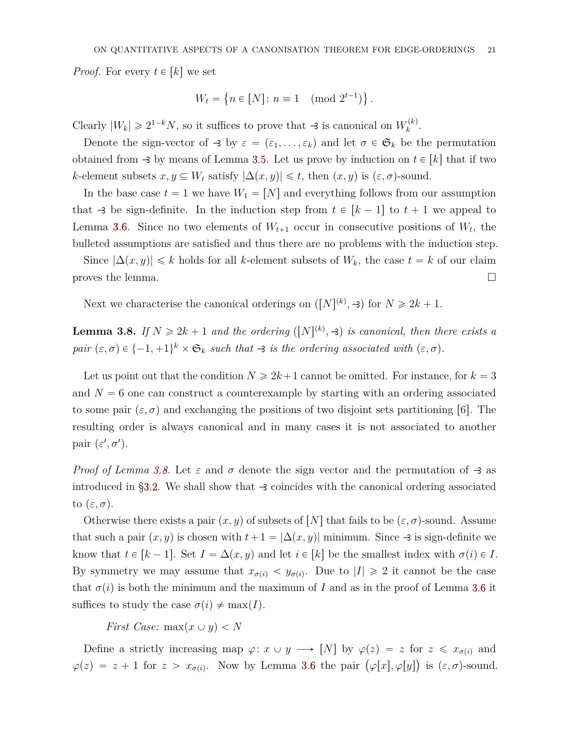*Proof.* For every $t \in [k]$ we set

$$W_t = \left\{ n \in [N] \colon n \equiv 1 \pmod{2^{t-1}} \right\}.$$

Clearly $|W_k| \geqslant 2^{1-k}N$, so it suffices to prove that $\dashv$ is canonical on $W_k^{(k)}$.

Denote the sign-vector of $\dashv$ by $\varepsilon = (\varepsilon_1, \dots, \varepsilon_k)$ and let $\sigma \in \mathfrak{S}_k$ be the permutation obtained from $\dashv$ by means of Lemma 3.5. Let us prove by induction on $t \in [k]$ that if two $k$-element subsets $x, y \subseteq W_t$ satisfy $|\Delta(x,y)| \leqslant t$, then $(x,y)$ is $(\varepsilon,\sigma)$-sound.

In the base case $t = 1$ we have $W_1 = [N]$ and everything follows from our assumption that $\dashv$ be sign-definite. In the induction step from $t \in [k-1]$ to $t+1$ we appeal to Lemma 3.6. Since no two elements of $W_{t+1}$ occur in consecutive positions of $W_t$, the bulleted assumptions are satisfied and thus there are no problems with the induction step.

Since $|\Delta(x,y)| \leqslant k$ holds for all $k$-element subsets of $W_k$, the case $t = k$ of our claim proves the lemma. □

Next we characterise the canonical orderings on $([N]^{(k)}, \dashv)$ for $N \geqslant 2k+1$.

**Lemma 3.8.** *If $N \geqslant 2k+1$ and the ordering $([N]^{(k)}, \dashv)$ is canonical, then there exists a pair $(\varepsilon,\sigma) \in \{-1,+1\}^k \times \mathfrak{S}_k$ such that $\dashv$ is the ordering associated with $(\varepsilon,\sigma)$.*

Let us point out that the condition $N \geqslant 2k+1$ cannot be omitted. For instance, for $k = 3$ and $N = 6$ one can construct a counterexample by starting with an ordering associated to some pair $(\varepsilon,\sigma)$ and exchanging the positions of two disjoint sets partitioning $[6]$. The resulting order is always canonical and in many cases it is not associated to another pair $(\varepsilon',\sigma')$.

*Proof of Lemma 3.8.* Let $\varepsilon$ and $\sigma$ denote the sign vector and the permutation of $\dashv$ as introduced in §3.2. We shall show that $\dashv$ coincides with the canonical ordering associated to $(\varepsilon,\sigma)$.

Otherwise there exists a pair $(x,y)$ of subsets of $[N]$ that fails to be $(\varepsilon,\sigma)$-sound. Assume that such a pair $(x,y)$ is chosen with $t+1 = |\Delta(x,y)|$ minimum. Since $\dashv$ is sign-definite we know that $t \in [k-1]$. Set $I = \Delta(x,y)$ and let $i \in [k]$ be the smallest index with $\sigma(i) \in I$. By symmetry we may assume that $x_{\sigma(i)} < y_{\sigma(i)}$. Due to $|I| \geqslant 2$ it cannot be the case that $\sigma(i)$ is both the minimum and the maximum of $I$ and as in the proof of Lemma 3.6 it suffices to study the case $\sigma(i) \neq \max(I)$.

*First Case:* $\max(x \cup y) < N$

Define a strictly increasing map $\varphi\colon x \cup y \longrightarrow [N]$ by $\varphi(z) = z$ for $z \leqslant x_{\sigma(i)}$ and $\varphi(z) = z+1$ for $z > x_{\sigma(i)}$. Now by Lemma 3.6 the pair $\big(\varphi[x], \varphi[y]\big)$ is $(\varepsilon,\sigma)$-sound.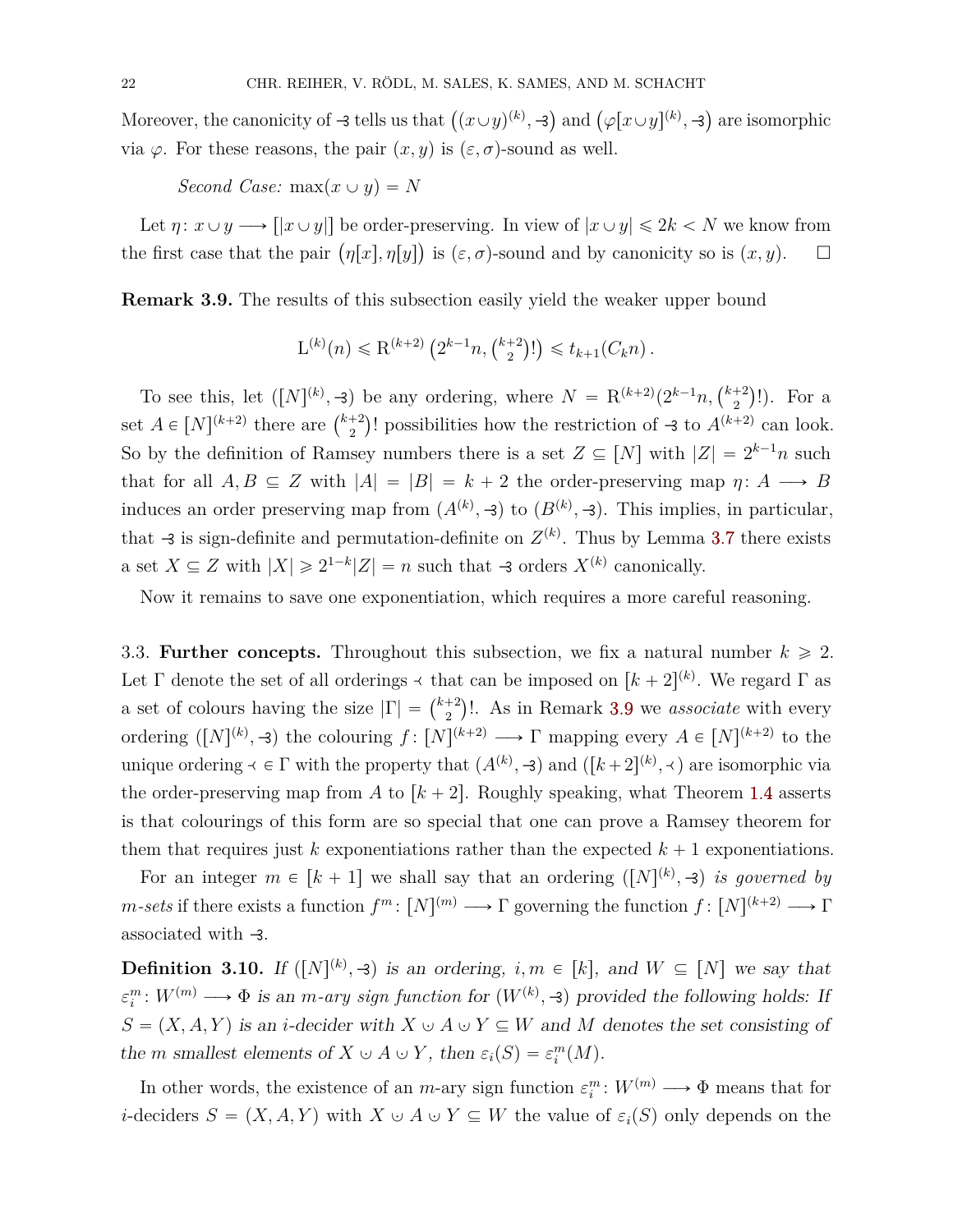Moreover, the canonicity of $\sqsubset$ tells us that $\big((x\cup y)^{(k)}, \sqsubset\big)$ and $\big(\varphi[x\cup y]^{(k)}, \sqsubset\big)$ are isomorphic via $\varphi$. For these reasons, the pair $(x, y)$ is $(\varepsilon, \sigma)$-sound as well.

*Second Case:* $\max(x \cup y) = N$

Let $\eta\colon x\cup y \longrightarrow [|x\cup y|]$ be order-preserving. In view of $|x\cup y| \leqslant 2k < N$ we know from the first case that the pair $\big(\eta[x], \eta[y]\big)$ is $(\varepsilon, \sigma)$-sound and by canonicity so is $(x, y)$. $\square$

**Remark 3.9.** The results of this subsection easily yield the weaker upper bound

$$\mathrm{L}^{(k)}(n) \leqslant \mathrm{R}^{(k+2)}\left(2^{k-1}n, \tbinom{k+2}{2}!\right) \leqslant t_{k+1}(C_k n)\,.$$

To see this, let $([N]^{(k)}, \sqsubset)$ be any ordering, where $N = \mathrm{R}^{(k+2)}(2^{k-1}n, \binom{k+2}{2}!)$. For a set $A \in [N]^{(k+2)}$ there are $\binom{k+2}{2}!$ possibilities how the restriction of $\sqsubset$ to $A^{(k+2)}$ can look. So by the definition of Ramsey numbers there is a set $Z \subseteq [N]$ with $|Z| = 2^{k-1}n$ such that for all $A, B \subseteq Z$ with $|A| = |B| = k+2$ the order-preserving map $\eta\colon A \longrightarrow B$ induces an order preserving map from $(A^{(k)}, \sqsubset)$ to $(B^{(k)}, \sqsubset)$. This implies, in particular, that $\sqsubset$ is sign-definite and permutation-definite on $Z^{(k)}$. Thus by Lemma 3.7 there exists a set $X \subseteq Z$ with $|X| \geqslant 2^{1-k}|Z| = n$ such that $\sqsubset$ orders $X^{(k)}$ canonically.

Now it remains to save one exponentiation, which requires a more careful reasoning.

3.3. **Further concepts.** Throughout this subsection, we fix a natural number $k \geqslant 2$. Let $\Gamma$ denote the set of all orderings $\prec$ that can be imposed on $[k+2]^{(k)}$. We regard $\Gamma$ as a set of colours having the size $|\Gamma| = \binom{k+2}{2}!$. As in Remark 3.9 we *associate* with every ordering $([N]^{(k)}, \sqsubset)$ the colouring $f\colon [N]^{(k+2)} \longrightarrow \Gamma$ mapping every $A \in [N]^{(k+2)}$ to the unique ordering $\prec\, \in \Gamma$ with the property that $(A^{(k)}, \sqsubset)$ and $([k+2]^{(k)}, \prec)$ are isomorphic via the order-preserving map from $A$ to $[k+2]$. Roughly speaking, what Theorem 1.4 asserts is that colourings of this form are so special that one can prove a Ramsey theorem for them that requires just $k$ exponentiations rather than the expected $k+1$ exponentiations.

For an integer $m \in [k+1]$ we shall say that an ordering $([N]^{(k)}, \sqsubset)$ *is governed by $m$-sets* if there exists a function $f^m\colon [N]^{(m)} \longrightarrow \Gamma$ governing the function $f\colon [N]^{(k+2)} \longrightarrow \Gamma$ associated with $\sqsubset$.

**Definition 3.10.** *If $([N]^{(k)}, \sqsubset)$ is an ordering, $i, m \in [k]$, and $W \subseteq [N]$ we say that $\varepsilon_i^m\colon W^{(m)} \longrightarrow \Phi$ is an $m$-ary sign function for $(W^{(k)}, \sqsubset)$ provided the following holds: If $S = (X, A, Y)$ is an $i$-decider with $X \cup A \cup Y \subseteq W$ and $M$ denotes the set consisting of the $m$ smallest elements of $X \cup A \cup Y$, then $\varepsilon_i(S) = \varepsilon_i^m(M)$.*

In other words, the existence of an $m$-ary sign function $\varepsilon_i^m\colon W^{(m)} \longrightarrow \Phi$ means that for $i$-deciders $S = (X, A, Y)$ with $X \cup A \cup Y \subseteq W$ the value of $\varepsilon_i(S)$ only depends on the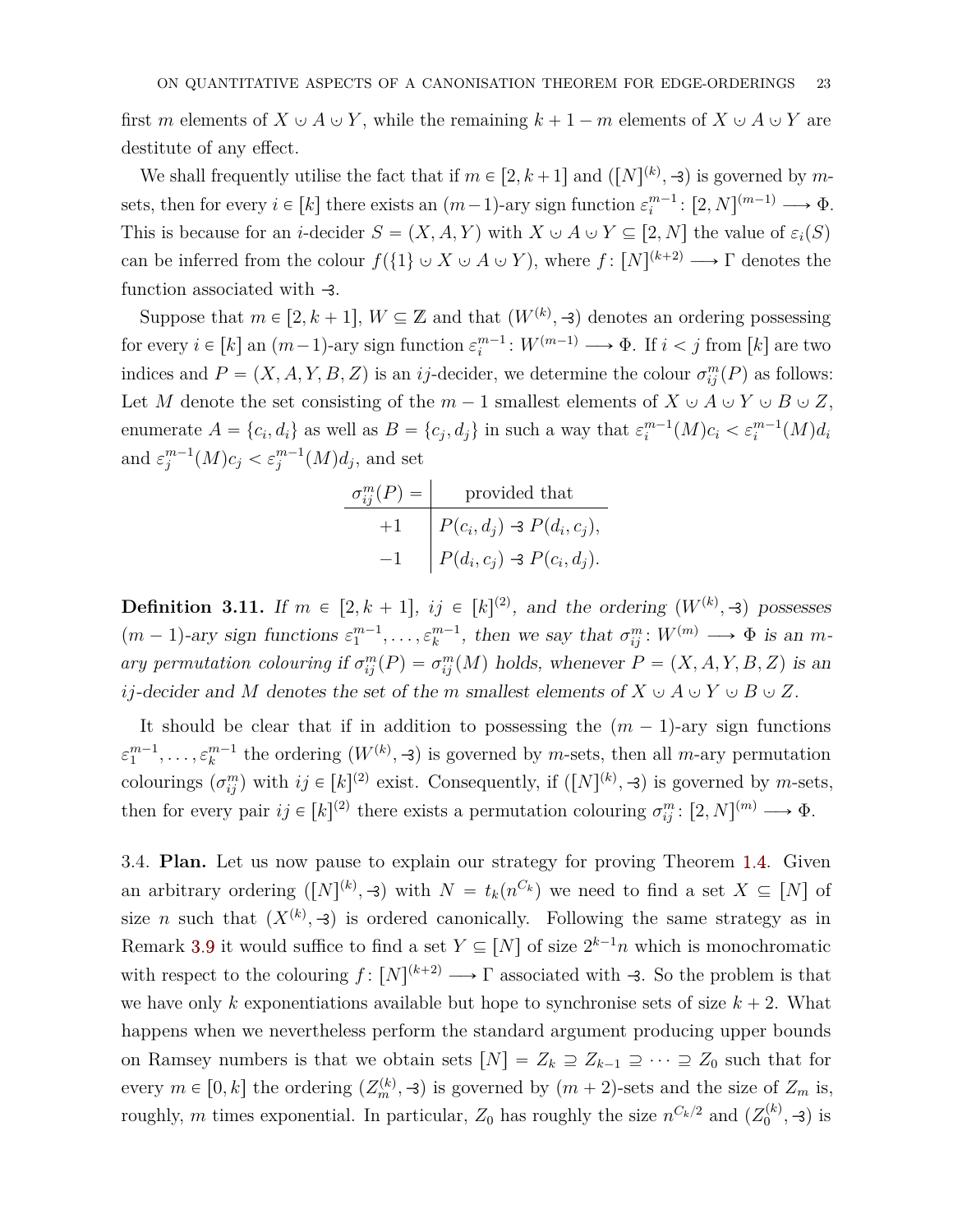first $m$ elements of $X \cup A \cup Y$, while the remaining $k+1-m$ elements of $X \cup A \cup Y$ are destitute of any effect.

We shall frequently utilise the fact that if $m \in [2, k+1]$ and $([N]^{(k)}, \dashv)$ is governed by $m$-sets, then for every $i \in [k]$ there exists an $(m-1)$-ary sign function $\varepsilon_i^{m-1} \colon [2,N]^{(m-1)} \longrightarrow \Phi$. This is because for an $i$-decider $S = (X, A, Y)$ with $X \cup A \cup Y \subseteq [2, N]$ the value of $\varepsilon_i(S)$ can be inferred from the colour $f(\{1\} \cup X \cup A \cup Y)$, where $f \colon [N]^{(k+2)} \longrightarrow \Gamma$ denotes the function associated with $\dashv$.

Suppose that $m \in [2, k+1]$, $W \subseteq \mathbb{Z}$ and that $(W^{(k)}, \dashv)$ denotes an ordering possessing for every $i \in [k]$ an $(m-1)$-ary sign function $\varepsilon_i^{m-1} \colon W^{(m-1)} \longrightarrow \Phi$. If $i < j$ from $[k]$ are two indices and $P = (X, A, Y, B, Z)$ is an $ij$-decider, we determine the colour $\sigma_{ij}^m(P)$ as follows: Let $M$ denote the set consisting of the $m-1$ smallest elements of $X \cup A \cup Y \cup B \cup Z$, enumerate $A = \{c_i, d_i\}$ as well as $B = \{c_j, d_j\}$ in such a way that $\varepsilon_i^{m-1}(M)c_i < \varepsilon_i^{m-1}(M)d_i$ and $\varepsilon_j^{m-1}(M)c_j < \varepsilon_j^{m-1}(M)d_j$, and set

| $\sigma_{ij}^m(P) =$ | provided that |
|---|---|
| $+1$ | $P(c_i, d_j) \dashv P(d_i, c_j)$, |
| $-1$ | $P(d_i, c_j) \dashv P(c_i, d_j)$. |

**Definition 3.11.** *If $m \in [2, k+1]$, $ij \in [k]^{(2)}$, and the ordering $(W^{(k)}, \dashv)$ possesses $(m-1)$-ary sign functions $\varepsilon_1^{m-1}, \dots, \varepsilon_k^{m-1}$, then we say that $\sigma_{ij}^m \colon W^{(m)} \longrightarrow \Phi$ is an $m$-ary permutation colouring if $\sigma_{ij}^m(P) = \sigma_{ij}^m(M)$ holds, whenever $P = (X, A, Y, B, Z)$ is an $ij$-decider and $M$ denotes the set of the $m$ smallest elements of $X \cup A \cup Y \cup B \cup Z$.*

It should be clear that if in addition to possessing the $(m-1)$-ary sign functions $\varepsilon_1^{m-1}, \dots, \varepsilon_k^{m-1}$ the ordering $(W^{(k)}, \dashv)$ is governed by $m$-sets, then all $m$-ary permutation colourings $(\sigma_{ij}^m)$ with $ij \in [k]^{(2)}$ exist. Consequently, if $([N]^{(k)}, \dashv)$ is governed by $m$-sets, then for every pair $ij \in [k]^{(2)}$ there exists a permutation colouring $\sigma_{ij}^m \colon [2, N]^{(m)} \longrightarrow \Phi$.

3.4. **Plan.** Let us now pause to explain our strategy for proving Theorem 1.4. Given an arbitrary ordering $([N]^{(k)}, \dashv)$ with $N = t_k(n^{C_k})$ we need to find a set $X \subseteq [N]$ of size $n$ such that $(X^{(k)}, \dashv)$ is ordered canonically. Following the same strategy as in Remark 3.9 it would suffice to find a set $Y \subseteq [N]$ of size $2^{k-1}n$ which is monochromatic with respect to the colouring $f \colon [N]^{(k+2)} \longrightarrow \Gamma$ associated with $\dashv$. So the problem is that we have only $k$ exponentiations available but hope to synchronise sets of size $k+2$. What happens when we nevertheless perform the standard argument producing upper bounds on Ramsey numbers is that we obtain sets $[N] = Z_k \supseteq Z_{k-1} \supseteq \dots \supseteq Z_0$ such that for every $m \in [0, k]$ the ordering $(Z_m^{(k)}, \dashv)$ is governed by $(m+2)$-sets and the size of $Z_m$ is, roughly, $m$ times exponential. In particular, $Z_0$ has roughly the size $n^{C_k/2}$ and $(Z_0^{(k)}, \dashv)$ is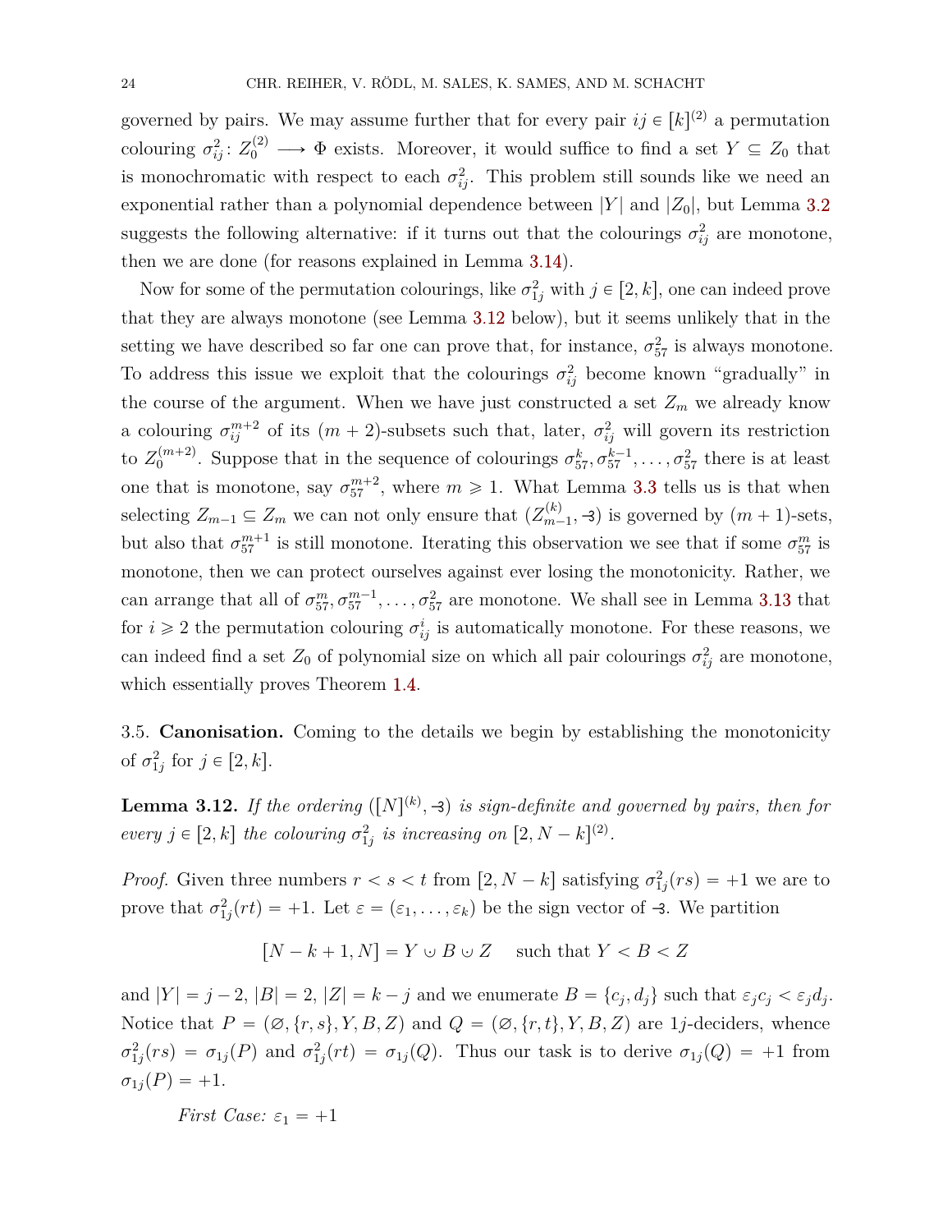governed by pairs. We may assume further that for every pair $ij \in [k]^{(2)}$ a permutation colouring $\sigma^2_{ij}\colon Z_0^{(2)} \longrightarrow \Phi$ exists. Moreover, it would suffice to find a set $Y \subseteq Z_0$ that is monochromatic with respect to each $\sigma^2_{ij}$. This problem still sounds like we need an exponential rather than a polynomial dependence between $|Y|$ and $|Z_0|$, but Lemma 3.2 suggests the following alternative: if it turns out that the colourings $\sigma^2_{ij}$ are monotone, then we are done (for reasons explained in Lemma 3.14).

Now for some of the permutation colourings, like $\sigma^2_{1j}$ with $j \in [2,k]$, one can indeed prove that they are always monotone (see Lemma 3.12 below), but it seems unlikely that in the setting we have described so far one can prove that, for instance, $\sigma^2_{57}$ is always monotone. To address this issue we exploit that the colourings $\sigma^2_{ij}$ become known "gradually" in the course of the argument. When we have just constructed a set $Z_m$ we already know a colouring $\sigma^{m+2}_{ij}$ of its $(m+2)$-subsets such that, later, $\sigma^2_{ij}$ will govern its restriction to $Z_0^{(m+2)}$. Suppose that in the sequence of colourings $\sigma^k_{57}, \sigma^{k-1}_{57}, \dots, \sigma^2_{57}$ there is at least one that is monotone, say $\sigma^{m+2}_{57}$, where $m \geqslant 1$. What Lemma 3.3 tells us is that when selecting $Z_{m-1} \subseteq Z_m$ we can not only ensure that $(Z^{(k)}_{m-1}, \dashv)$ is governed by $(m+1)$-sets, but also that $\sigma^{m+1}_{57}$ is still monotone. Iterating this observation we see that if some $\sigma^m_{57}$ is monotone, then we can protect ourselves against ever losing the monotonicity. Rather, we can arrange that all of $\sigma^m_{57}, \sigma^{m-1}_{57}, \dots, \sigma^2_{57}$ are monotone. We shall see in Lemma 3.13 that for $i \geqslant 2$ the permutation colouring $\sigma^i_{ij}$ is automatically monotone. For these reasons, we can indeed find a set $Z_0$ of polynomial size on which all pair colourings $\sigma^2_{ij}$ are monotone, which essentially proves Theorem 1.4.

3.5. **Canonisation.** Coming to the details we begin by establishing the monotonicity of $\sigma^2_{1j}$ for $j \in [2,k]$.

**Lemma 3.12.** *If the ordering $([N]^{(k)}, \dashv)$ is sign-definite and governed by pairs, then for every $j \in [2,k]$ the colouring $\sigma^2_{1j}$ is increasing on $[2, N-k]^{(2)}$.*

*Proof.* Given three numbers $r < s < t$ from $[2, N-k]$ satisfying $\sigma^2_{1j}(rs) = +1$ we are to prove that $\sigma^2_{1j}(rt) = +1$. Let $\varepsilon = (\varepsilon_1, \dots, \varepsilon_k)$ be the sign vector of $\dashv$. We partition

$$[N-k+1, N] = Y \cup B \cup Z \quad \text{such that } Y < B < Z$$

and $|Y| = j-2$, $|B| = 2$, $|Z| = k-j$ and we enumerate $B = \{c_j, d_j\}$ such that $\varepsilon_j c_j < \varepsilon_j d_j$. Notice that $P = (\varnothing, \{r,s\}, Y, B, Z)$ and $Q = (\varnothing, \{r,t\}, Y, B, Z)$ are $1j$-deciders, whence $\sigma^2_{1j}(rs) = \sigma_{1j}(P)$ and $\sigma^2_{1j}(rt) = \sigma_{1j}(Q)$. Thus our task is to derive $\sigma_{1j}(Q) = +1$ from $\sigma_{1j}(P) = +1$.

*First Case: $\varepsilon_1 = +1$*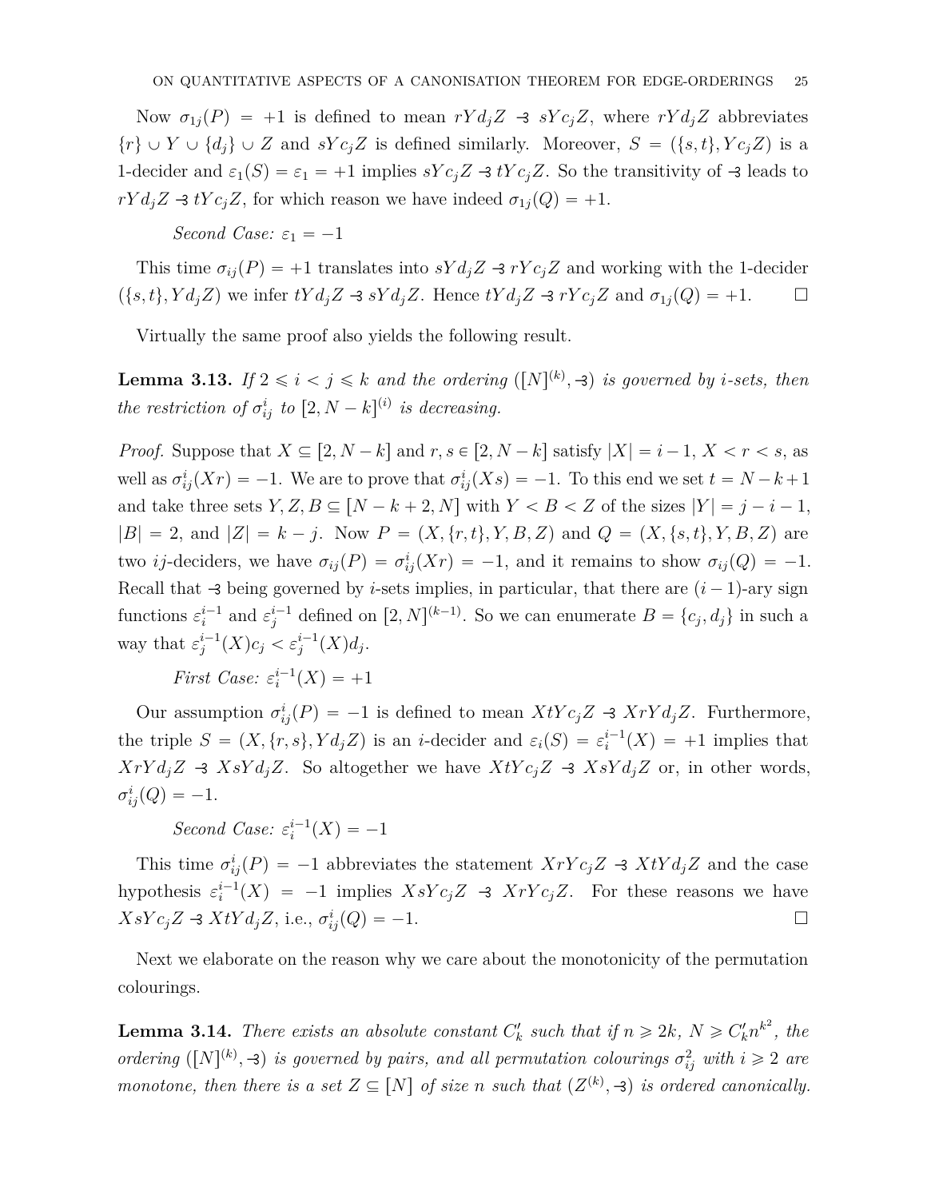Now $\sigma_{1j}(P) = +1$ is defined to mean $rYd_jZ \dashv\!\!\!\;\exists\ sYc_jZ$, where $rYd_jZ$ abbreviates $\{r\} \cup Y \cup \{d_j\} \cup Z$ and $sYc_jZ$ is defined similarly. Moreover, $S = (\{s,t\}, Yc_jZ)$ is a 1-decider and $\varepsilon_1(S) = \varepsilon_1 = +1$ implies $sYc_jZ \dashv\!\!\!\;\exists\ tYc_jZ$. So the transitivity of $\dashv\!\!\!\;\exists$ leads to $rYd_jZ \dashv\!\!\!\;\exists\ tYc_jZ$, for which reason we have indeed $\sigma_{1j}(Q) = +1$.

*Second Case:* $\varepsilon_1 = -1$

This time $\sigma_{ij}(P) = +1$ translates into $sYd_jZ \dashv\!\!\!\;\exists\ rYc_jZ$ and working with the 1-decider $(\{s,t\}, Yd_jZ)$ we infer $tYd_jZ \dashv\!\!\!\;\exists\ sYd_jZ$. Hence $tYd_jZ \dashv\!\!\!\;\exists\ rYc_jZ$ and $\sigma_{1j}(Q) = +1$. □

Virtually the same proof also yields the following result.

**Lemma 3.13.** *If $2 \leqslant i < j \leqslant k$ and the ordering $([N]^{(k)}, \dashv\!\!\!\;\exists)$ is governed by $i$-sets, then the restriction of $\sigma^i_{ij}$ to $[2, N-k]^{(i)}$ is decreasing.*

*Proof.* Suppose that $X \subseteq [2, N-k]$ and $r, s \in [2, N-k]$ satisfy $|X| = i-1$, $X < r < s$, as well as $\sigma^i_{ij}(Xr) = -1$. We are to prove that $\sigma^i_{ij}(Xs) = -1$. To this end we set $t = N-k+1$ and take three sets $Y, Z, B \subseteq [N-k+2, N]$ with $Y < B < Z$ of the sizes $|Y| = j-i-1$, $|B| = 2$, and $|Z| = k-j$. Now $P = (X, \{r,t\}, Y, B, Z)$ and $Q = (X, \{s,t\}, Y, B, Z)$ are two $ij$-deciders, we have $\sigma_{ij}(P) = \sigma^i_{ij}(Xr) = -1$, and it remains to show $\sigma_{ij}(Q) = -1$. Recall that $\dashv\!\!\!\;\exists$ being governed by $i$-sets implies, in particular, that there are $(i-1)$-ary sign functions $\varepsilon^{i-1}_i$ and $\varepsilon^{i-1}_j$ defined on $[2, N]^{(k-1)}$. So we can enumerate $B = \{c_j, d_j\}$ in such a way that $\varepsilon^{i-1}_j(X)c_j < \varepsilon^{i-1}_j(X)d_j$.

*First Case:* $\varepsilon^{i-1}_i(X) = +1$

Our assumption $\sigma^i_{ij}(P) = -1$ is defined to mean $XtYc_jZ \dashv\!\!\!\;\exists\ XrYd_jZ$. Furthermore, the triple $S = (X, \{r,s\}, Yd_jZ)$ is an $i$-decider and $\varepsilon_i(S) = \varepsilon^{i-1}_i(X) = +1$ implies that $XrYd_jZ \dashv\!\!\!\;\exists\ XsYd_jZ$. So altogether we have $XtYc_jZ \dashv\!\!\!\;\exists\ XsYd_jZ$ or, in other words, $\sigma^i_{ij}(Q) = -1$.

*Second Case:* $\varepsilon^{i-1}_i(X) = -1$

This time $\sigma^i_{ij}(P) = -1$ abbreviates the statement $XrYc_jZ \dashv\!\!\!\;\exists\ XtYd_jZ$ and the case hypothesis $\varepsilon^{i-1}_i(X) = -1$ implies $XsYc_jZ \dashv\!\!\!\;\exists\ XrYc_jZ$. For these reasons we have $XsYc_jZ \dashv\!\!\!\;\exists\ XtYd_jZ$, i.e., $\sigma^i_{ij}(Q) = -1$. □

Next we elaborate on the reason why we care about the monotonicity of the permutation colourings.

**Lemma 3.14.** *There exists an absolute constant $C'_k$ such that if $n \geqslant 2k$, $N \geqslant C'_k n^{k^2}$, the ordering $([N]^{(k)}, \dashv\!\!\!\;\exists)$ is governed by pairs, and all permutation colourings $\sigma^2_{ij}$ with $i \geqslant 2$ are monotone, then there is a set $Z \subseteq [N]$ of size $n$ such that $(Z^{(k)}, \dashv\!\!\!\;\exists)$ is ordered canonically.*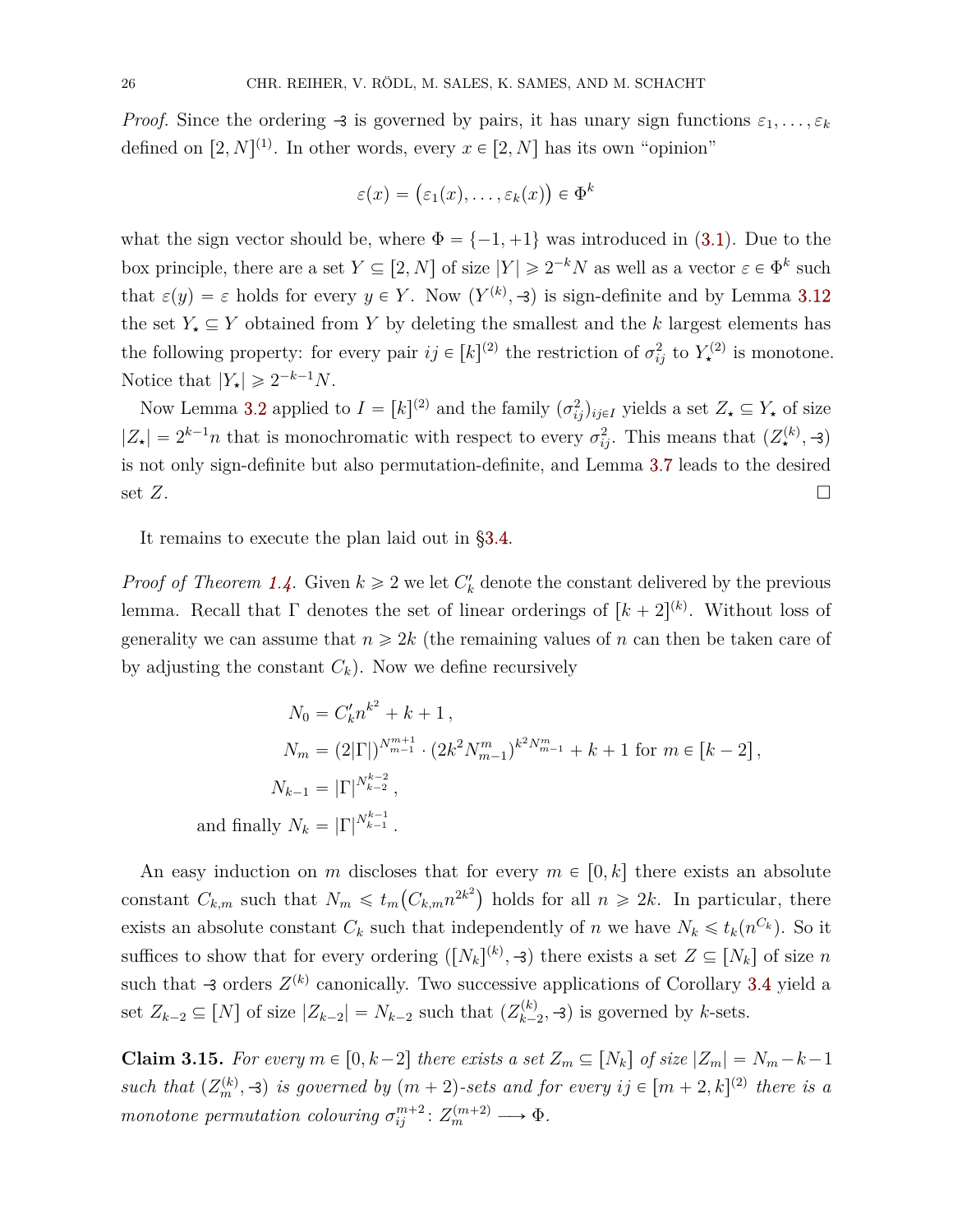*Proof.* Since the ordering $\dashv$ is governed by pairs, it has unary sign functions $\varepsilon_1, \dots, \varepsilon_k$ defined on $[2, N]^{(1)}$. In other words, every $x \in [2, N]$ has its own "opinion"

$$\varepsilon(x) = \big(\varepsilon_1(x), \dots, \varepsilon_k(x)\big) \in \Phi^k$$

what the sign vector should be, where $\Phi = \{-1, +1\}$ was introduced in (3.1). Due to the box principle, there are a set $Y \subseteq [2, N]$ of size $|Y| \geqslant 2^{-k}N$ as well as a vector $\varepsilon \in \Phi^k$ such that $\varepsilon(y) = \varepsilon$ holds for every $y \in Y$. Now $(Y^{(k)}, \dashv)$ is sign-definite and by Lemma 3.12 the set $Y_\star \subseteq Y$ obtained from $Y$ by deleting the smallest and the $k$ largest elements has the following property: for every pair $ij \in [k]^{(2)}$ the restriction of $\sigma^2_{ij}$ to $Y^{(2)}_\star$ is monotone. Notice that $|Y_\star| \geqslant 2^{-k-1}N$.

Now Lemma 3.2 applied to $I = [k]^{(2)}$ and the family $(\sigma^2_{ij})_{ij \in I}$ yields a set $Z_\star \subseteq Y_\star$ of size $|Z_\star| = 2^{k-1}n$ that is monochromatic with respect to every $\sigma^2_{ij}$. This means that $(Z^{(k)}_\star, \dashv)$ is not only sign-definite but also permutation-definite, and Lemma 3.7 leads to the desired set $Z$. $\square$

It remains to execute the plan laid out in §3.4.

*Proof of Theorem 1.4.* Given $k \geqslant 2$ we let $C'_k$ denote the constant delivered by the previous lemma. Recall that $\Gamma$ denotes the set of linear orderings of $[k+2]^{(k)}$. Without loss of generality we can assume that $n \geqslant 2k$ (the remaining values of $n$ can then be taken care of by adjusting the constant $C_k$). Now we define recursively

$$
\begin{aligned}
N_0 &= C'_k n^{k^2} + k + 1\,, \\
N_m &= (2|\Gamma|)^{N^{m+1}_{m-1}} \cdot \big(2k^2 N^m_{m-1}\big)^{k^2 N^m_{m-1}} + k + 1 \text{ for } m \in [k-2]\,, \\
N_{k-1} &= |\Gamma|^{N^{k-2}_{k-2}}\,, \\
\text{and finally } N_k &= |\Gamma|^{N^{k-1}_{k-1}}\,.
\end{aligned}
$$

An easy induction on $m$ discloses that for every $m \in [0, k]$ there exists an absolute constant $C_{k,m}$ such that $N_m \leqslant t_m\big(C_{k,m} n^{2k^2}\big)$ holds for all $n \geqslant 2k$. In particular, there exists an absolute constant $C_k$ such that independently of $n$ we have $N_k \leqslant t_k(n^{C_k})$. So it suffices to show that for every ordering $([N_k]^{(k)}, \dashv)$ there exists a set $Z \subseteq [N_k]$ of size $n$ such that $\dashv$ orders $Z^{(k)}$ canonically. Two successive applications of Corollary 3.4 yield a set $Z_{k-2} \subseteq [N]$ of size $|Z_{k-2}| = N_{k-2}$ such that $(Z^{(k)}_{k-2}, \dashv)$ is governed by $k$-sets.

**Claim 3.15.** *For every $m \in [0, k-2]$ there exists a set $Z_m \subseteq [N_k]$ of size $|Z_m| = N_m - k - 1$ such that $(Z^{(k)}_m, \dashv)$ is governed by $(m+2)$-sets and for every $ij \in [m+2, k]^{(2)}$ there is a monotone permutation colouring $\sigma^{m+2}_{ij} \colon Z^{(m+2)}_m \longrightarrow \Phi$.*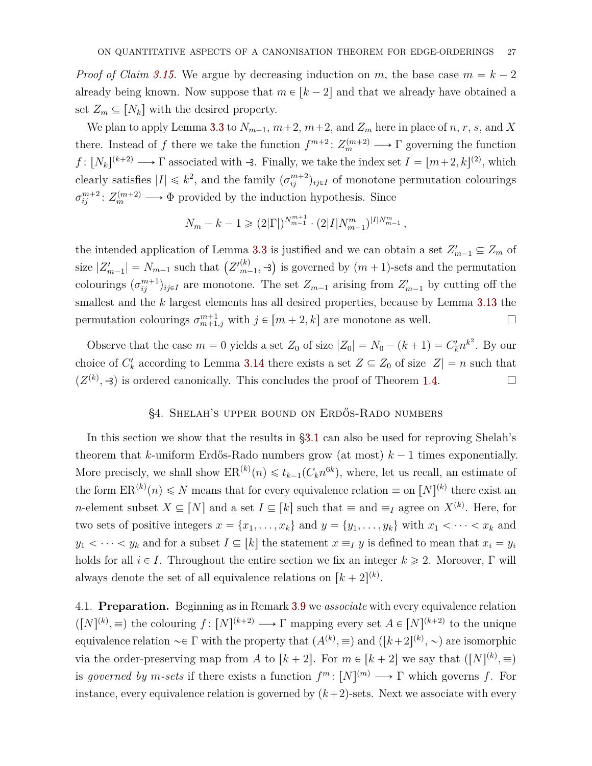*Proof of Claim 3.15.* We argue by decreasing induction on $m$, the base case $m = k-2$ already being known. Now suppose that $m \in [k-2]$ and that we already have obtained a set $Z_m \subseteq [N_k]$ with the desired property.

We plan to apply Lemma 3.3 to $N_{m-1}$, $m+2$, $m+2$, and $Z_m$ here in place of $n$, $r$, $s$, and $X$ there. Instead of $f$ there we take the function $f^{m+2}\colon Z_m^{(m+2)} \longrightarrow \Gamma$ governing the function $f\colon [N_k]^{(k+2)} \longrightarrow \Gamma$ associated with $\dashv$. Finally, we take the index set $I = [m+2, k]^{(2)}$, which clearly satisfies $|I| \leqslant k^2$, and the family $(\sigma_{ij}^{m+2})_{ij \in I}$ of monotone permutation colourings $\sigma_{ij}^{m+2}\colon Z_m^{(m+2)} \longrightarrow \Phi$ provided by the induction hypothesis. Since

$$N_m - k - 1 \geqslant (2|\Gamma|)^{N_{m-1}^{m+1}} \cdot (2|I|N_{m-1}^m)^{|I|N_{m-1}^m},$$

the intended application of Lemma 3.3 is justified and we can obtain a set $Z'_{m-1} \subseteq Z_m$ of size $|Z'_{m-1}| = N_{m-1}$ such that $\big({Z'}_{m-1}^{(k)}, \dashv\big)$ is governed by $(m+1)$-sets and the permutation colourings $(\sigma_{ij}^{m+1})_{ij \in I}$ are monotone. The set $Z_{m-1}$ arising from $Z'_{m-1}$ by cutting off the smallest and the $k$ largest elements has all desired properties, because by Lemma 3.13 the permutation colourings $\sigma_{m+1,j}^{m+1}$ with $j \in [m+2, k]$ are monotone as well. □

Observe that the case $m = 0$ yields a set $Z_0$ of size $|Z_0| = N_0 - (k+1) = C'_k n^{k^2}$. By our choice of $C'_k$ according to Lemma 3.14 there exists a set $Z \subseteq Z_0$ of size $|Z| = n$ such that $(Z^{(k)}, \dashv)$ is ordered canonically. This concludes the proof of Theorem 1.4. □

## §4. Shelah's upper bound on Erdős-Rado numbers

In this section we show that the results in §3.1 can also be used for reproving Shelah's theorem that $k$-uniform Erdős-Rado numbers grow (at most) $k-1$ times exponentially. More precisely, we shall show $\mathrm{ER}^{(k)}(n) \leqslant t_{k-1}(C_k n^{6k})$, where, let us recall, an estimate of the form $\mathrm{ER}^{(k)}(n) \leqslant N$ means that for every equivalence relation $\equiv$ on $[N]^{(k)}$ there exist an $n$-element subset $X \subseteq [N]$ and a set $I \subseteq [k]$ such that $\equiv$ and $\equiv_I$ agree on $X^{(k)}$. Here, for two sets of positive integers $x = \{x_1, \dots, x_k\}$ and $y = \{y_1, \dots, y_k\}$ with $x_1 < \dots < x_k$ and $y_1 < \dots < y_k$ and for a subset $I \subseteq [k]$ the statement $x \equiv_I y$ is defined to mean that $x_i = y_i$ holds for all $i \in I$. Throughout the entire section we fix an integer $k \geqslant 2$. Moreover, $\Gamma$ will always denote the set of all equivalence relations on $[k+2]^{(k)}$.

4.1. **Preparation.** Beginning as in Remark 3.9 we *associate* with every equivalence relation $([N]^{(k)}, \equiv)$ the colouring $f\colon [N]^{(k+2)} \longrightarrow \Gamma$ mapping every set $A \in [N]^{(k+2)}$ to the unique equivalence relation $\sim \in \Gamma$ with the property that $(A^{(k)}, \equiv)$ and $([k+2]^{(k)}, \sim)$ are isomorphic via the order-preserving map from $A$ to $[k+2]$. For $m \in [k+2]$ we say that $([N]^{(k)}, \equiv)$ is *governed by $m$-sets* if there exists a function $f^m\colon [N]^{(m)} \longrightarrow \Gamma$ which governs $f$. For instance, every equivalence relation is governed by $(k+2)$-sets. Next we associate with every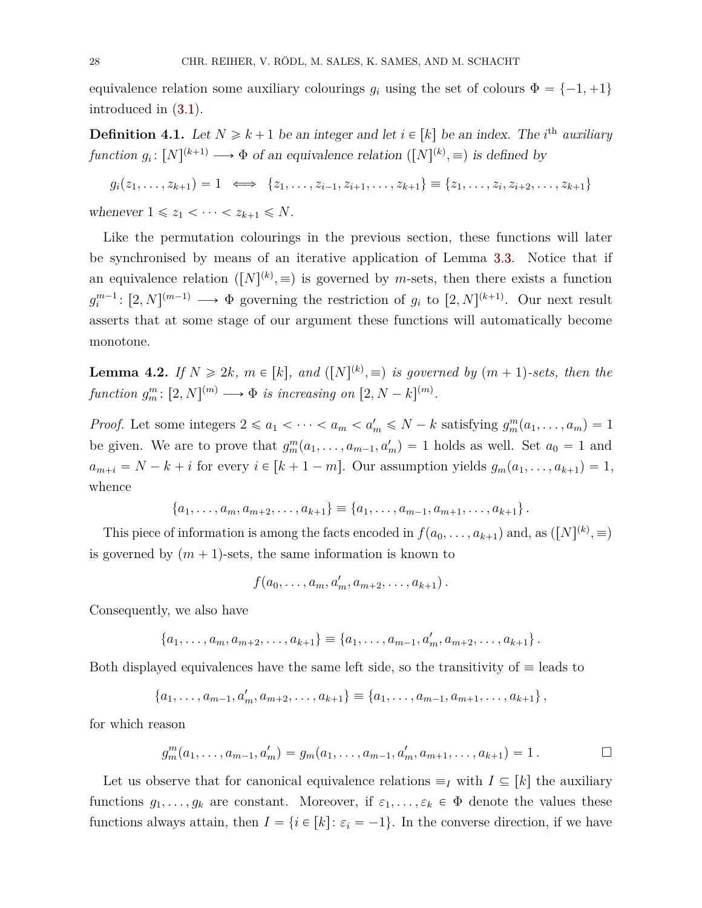equivalence relation some auxiliary colourings $g_i$ using the set of colours $\Phi = \{-1, +1\}$ introduced in (3.1).

**Definition 4.1.** *Let $N \geqslant k+1$ be an integer and let $i \in [k]$ be an index. The $i^{\text{th}}$ auxiliary function $g_i\colon [N]^{(k+1)} \longrightarrow \Phi$ of an equivalence relation $([N]^{(k)}, \equiv)$ is defined by*

$$g_i(z_1, \dots, z_{k+1}) = 1 \iff \{z_1, \dots, z_{i-1}, z_{i+1}, \dots, z_{k+1}\} \equiv \{z_1, \dots, z_i, z_{i+2}, \dots, z_{k+1}\}$$

*whenever $1 \leqslant z_1 < \dots < z_{k+1} \leqslant N$.*

Like the permutation colourings in the previous section, these functions will later be synchronised by means of an iterative application of Lemma 3.3. Notice that if an equivalence relation $([N]^{(k)}, \equiv)$ is governed by $m$-sets, then there exists a function $g_i^{m-1}\colon [2,N]^{(m-1)} \longrightarrow \Phi$ governing the restriction of $g_i$ to $[2,N]^{(k+1)}$. Our next result asserts that at some stage of our argument these functions will automatically become monotone.

**Lemma 4.2.** *If $N \geqslant 2k$, $m \in [k]$, and $([N]^{(k)}, \equiv)$ is governed by $(m+1)$-sets, then the function $g_m^m\colon [2,N]^{(m)} \longrightarrow \Phi$ is increasing on $[2, N-k]^{(m)}$.*

*Proof.* Let some integers $2 \leqslant a_1 < \dots < a_m < a_m' \leqslant N-k$ satisfying $g_m^m(a_1, \dots, a_m) = 1$ be given. We are to prove that $g_m^m(a_1, \dots, a_{m-1}, a_m') = 1$ holds as well. Set $a_0 = 1$ and $a_{m+i} = N - k + i$ for every $i \in [k+1-m]$. Our assumption yields $g_m(a_1, \dots, a_{k+1}) = 1$, whence

$$\{a_1, \dots, a_m, a_{m+2}, \dots, a_{k+1}\} \equiv \{a_1, \dots, a_{m-1}, a_{m+1}, \dots, a_{k+1}\}\,.$$

This piece of information is among the facts encoded in $f(a_0, \dots, a_{k+1})$ and, as $([N]^{(k)}, \equiv)$ is governed by $(m+1)$-sets, the same information is known to

$$f(a_0, \dots, a_m, a_m', a_{m+2}, \dots, a_{k+1})\,.$$

Consequently, we also have

$$\{a_1, \dots, a_m, a_{m+2}, \dots, a_{k+1}\} \equiv \{a_1, \dots, a_{m-1}, a_m', a_{m+2}, \dots, a_{k+1}\}\,.$$

Both displayed equivalences have the same left side, so the transitivity of $\equiv$ leads to

$$\{a_1, \dots, a_{m-1}, a_m', a_{m+2}, \dots, a_{k+1}\} \equiv \{a_1, \dots, a_{m-1}, a_{m+1}, \dots, a_{k+1}\}\,,$$

for which reason

$$g_m^m(a_1, \dots, a_{m-1}, a_m') = g_m(a_1, \dots, a_{m-1}, a_m', a_{m+1}, \dots, a_{k+1}) = 1\,. \qquad \square$$

Let us observe that for canonical equivalence relations $\equiv_I$ with $I \subseteq [k]$ the auxiliary functions $g_1, \dots, g_k$ are constant. Moreover, if $\varepsilon_1, \dots, \varepsilon_k \in \Phi$ denote the values these functions always attain, then $I = \{i \in [k] : \varepsilon_i = -1\}$. In the converse direction, if we have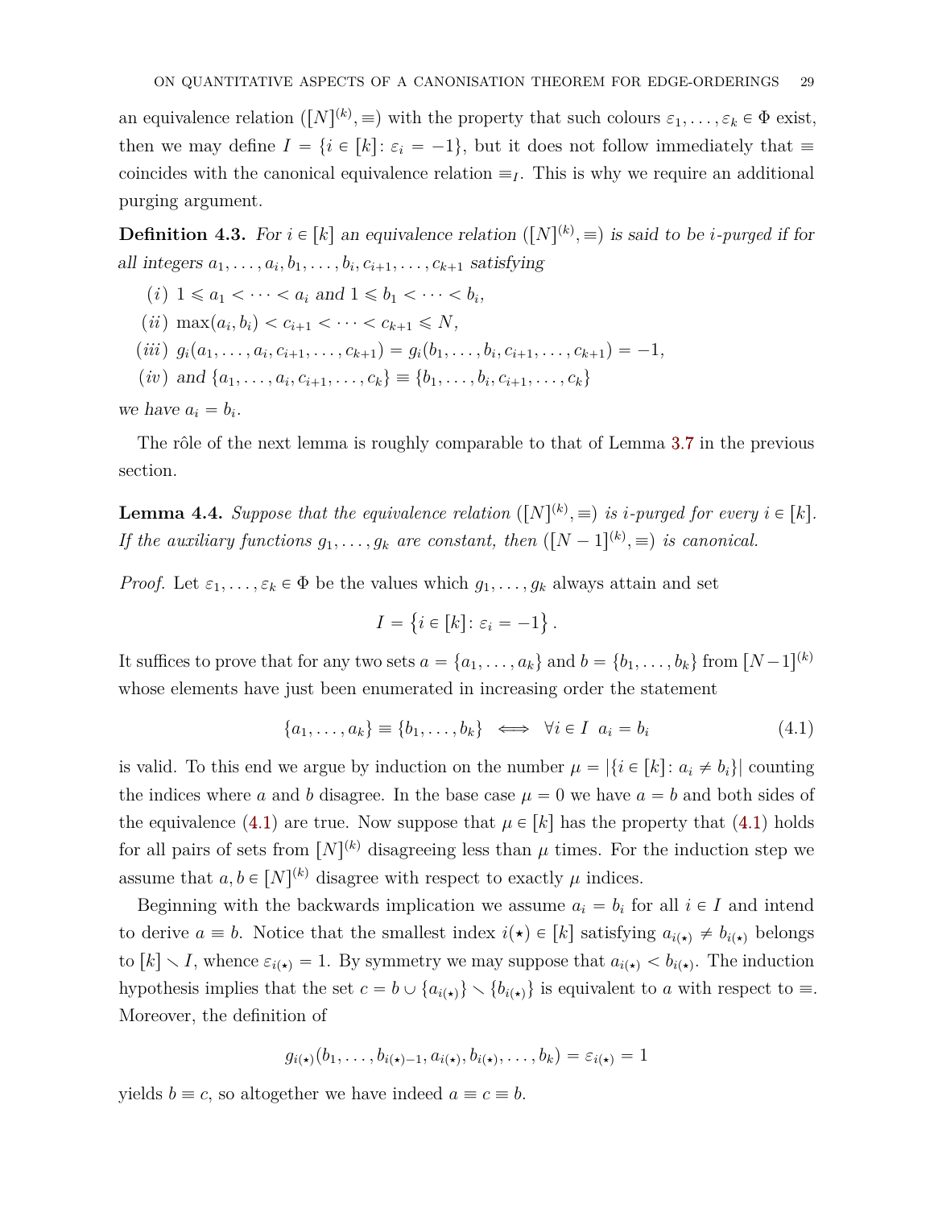an equivalence relation $([N]^{(k)}, \equiv)$ with the property that such colours $\varepsilon_1, \dots, \varepsilon_k \in \Phi$ exist, then we may define $I = \{i \in [k] \colon \varepsilon_i = -1\}$, but it does not follow immediately that $\equiv$ coincides with the canonical equivalence relation $\equiv_I$. This is why we require an additional purging argument.

**Definition 4.3.** *For $i \in [k]$ an equivalence relation $([N]^{(k)}, \equiv)$ is said to be $i$-purged if for all integers $a_1, \dots, a_i, b_1, \dots, b_i, c_{i+1}, \dots, c_{k+1}$ satisfying*

- *(i)* $1 \leqslant a_1 < \dots < a_i$ *and* $1 \leqslant b_1 < \dots < b_i$*,*
- *(ii)* $\max(a_i, b_i) < c_{i+1} < \dots < c_{k+1} \leqslant N$*,*
- *(iii)* $g_i(a_1, \dots, a_i, c_{i+1}, \dots, c_{k+1}) = g_i(b_1, \dots, b_i, c_{i+1}, \dots, c_{k+1}) = -1$*,*
- *(iv) and* $\{a_1, \dots, a_i, c_{i+1}, \dots, c_k\} \equiv \{b_1, \dots, b_i, c_{i+1}, \dots, c_k\}$

*we have $a_i = b_i$.*

The rôle of the next lemma is roughly comparable to that of Lemma 3.7 in the previous section.

**Lemma 4.4.** *Suppose that the equivalence relation $([N]^{(k)}, \equiv)$ is $i$-purged for every $i \in [k]$. If the auxiliary functions $g_1, \dots, g_k$ are constant, then $([N-1]^{(k)}, \equiv)$ is canonical.*

*Proof.* Let $\varepsilon_1, \dots, \varepsilon_k \in \Phi$ be the values which $g_1, \dots, g_k$ always attain and set

$$I = \{i \in [k] \colon \varepsilon_i = -1\}.$$

It suffices to prove that for any two sets $a = \{a_1, \dots, a_k\}$ and $b = \{b_1, \dots, b_k\}$ from $[N-1]^{(k)}$ whose elements have just been enumerated in increasing order the statement

$$\{a_1, \dots, a_k\} \equiv \{b_1, \dots, b_k\} \iff \forall i \in I \;\; a_i = b_i \tag{4.1}$$

is valid. To this end we argue by induction on the number $\mu = |\{i \in [k] \colon a_i \neq b_i\}|$ counting the indices where $a$ and $b$ disagree. In the base case $\mu = 0$ we have $a = b$ and both sides of the equivalence (4.1) are true. Now suppose that $\mu \in [k]$ has the property that (4.1) holds for all pairs of sets from $[N]^{(k)}$ disagreeing less than $\mu$ times. For the induction step we assume that $a, b \in [N]^{(k)}$ disagree with respect to exactly $\mu$ indices.

Beginning with the backwards implication we assume $a_i = b_i$ for all $i \in I$ and intend to derive $a \equiv b$. Notice that the smallest index $i(\star) \in [k]$ satisfying $a_{i(\star)} \neq b_{i(\star)}$ belongs to $[k] \smallsetminus I$, whence $\varepsilon_{i(\star)} = 1$. By symmetry we may suppose that $a_{i(\star)} < b_{i(\star)}$. The induction hypothesis implies that the set $c = b \cup \{a_{i(\star)}\} \smallsetminus \{b_{i(\star)}\}$ is equivalent to $a$ with respect to $\equiv$. Moreover, the definition of

$$g_{i(\star)}(b_1, \dots, b_{i(\star)-1}, a_{i(\star)}, b_{i(\star)}, \dots, b_k) = \varepsilon_{i(\star)} = 1$$

yields $b \equiv c$, so altogether we have indeed $a \equiv c \equiv b$.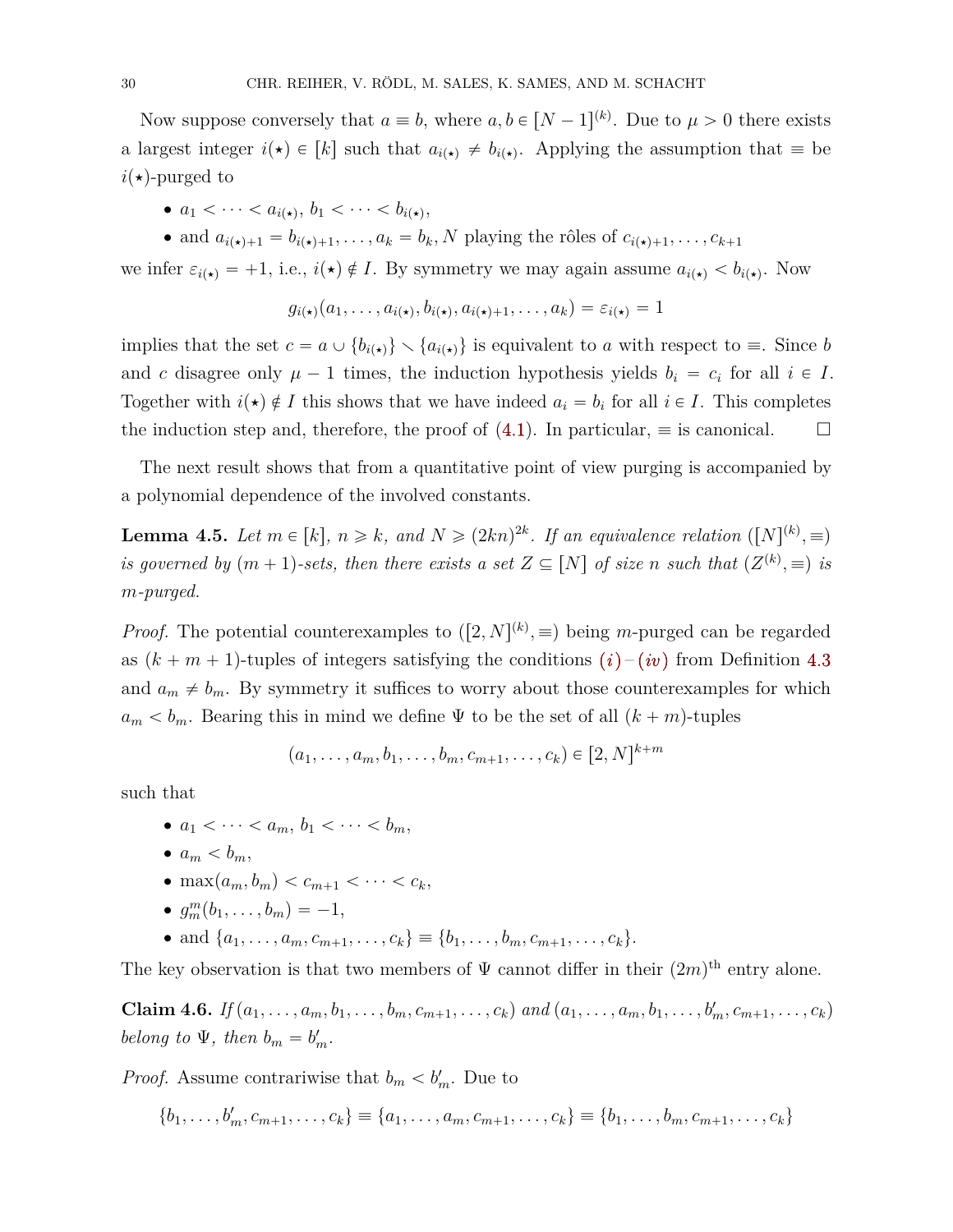Now suppose conversely that $a \equiv b$, where $a, b \in [N-1]^{(k)}$. Due to $\mu > 0$ there exists a largest integer $i(\star) \in [k]$ such that $a_{i(\star)} \neq b_{i(\star)}$. Applying the assumption that $\equiv$ be $i(\star)$-purged to

- $a_1 < \cdots < a_{i(\star)}$, $b_1 < \cdots < b_{i(\star)}$,
- and $a_{i(\star)+1} = b_{i(\star)+1}, \ldots, a_k = b_k, N$ playing the rôles of $c_{i(\star)+1}, \ldots, c_{k+1}$

we infer $\varepsilon_{i(\star)} = +1$, i.e., $i(\star) \notin I$. By symmetry we may again assume $a_{i(\star)} < b_{i(\star)}$. Now

$$g_{i(\star)}(a_1, \ldots, a_{i(\star)}, b_{i(\star)}, a_{i(\star)+1}, \ldots, a_k) = \varepsilon_{i(\star)} = 1$$

implies that the set $c = a \cup \{b_{i(\star)}\} \smallsetminus \{a_{i(\star)}\}$ is equivalent to $a$ with respect to $\equiv$. Since $b$ and $c$ disagree only $\mu - 1$ times, the induction hypothesis yields $b_i = c_i$ for all $i \in I$. Together with $i(\star) \notin I$ this shows that we have indeed $a_i = b_i$ for all $i \in I$. This completes the induction step and, therefore, the proof of (4.1). In particular, $\equiv$ is canonical. □

The next result shows that from a quantitative point of view purging is accompanied by a polynomial dependence of the involved constants.

**Lemma 4.5.** *Let $m \in [k]$, $n \geqslant k$, and $N \geqslant (2kn)^{2k}$. If an equivalence relation $([N]^{(k)}, \equiv)$ is governed by $(m+1)$-sets, then there exists a set $Z \subseteq [N]$ of size $n$ such that $(Z^{(k)}, \equiv)$ is $m$-purged.*

*Proof.* The potential counterexamples to $([2, N]^{(k)}, \equiv)$ being $m$-purged can be regarded as $(k+m+1)$-tuples of integers satisfying the conditions (*i*)–(*iv*) from Definition 4.3 and $a_m \neq b_m$. By symmetry it suffices to worry about those counterexamples for which $a_m < b_m$. Bearing this in mind we define $\Psi$ to be the set of all $(k+m)$-tuples

$$(a_1, \ldots, a_m, b_1, \ldots, b_m, c_{m+1}, \ldots, c_k) \in [2, N]^{k+m}$$

such that

- $a_1 < \cdots < a_m$, $b_1 < \cdots < b_m$,
- $a_m < b_m$,
- $\max(a_m, b_m) < c_{m+1} < \cdots < c_k$,
- $g_m^m(b_1, \ldots, b_m) = -1$,
- and $\{a_1, \ldots, a_m, c_{m+1}, \ldots, c_k\} \equiv \{b_1, \ldots, b_m, c_{m+1}, \ldots, c_k\}$.

The key observation is that two members of $\Psi$ cannot differ in their $(2m)^{\text{th}}$ entry alone.

**Claim 4.6.** *If $(a_1, \ldots, a_m, b_1, \ldots, b_m, c_{m+1}, \ldots, c_k)$ and $(a_1, \ldots, a_m, b_1, \ldots, b'_m, c_{m+1}, \ldots, c_k)$ belong to $\Psi$, then $b_m = b'_m$.*

*Proof.* Assume contrariwise that $b_m < b'_m$. Due to

$$\{b_1, \ldots, b'_m, c_{m+1}, \ldots, c_k\} \equiv \{a_1, \ldots, a_m, c_{m+1}, \ldots, c_k\} \equiv \{b_1, \ldots, b_m, c_{m+1}, \ldots, c_k\}$$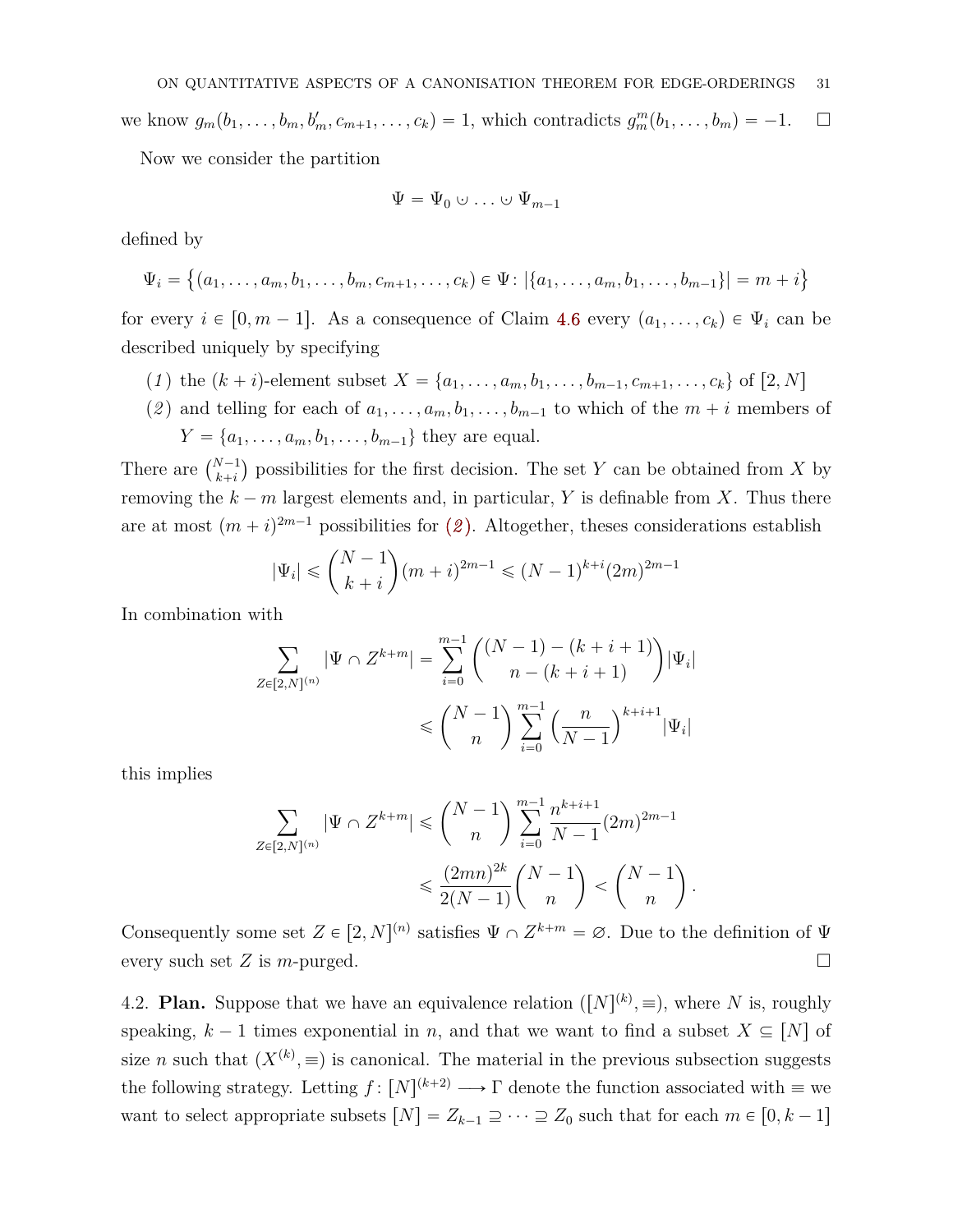we know $g_m(b_1, \dots, b_m, b'_m, c_{m+1}, \dots, c_k) = 1$, which contradicts $g^m_m(b_1, \dots, b_m) = -1$. □

Now we consider the partition

$$\Psi = \Psi_0 \cup \dots \cup \Psi_{m-1}$$

defined by

$$\Psi_i = \big\{(a_1, \dots, a_m, b_1, \dots, b_m, c_{m+1}, \dots, c_k) \in \Psi \colon |\{a_1, \dots, a_m, b_1, \dots, b_{m-1}\}| = m + i\big\}$$

for every $i \in [0, m-1]$. As a consequence of Claim 4.6 every $(a_1, \dots, c_k) \in \Psi_i$ can be described uniquely by specifying

(1) the $(k+i)$-element subset $X = \{a_1, \dots, a_m, b_1, \dots, b_{m-1}, c_{m+1}, \dots, c_k\}$ of $[2, N]$

(2) and telling for each of $a_1, \dots, a_m, b_1, \dots, b_{m-1}$ to which of the $m+i$ members of $Y = \{a_1, \dots, a_m, b_1, \dots, b_{m-1}\}$ they are equal.

There are $\binom{N-1}{k+i}$ possibilities for the first decision. The set $Y$ can be obtained from $X$ by removing the $k-m$ largest elements and, in particular, $Y$ is definable from $X$. Thus there are at most $(m+i)^{2m-1}$ possibilities for (2). Altogether, theses considerations establish

$$|\Psi_i| \leqslant \binom{N-1}{k+i}(m+i)^{2m-1} \leqslant (N-1)^{k+i}(2m)^{2m-1}$$

In combination with

$$\sum_{Z \in [2,N]^{(n)}} |\Psi \cap Z^{k+m}| = \sum_{i=0}^{m-1} \binom{(N-1) - (k+i+1)}{n - (k+i+1)} |\Psi_i|$$

$$\leqslant \binom{N-1}{n} \sum_{i=0}^{m-1} \Big(\frac{n}{N-1}\Big)^{k+i+1} |\Psi_i|$$

this implies

$$\sum_{Z \in [2,N]^{(n)}} |\Psi \cap Z^{k+m}| \leqslant \binom{N-1}{n} \sum_{i=0}^{m-1} \frac{n^{k+i+1}}{N-1}(2m)^{2m-1}$$

$$\leqslant \frac{(2mn)^{2k}}{2(N-1)} \binom{N-1}{n} < \binom{N-1}{n}.$$

Consequently some set $Z \in [2, N]^{(n)}$ satisfies $\Psi \cap Z^{k+m} = \varnothing$. Due to the definition of $\Psi$ every such set $Z$ is $m$-purged. □

4.2. **Plan.** Suppose that we have an equivalence relation $([N]^{(k)}, \equiv)$, where $N$ is, roughly speaking, $k-1$ times exponential in $n$, and that we want to find a subset $X \subseteq [N]$ of size $n$ such that $(X^{(k)}, \equiv)$ is canonical. The material in the previous subsection suggests the following strategy. Letting $f \colon [N]^{(k+2)} \longrightarrow \Gamma$ denote the function associated with $\equiv$ we want to select appropriate subsets $[N] = Z_{k-1} \supseteq \dots \supseteq Z_0$ such that for each $m \in [0, k-1]$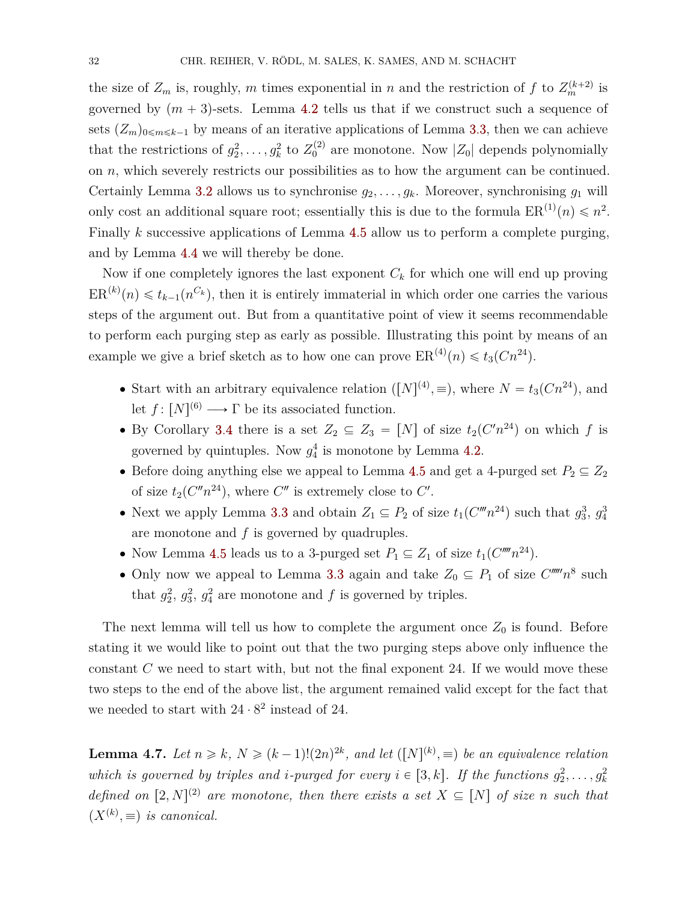the size of $Z_m$ is, roughly, $m$ times exponential in $n$ and the restriction of $f$ to $Z_m^{(k+2)}$ is governed by $(m+3)$-sets. Lemma 4.2 tells us that if we construct such a sequence of sets $(Z_m)_{0\leqslant m\leqslant k-1}$ by means of an iterative applications of Lemma 3.3, then we can achieve that the restrictions of $g_2^2, \dots, g_k^2$ to $Z_0^{(2)}$ are monotone. Now $|Z_0|$ depends polynomially on $n$, which severely restricts our possibilities as to how the argument can be continued. Certainly Lemma 3.2 allows us to synchronise $g_2, \dots, g_k$. Moreover, synchronising $g_1$ will only cost an additional square root; essentially this is due to the formula $\mathrm{ER}^{(1)}(n) \leqslant n^2$. Finally $k$ successive applications of Lemma 4.5 allow us to perform a complete purging, and by Lemma 4.4 we will thereby be done.

Now if one completely ignores the last exponent $C_k$ for which one will end up proving $\mathrm{ER}^{(k)}(n) \leqslant t_{k-1}(n^{C_k})$, then it is entirely immaterial in which order one carries the various steps of the argument out. But from a quantitative point of view it seems recommendable to perform each purging step as early as possible. Illustrating this point by means of an example we give a brief sketch as to how one can prove $\mathrm{ER}^{(4)}(n) \leqslant t_3(Cn^{24})$.

- Start with an arbitrary equivalence relation $([N]^{(4)}, \equiv)$, where $N = t_3(Cn^{24})$, and let $f\colon [N]^{(6)} \longrightarrow \Gamma$ be its associated function.
- By Corollary 3.4 there is a set $Z_2 \subseteq Z_3 = [N]$ of size $t_2(C'n^{24})$ on which $f$ is governed by quintuples. Now $g_4^4$ is monotone by Lemma 4.2.
- Before doing anything else we appeal to Lemma 4.5 and get a 4-purged set $P_2 \subseteq Z_2$ of size $t_2(C''n^{24})$, where $C''$ is extremely close to $C'$.
- Next we apply Lemma 3.3 and obtain $Z_1 \subseteq P_2$ of size $t_1(C'''n^{24})$ such that $g_3^3$, $g_4^3$ are monotone and $f$ is governed by quadruples.
- Now Lemma 4.5 leads us to a 3-purged set $P_1 \subseteq Z_1$ of size $t_1(C''''n^{24})$.
- Only now we appeal to Lemma 3.3 again and take $Z_0 \subseteq P_1$ of size $C'''''n^8$ such that $g_2^2$, $g_3^2$, $g_4^2$ are monotone and $f$ is governed by triples.

The next lemma will tell us how to complete the argument once $Z_0$ is found. Before stating it we would like to point out that the two purging steps above only influence the constant $C$ we need to start with, but not the final exponent 24. If we would move these two steps to the end of the above list, the argument remained valid except for the fact that we needed to start with $24 \cdot 8^2$ instead of 24.

**Lemma 4.7.** *Let $n \geqslant k$, $N \geqslant (k-1)!(2n)^{2k}$, and let $([N]^{(k)}, \equiv)$ be an equivalence relation which is governed by triples and $i$-purged for every $i \in [3, k]$. If the functions $g_2^2, \dots, g_k^2$ defined on $[2, N]^{(2)}$ are monotone, then there exists a set $X \subseteq [N]$ of size $n$ such that $(X^{(k)}, \equiv)$ is canonical.*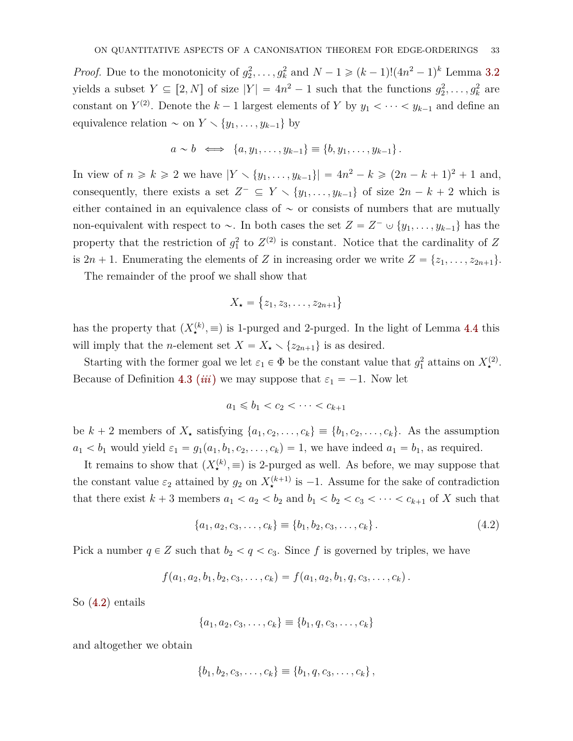*Proof.* Due to the monotonicity of $g_2^2, \dots, g_k^2$ and $N - 1 \geqslant (k-1)!(4n^2-1)^k$ Lemma 3.2 yields a subset $Y \subseteq [2, N]$ of size $|Y| = 4n^2 - 1$ such that the functions $g_2^2, \dots, g_k^2$ are constant on $Y^{(2)}$. Denote the $k-1$ largest elements of $Y$ by $y_1 < \dots < y_{k-1}$ and define an equivalence relation $\sim$ on $Y \smallsetminus \{y_1, \dots, y_{k-1}\}$ by

$$a \sim b \iff \{a, y_1, \dots, y_{k-1}\} \equiv \{b, y_1, \dots, y_{k-1}\}.$$

In view of $n \geqslant k \geqslant 2$ we have $|Y \smallsetminus \{y_1, \dots, y_{k-1}\}| = 4n^2 - k \geqslant (2n-k+1)^2 + 1$ and, consequently, there exists a set $Z^- \subseteq Y \smallsetminus \{y_1, \dots, y_{k-1}\}$ of size $2n - k + 2$ which is either contained in an equivalence class of $\sim$ or consists of numbers that are mutually non-equivalent with respect to $\sim$. In both cases the set $Z = Z^- \cup \{y_1, \dots, y_{k-1}\}$ has the property that the restriction of $g_1^2$ to $Z^{(2)}$ is constant. Notice that the cardinality of $Z$ is $2n+1$. Enumerating the elements of $Z$ in increasing order we write $Z = \{z_1, \dots, z_{2n+1}\}$.

The remainder of the proof we shall show that

$$X_\star = \{z_1, z_3, \dots, z_{2n+1}\}$$

has the property that $(X_\star^{(k)}, \equiv)$ is 1-purged and 2-purged. In the light of Lemma 4.4 this will imply that the $n$-element set $X = X_\star \smallsetminus \{z_{2n+1}\}$ is as desired.

Starting with the former goal we let $\varepsilon_1 \in \Phi$ be the constant value that $g_1^2$ attains on $X_\star^{(2)}$. Because of Definition 4.3 *(iii)* we may suppose that $\varepsilon_1 = -1$. Now let

$$a_1 \leqslant b_1 < c_2 < \dots < c_{k+1}$$

be $k+2$ members of $X_\star$ satisfying $\{a_1, c_2, \dots, c_k\} \equiv \{b_1, c_2, \dots, c_k\}$. As the assumption $a_1 < b_1$ would yield $\varepsilon_1 = g_1(a_1, b_1, c_2, \dots, c_k) = 1$, we have indeed $a_1 = b_1$, as required.

It remains to show that $(X_\star^{(k)}, \equiv)$ is 2-purged as well. As before, we may suppose that the constant value $\varepsilon_2$ attained by $g_2$ on $X_\star^{(k+1)}$ is $-1$. Assume for the sake of contradiction that there exist $k+3$ members $a_1 < a_2 < b_2$ and $b_1 < b_2 < c_3 < \dots < c_{k+1}$ of $X$ such that

$$\{a_1, a_2, c_3, \dots, c_k\} \equiv \{b_1, b_2, c_3, \dots, c_k\}. \tag{4.2}$$

Pick a number $q \in Z$ such that $b_2 < q < c_3$. Since $f$ is governed by triples, we have

$$f(a_1, a_2, b_1, b_2, c_3, \dots, c_k) = f(a_1, a_2, b_1, q, c_3, \dots, c_k).$$

So (4.2) entails

$$\{a_1, a_2, c_3, \dots, c_k\} \equiv \{b_1, q, c_3, \dots, c_k\}$$

and altogether we obtain

$$\{b_1, b_2, c_3, \dots, c_k\} \equiv \{b_1, q, c_3, \dots, c_k\},$$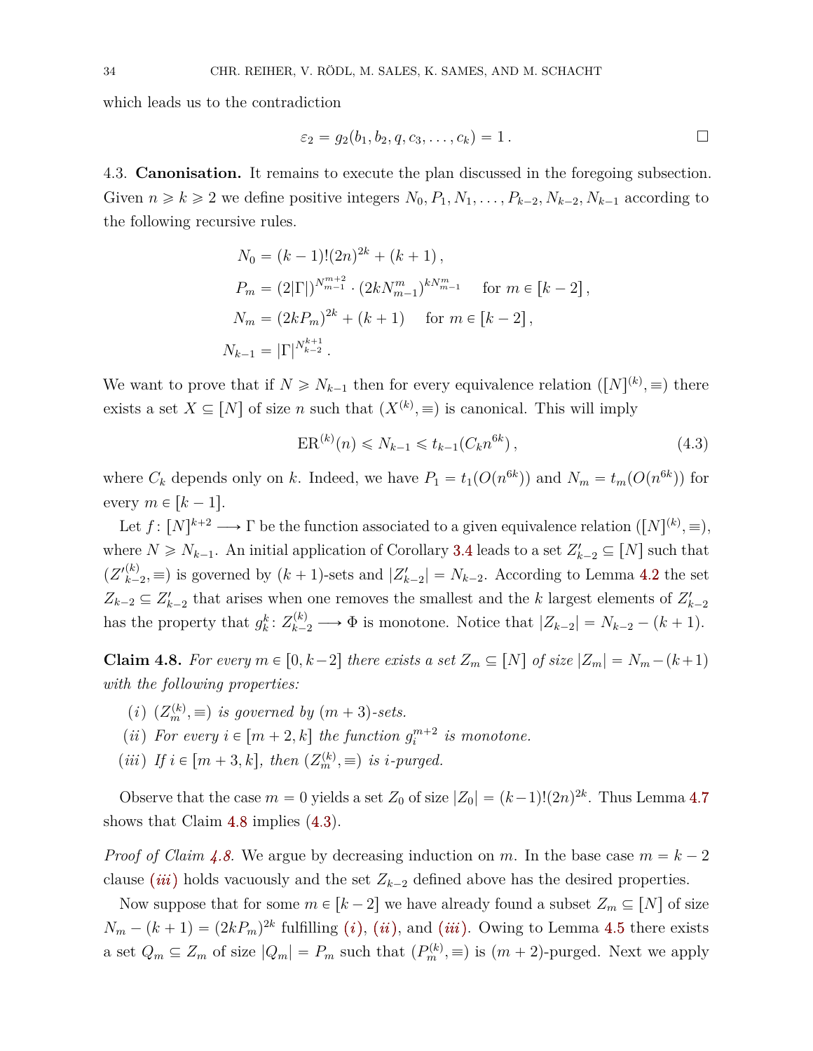which leads us to the contradiction

$$\varepsilon_2 = g_2(b_1, b_2, q, c_3, \dots, c_k) = 1\,. \qquad \square$$

4.3. **Canonisation.** It remains to execute the plan discussed in the foregoing subsection. Given $n \geqslant k \geqslant 2$ we define positive integers $N_0, P_1, N_1, \dots, P_{k-2}, N_{k-2}, N_{k-1}$ according to the following recursive rules.

$$\begin{aligned}
N_0 &= (k-1)!(2n)^{2k} + (k+1)\,,\\
P_m &= (2|\Gamma|)^{N_{m-1}^{m+2}} \cdot (2kN_{m-1}^m)^{kN_{m-1}^m} \quad \text{ for } m \in [k-2]\,,\\
N_m &= (2kP_m)^{2k} + (k+1) \quad \text{ for } m \in [k-2]\,,\\
N_{k-1} &= |\Gamma|^{N_{k-2}^{k+1}}\,.
\end{aligned}$$

We want to prove that if $N \geqslant N_{k-1}$ then for every equivalence relation $([N]^{(k)}, \equiv)$ there exists a set $X \subseteq [N]$ of size $n$ such that $(X^{(k)}, \equiv)$ is canonical. This will imply

$$\mathrm{ER}^{(k)}(n) \leqslant N_{k-1} \leqslant t_{k-1}(C_k n^{6k})\,, \tag{4.3}$$

where $C_k$ depends only on $k$. Indeed, we have $P_1 = t_1(O(n^{6k}))$ and $N_m = t_m(O(n^{6k}))$ for every $m \in [k-1]$.

Let $f\colon [N]^{k+2} \longrightarrow \Gamma$ be the function associated to a given equivalence relation $([N]^{(k)}, \equiv)$, where $N \geqslant N_{k-1}$. An initial application of Corollary 3.4 leads to a set $Z'_{k-2} \subseteq [N]$ such that $({Z'}^{(k)}_{k-2}, \equiv)$ is governed by $(k+1)$-sets and $|Z'_{k-2}| = N_{k-2}$. According to Lemma 4.2 the set $Z_{k-2} \subseteq Z'_{k-2}$ that arises when one removes the smallest and the $k$ largest elements of $Z'_{k-2}$ has the property that $g^k_k\colon Z^{(k)}_{k-2} \longrightarrow \Phi$ is monotone. Notice that $|Z_{k-2}| = N_{k-2} - (k+1)$.

**Claim 4.8.** *For every $m \in [0, k-2]$ there exists a set $Z_m \subseteq [N]$ of size $|Z_m| = N_m - (k+1)$ with the following properties:*

*(i) $(Z^{(k)}_m, \equiv)$ is governed by $(m+3)$-sets.*

*(ii) For every $i \in [m+2, k]$ the function $g^{m+2}_i$ is monotone.*

*(iii) If $i \in [m+3, k]$, then $(Z^{(k)}_m, \equiv)$ is $i$-purged.*

Observe that the case $m = 0$ yields a set $Z_0$ of size $|Z_0| = (k-1)!(2n)^{2k}$. Thus Lemma 4.7 shows that Claim 4.8 implies (4.3).

*Proof of Claim 4.8.* We argue by decreasing induction on $m$. In the base case $m = k-2$ clause *(iii)* holds vacuously and the set $Z_{k-2}$ defined above has the desired properties.

Now suppose that for some $m \in [k-2]$ we have already found a subset $Z_m \subseteq [N]$ of size $N_m - (k+1) = (2kP_m)^{2k}$ fulfilling *(i)*, *(ii)*, and *(iii)*. Owing to Lemma 4.5 there exists a set $Q_m \subseteq Z_m$ of size $|Q_m| = P_m$ such that $(P^{(k)}_m, \equiv)$ is $(m+2)$-purged. Next we apply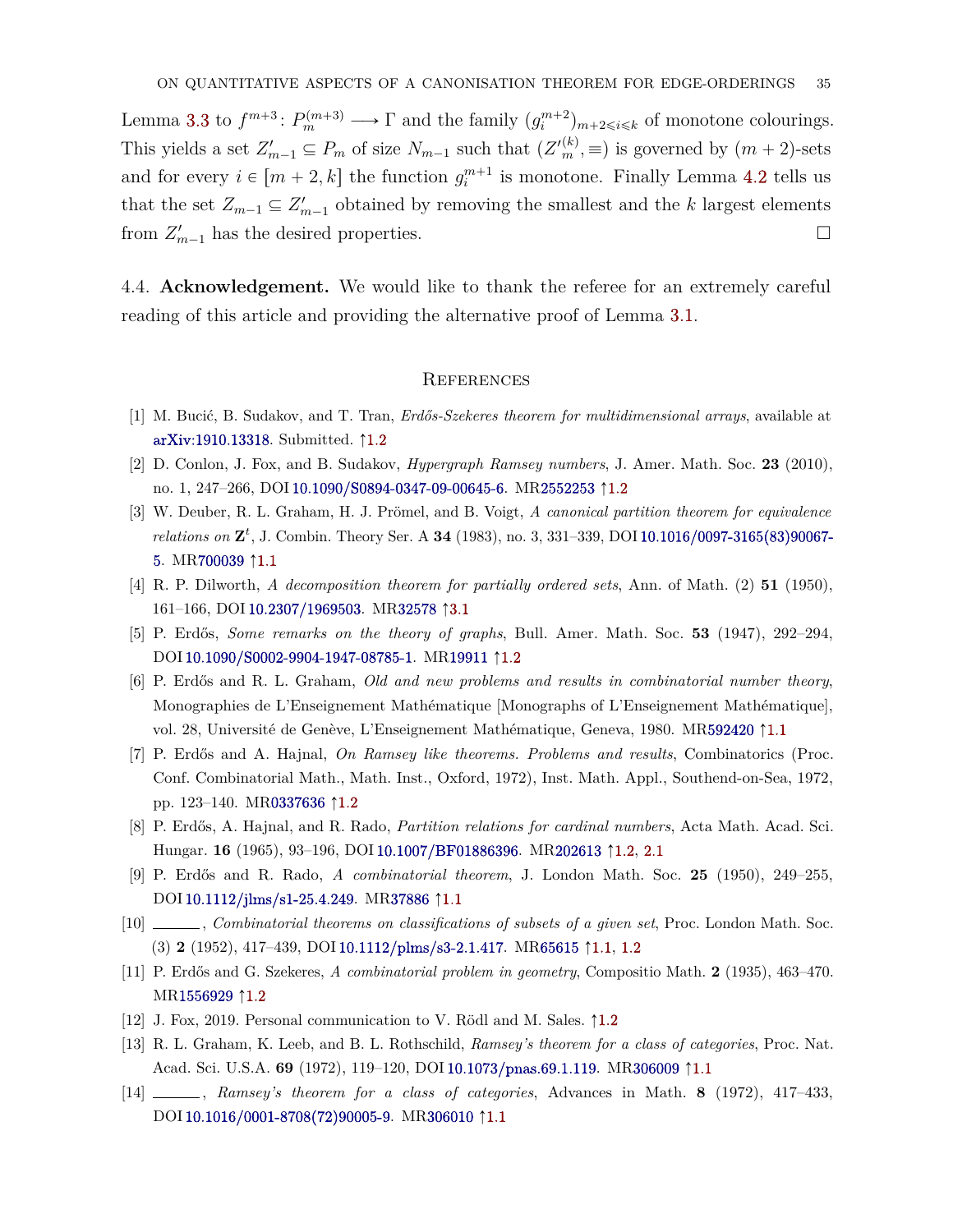Lemma 3.3 to $f^{m+3}\colon P_m^{(m+3)} \longrightarrow \Gamma$ and the family $(g_i^{m+2})_{m+2 \leqslant i \leqslant k}$ of monotone colourings. This yields a set $Z'_{m-1} \subseteq P_m$ of size $N_{m-1}$ such that $({Z'}_m^{(k)}, \equiv)$ is governed by $(m+2)$-sets and for every $i \in [m+2, k]$ the function $g_i^{m+1}$ is monotone. Finally Lemma 4.2 tells us that the set $Z_{m-1} \subseteq Z'_{m-1}$ obtained by removing the smallest and the $k$ largest elements from $Z'_{m-1}$ has the desired properties. □

4.4. **Acknowledgement.** We would like to thank the referee for an extremely careful reading of this article and providing the alternative proof of Lemma 3.1.

## References

[1] M. Bucić, B. Sudakov, and T. Tran, *Erdős-Szekeres theorem for multidimensional arrays*, available at arXiv:1910.13318. Submitted. ↑1.2

[2] D. Conlon, J. Fox, and B. Sudakov, *Hypergraph Ramsey numbers*, J. Amer. Math. Soc. **23** (2010), no. 1, 247–266, DOI 10.1090/S0894-0347-09-00645-6. MR2552253 ↑1.2

[3] W. Deuber, R. L. Graham, H. J. Prömel, and B. Voigt, *A canonical partition theorem for equivalence relations on* $\mathbf{Z}^t$, J. Combin. Theory Ser. A **34** (1983), no. 3, 331–339, DOI 10.1016/0097-3165(83)90067-5. MR700039 ↑1.1

[4] R. P. Dilworth, *A decomposition theorem for partially ordered sets*, Ann. of Math. (2) **51** (1950), 161–166, DOI 10.2307/1969503. MR32578 ↑3.1

[5] P. Erdős, *Some remarks on the theory of graphs*, Bull. Amer. Math. Soc. **53** (1947), 292–294, DOI 10.1090/S0002-9904-1947-08785-1. MR19911 ↑1.2

[6] P. Erdős and R. L. Graham, *Old and new problems and results in combinatorial number theory*, Monographies de L'Enseignement Mathématique [Monographs of L'Enseignement Mathématique], vol. 28, Université de Genève, L'Enseignement Mathématique, Geneva, 1980. MR592420 ↑1.1

[7] P. Erdős and A. Hajnal, *On Ramsey like theorems. Problems and results*, Combinatorics (Proc. Conf. Combinatorial Math., Math. Inst., Oxford, 1972), Inst. Math. Appl., Southend-on-Sea, 1972, pp. 123–140. MR0337636 ↑1.2

[8] P. Erdős, A. Hajnal, and R. Rado, *Partition relations for cardinal numbers*, Acta Math. Acad. Sci. Hungar. **16** (1965), 93–196, DOI 10.1007/BF01886396. MR202613 ↑1.2, 2.1

[9] P. Erdős and R. Rado, *A combinatorial theorem*, J. London Math. Soc. **25** (1950), 249–255, DOI 10.1112/jlms/s1-25.4.249. MR37886 ↑1.1

[10] ______, *Combinatorial theorems on classifications of subsets of a given set*, Proc. London Math. Soc. (3) **2** (1952), 417–439, DOI 10.1112/plms/s3-2.1.417. MR65615 ↑1.1, 1.2

[11] P. Erdős and G. Szekeres, *A combinatorial problem in geometry*, Compositio Math. **2** (1935), 463–470. MR1556929 ↑1.2

[12] J. Fox, 2019. Personal communication to V. Rödl and M. Sales. ↑1.2

[13] R. L. Graham, K. Leeb, and B. L. Rothschild, *Ramsey's theorem for a class of categories*, Proc. Nat. Acad. Sci. U.S.A. **69** (1972), 119–120, DOI 10.1073/pnas.69.1.119. MR306009 ↑1.1

[14] ______, *Ramsey's theorem for a class of categories*, Advances in Math. **8** (1972), 417–433, DOI 10.1016/0001-8708(72)90005-9. MR306010 ↑1.1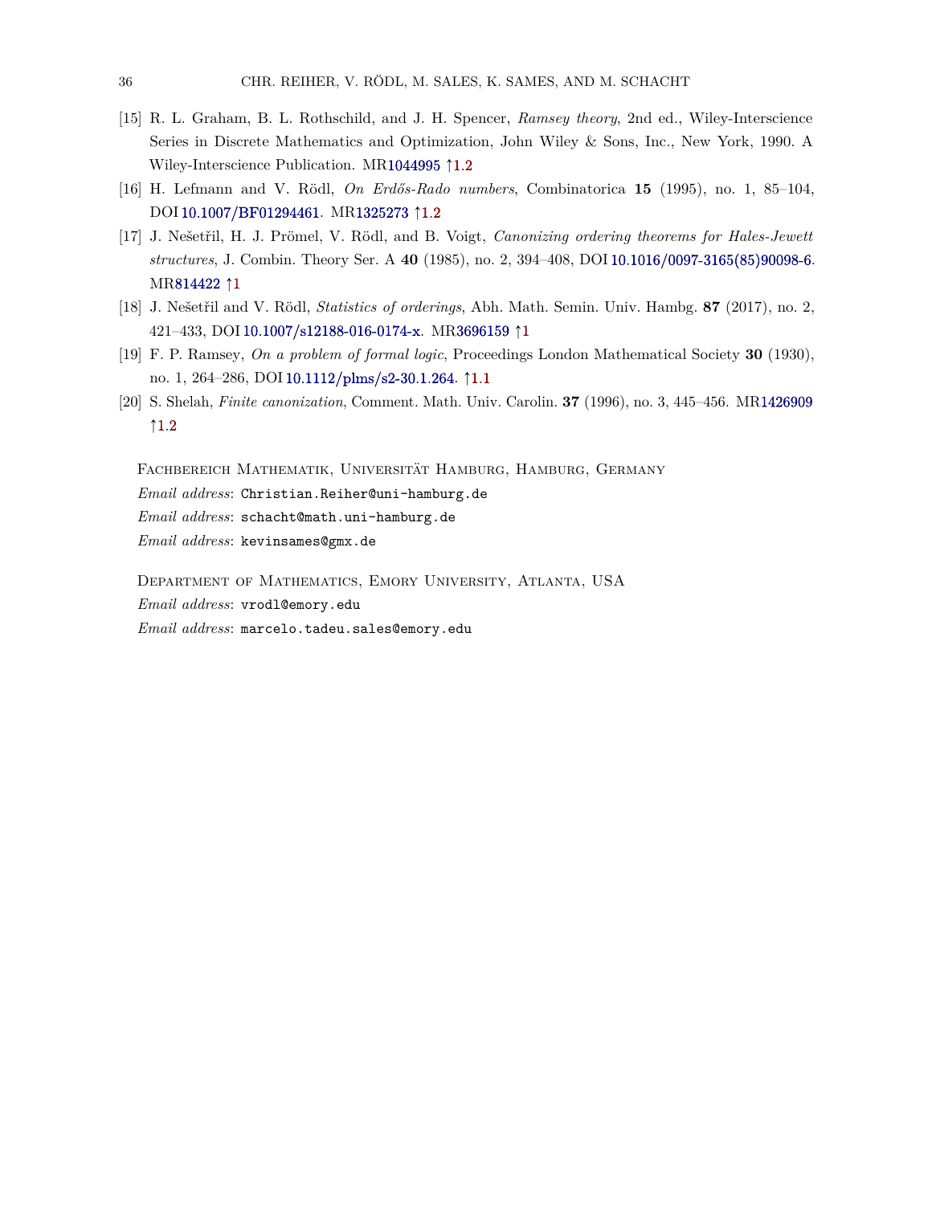[15] R. L. Graham, B. L. Rothschild, and J. H. Spencer, *Ramsey theory*, 2nd ed., Wiley-Interscience Series in Discrete Mathematics and Optimization, John Wiley & Sons, Inc., New York, 1990. A Wiley-Interscience Publication. MR1044995 ↑1.2

[16] H. Lefmann and V. Rödl, *On Erdős-Rado numbers*, Combinatorica **15** (1995), no. 1, 85–104, DOI 10.1007/BF01294461. MR1325273 ↑1.2

[17] J. Nešetřil, H. J. Prömel, V. Rödl, and B. Voigt, *Canonizing ordering theorems for Hales-Jewett structures*, J. Combin. Theory Ser. A **40** (1985), no. 2, 394–408, DOI 10.1016/0097-3165(85)90098-6. MR814422 ↑1

[18] J. Nešetřil and V. Rödl, *Statistics of orderings*, Abh. Math. Semin. Univ. Hambg. **87** (2017), no. 2, 421–433, DOI 10.1007/s12188-016-0174-x. MR3696159 ↑1

[19] F. P. Ramsey, *On a problem of formal logic*, Proceedings London Mathematical Society **30** (1930), no. 1, 264–286, DOI 10.1112/plms/s2-30.1.264. ↑1.1

[20] S. Shelah, *Finite canonization*, Comment. Math. Univ. Carolin. **37** (1996), no. 3, 445–456. MR1426909 ↑1.2

Fachbereich Mathematik, Universität Hamburg, Hamburg, Germany

*Email address*: `Christian.Reiher@uni-hamburg.de`

*Email address*: `schacht@math.uni-hamburg.de`

*Email address*: `kevinsames@gmx.de`

Department of Mathematics, Emory University, Atlanta, USA

*Email address*: `vrodl@emory.edu`

*Email address*: `marcelo.tadeu.sales@emory.edu`